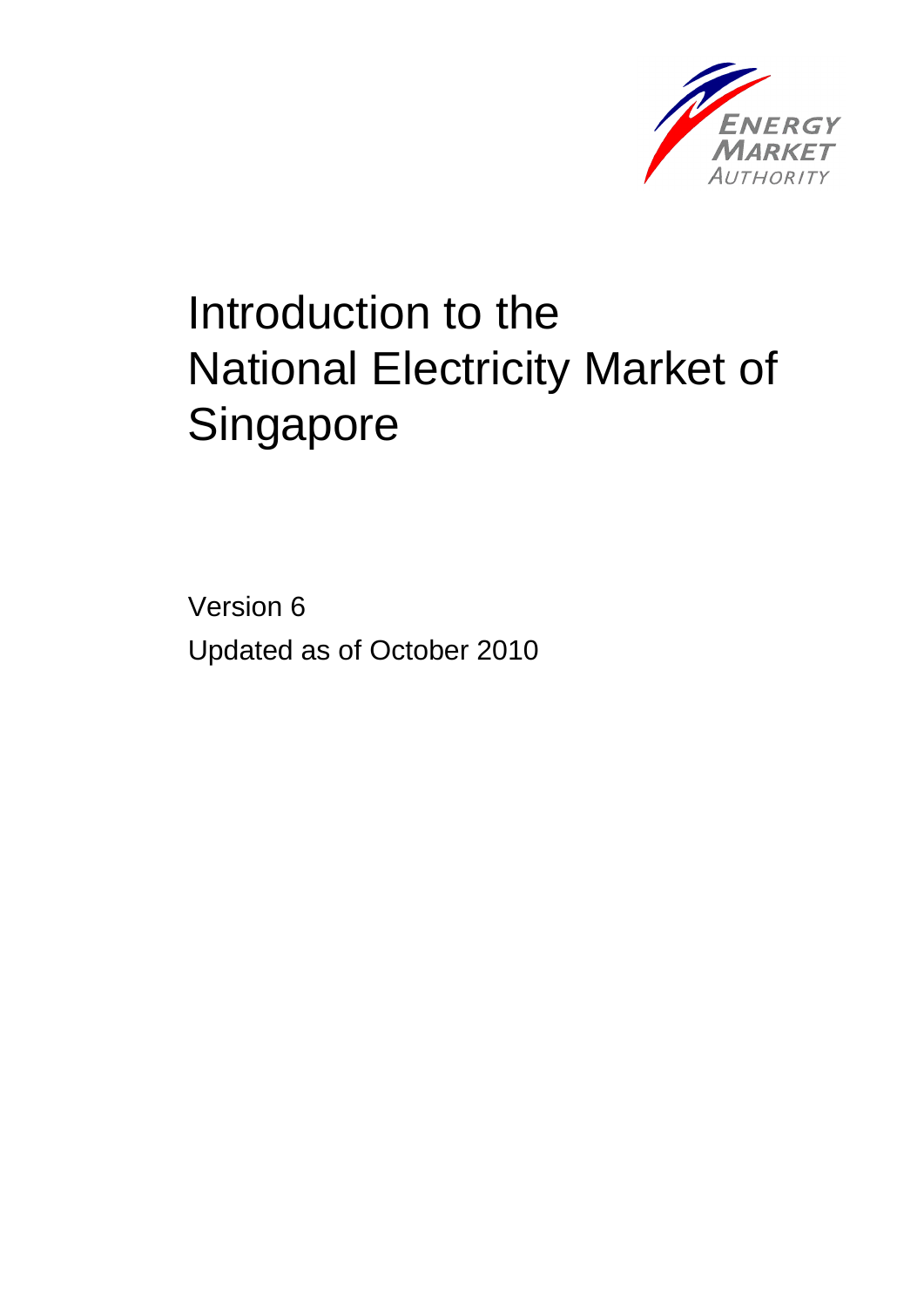ENERGY MARKET AUTHORITY

# Introduction to the National Electricity Market of Singapore

Version 6

Updated as of October 2010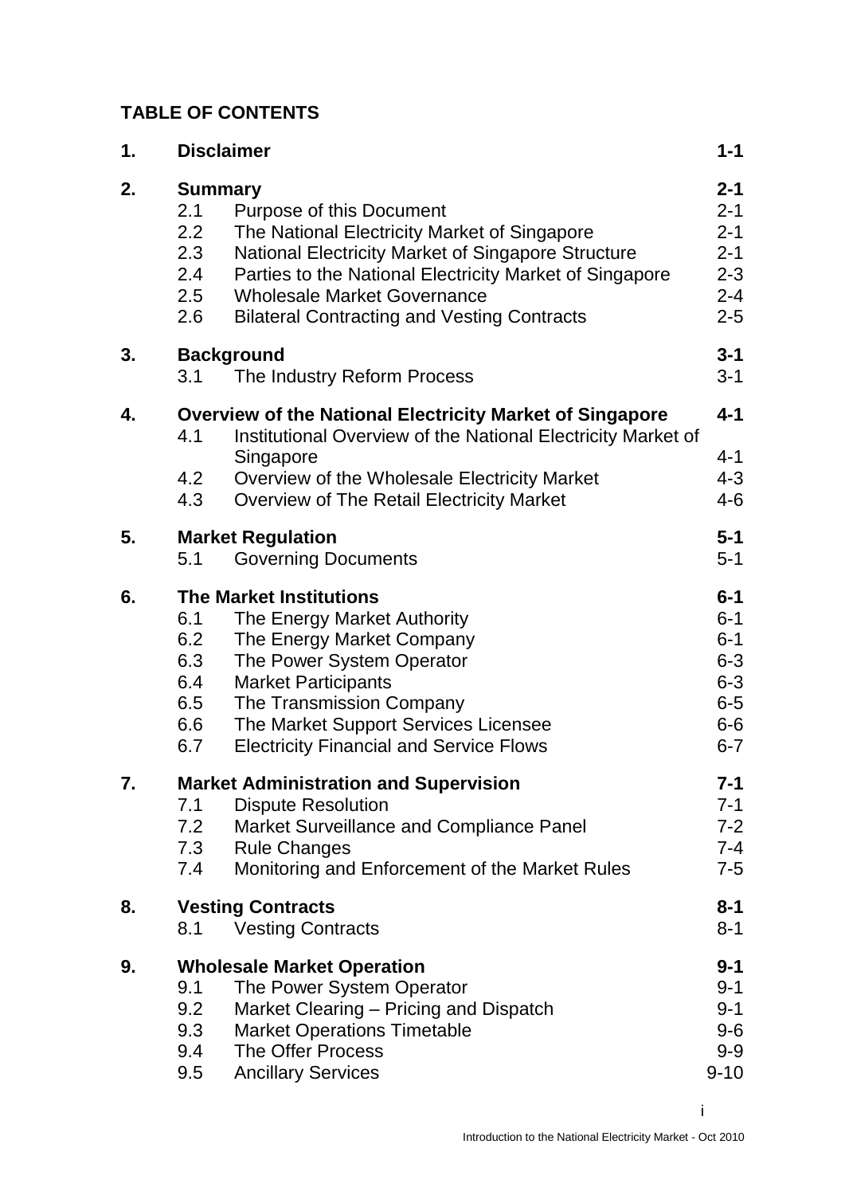## TABLE OF CONTENTS

| | | | |
|---|---|---|---|
| **1.** | **Disclaimer** | | **1-1** |
| **2.** | **Summary** | | **2-1** |
| | 2.1 | Purpose of this Document | 2-1 |
| | 2.2 | The National Electricity Market of Singapore | 2-1 |
| | 2.3 | National Electricity Market of Singapore Structure | 2-1 |
| | 2.4 | Parties to the National Electricity Market of Singapore | 2-3 |
| | 2.5 | Wholesale Market Governance | 2-4 |
| | 2.6 | Bilateral Contracting and Vesting Contracts | 2-5 |
| **3.** | **Background** | | **3-1** |
| | 3.1 | The Industry Reform Process | 3-1 |
| **4.** | **Overview of the National Electricity Market of Singapore** | | **4-1** |
| | 4.1 | Institutional Overview of the National Electricity Market of Singapore | 4-1 |
| | 4.2 | Overview of the Wholesale Electricity Market | 4-3 |
| | 4.3 | Overview of The Retail Electricity Market | 4-6 |
| **5.** | **Market Regulation** | | **5-1** |
| | 5.1 | Governing Documents | 5-1 |
| **6.** | **The Market Institutions** | | **6-1** |
| | 6.1 | The Energy Market Authority | 6-1 |
| | 6.2 | The Energy Market Company | 6-1 |
| | 6.3 | The Power System Operator | 6-3 |
| | 6.4 | Market Participants | 6-3 |
| | 6.5 | The Transmission Company | 6-5 |
| | 6.6 | The Market Support Services Licensee | 6-6 |
| | 6.7 | Electricity Financial and Service Flows | 6-7 |
| **7.** | **Market Administration and Supervision** | | **7-1** |
| | 7.1 | Dispute Resolution | 7-1 |
| | 7.2 | Market Surveillance and Compliance Panel | 7-2 |
| | 7.3 | Rule Changes | 7-4 |
| | 7.4 | Monitoring and Enforcement of the Market Rules | 7-5 |
| **8.** | **Vesting Contracts** | | **8-1** |
| | 8.1 | Vesting Contracts | 8-1 |
| **9.** | **Wholesale Market Operation** | | **9-1** |
| | 9.1 | The Power System Operator | 9-1 |
| | 9.2 | Market Clearing – Pricing and Dispatch | 9-1 |
| | 9.3 | Market Operations Timetable | 9-6 |
| | 9.4 | The Offer Process | 9-9 |
| | 9.5 | Ancillary Services | 9-10 |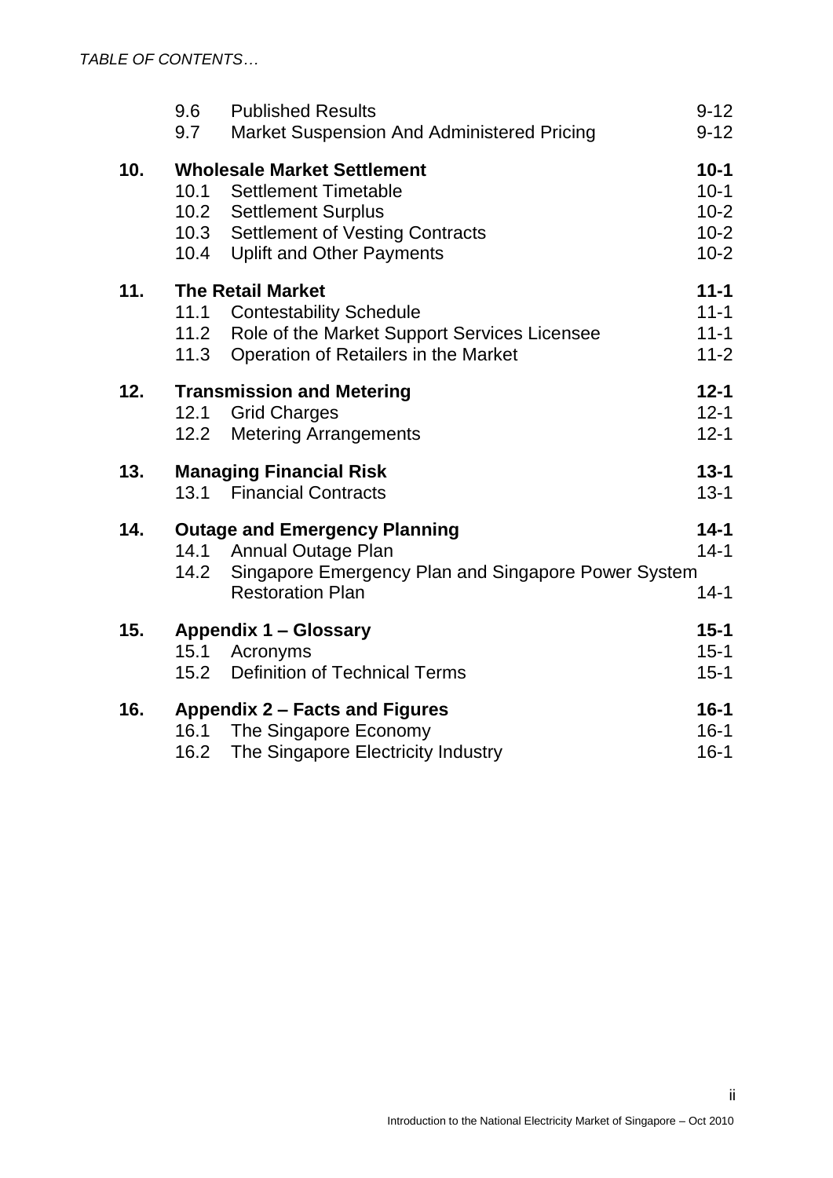*TABLE OF CONTENTS…*

| | | | |
|---|---|---|---|
| | 9.6 | Published Results | 9-12 |
| | 9.7 | Market Suspension And Administered Pricing | 9-12 |
| **10.** | **Wholesale Market Settlement** | | **10-1** |
| | 10.1 | Settlement Timetable | 10-1 |
| | 10.2 | Settlement Surplus | 10-2 |
| | 10.3 | Settlement of Vesting Contracts | 10-2 |
| | 10.4 | Uplift and Other Payments | 10-2 |
| **11.** | **The Retail Market** | | **11-1** |
| | 11.1 | Contestability Schedule | 11-1 |
| | 11.2 | Role of the Market Support Services Licensee | 11-1 |
| | 11.3 | Operation of Retailers in the Market | 11-2 |
| **12.** | **Transmission and Metering** | | **12-1** |
| | 12.1 | Grid Charges | 12-1 |
| | 12.2 | Metering Arrangements | 12-1 |
| **13.** | **Managing Financial Risk** | | **13-1** |
| | 13.1 | Financial Contracts | 13-1 |
| **14.** | **Outage and Emergency Planning** | | **14-1** |
| | 14.1 | Annual Outage Plan | 14-1 |
| | 14.2 | Singapore Emergency Plan and Singapore Power System Restoration Plan | 14-1 |
| **15.** | **Appendix 1 – Glossary** | | **15-1** |
| | 15.1 | Acronyms | 15-1 |
| | 15.2 | Definition of Technical Terms | 15-1 |
| **16.** | **Appendix 2 – Facts and Figures** | | **16-1** |
| | 16.1 | The Singapore Economy | 16-1 |
| | 16.2 | The Singapore Electricity Industry | 16-1 |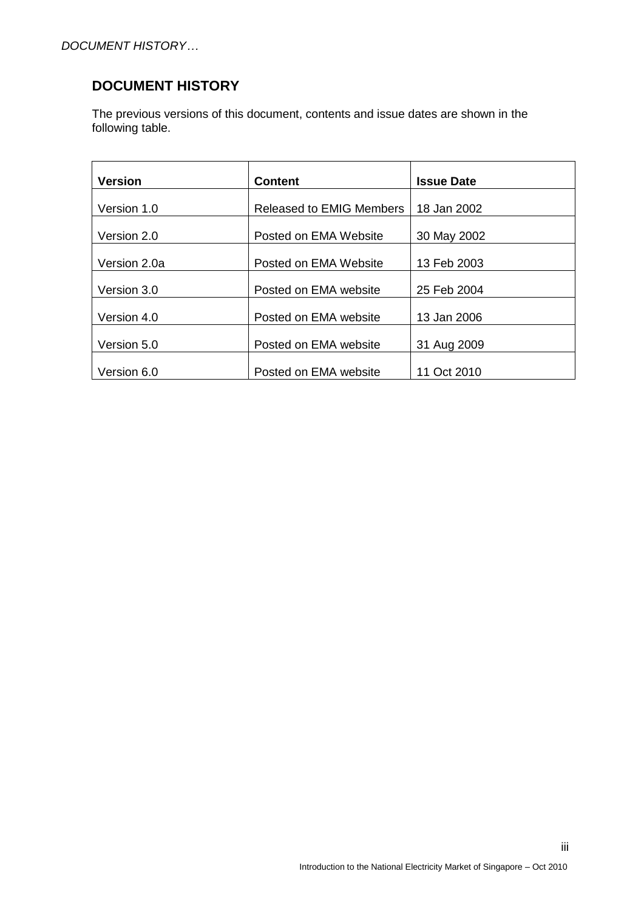## DOCUMENT HISTORY

The previous versions of this document, contents and issue dates are shown in the following table.

| Version | Content | Issue Date |
|---|---|---|
| Version 1.0 | Released to EMIG Members | 18 Jan 2002 |
| Version 2.0 | Posted on EMA Website | 30 May 2002 |
| Version 2.0a | Posted on EMA Website | 13 Feb 2003 |
| Version 3.0 | Posted on EMA website | 25 Feb 2004 |
| Version 4.0 | Posted on EMA website | 13 Jan 2006 |
| Version 5.0 | Posted on EMA website | 31 Aug 2009 |
| Version 6.0 | Posted on EMA website | 11 Oct 2010 |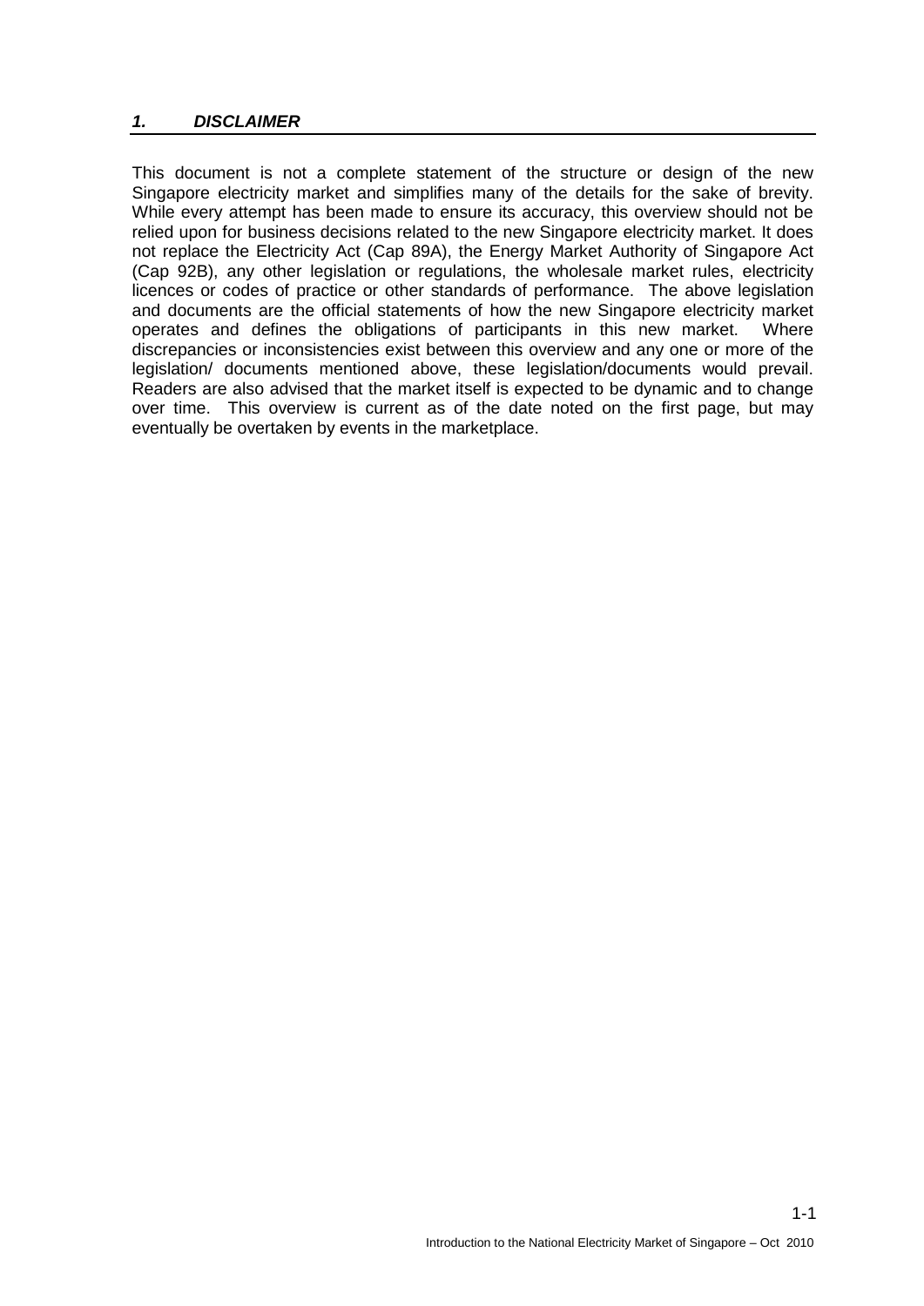# ***1. DISCLAIMER***

This document is not a complete statement of the structure or design of the new Singapore electricity market and simplifies many of the details for the sake of brevity. While every attempt has been made to ensure its accuracy, this overview should not be relied upon for business decisions related to the new Singapore electricity market. It does not replace the Electricity Act (Cap 89A), the Energy Market Authority of Singapore Act (Cap 92B), any other legislation or regulations, the wholesale market rules, electricity licences or codes of practice or other standards of performance. The above legislation and documents are the official statements of how the new Singapore electricity market operates and defines the obligations of participants in this new market. Where discrepancies or inconsistencies exist between this overview and any one or more of the legislation/ documents mentioned above, these legislation/documents would prevail. Readers are also advised that the market itself is expected to be dynamic and to change over time. This overview is current as of the date noted on the first page, but may eventually be overtaken by events in the marketplace.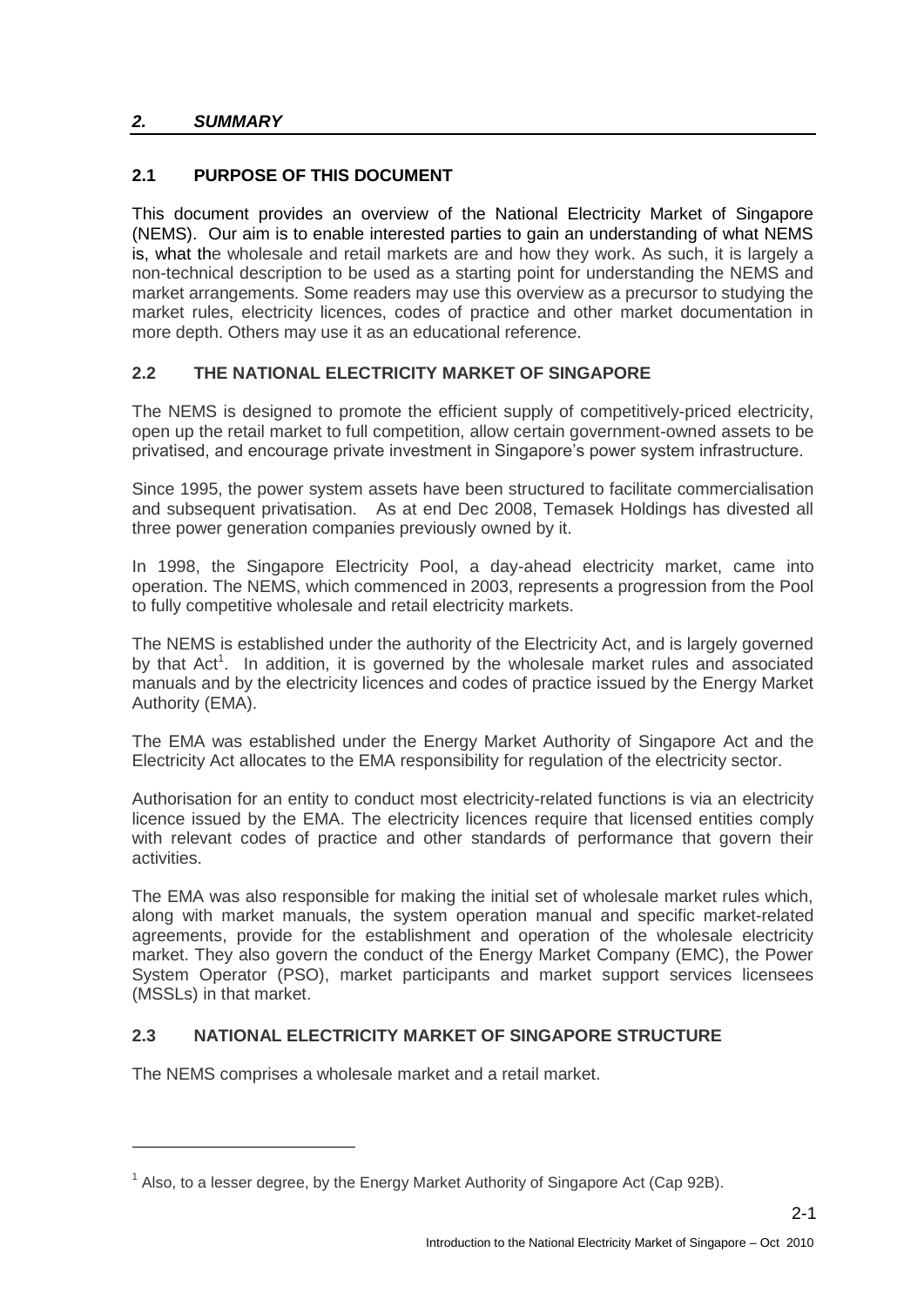## *2. SUMMARY*

### 2.1 PURPOSE OF THIS DOCUMENT

This document provides an overview of the National Electricity Market of Singapore (NEMS). Our aim is to enable interested parties to gain an understanding of what NEMS is, what the wholesale and retail markets are and how they work. As such, it is largely a non-technical description to be used as a starting point for understanding the NEMS and market arrangements. Some readers may use this overview as a precursor to studying the market rules, electricity licences, codes of practice and other market documentation in more depth. Others may use it as an educational reference.

### 2.2 THE NATIONAL ELECTRICITY MARKET OF SINGAPORE

The NEMS is designed to promote the efficient supply of competitively-priced electricity, open up the retail market to full competition, allow certain government-owned assets to be privatised, and encourage private investment in Singapore's power system infrastructure.

Since 1995, the power system assets have been structured to facilitate commercialisation and subsequent privatisation. As at end Dec 2008, Temasek Holdings has divested all three power generation companies previously owned by it.

In 1998, the Singapore Electricity Pool, a day-ahead electricity market, came into operation. The NEMS, which commenced in 2003, represents a progression from the Pool to fully competitive wholesale and retail electricity markets.

The NEMS is established under the authority of the Electricity Act, and is largely governed by that Act[1]. In addition, it is governed by the wholesale market rules and associated manuals and by the electricity licences and codes of practice issued by the Energy Market Authority (EMA).

The EMA was established under the Energy Market Authority of Singapore Act and the Electricity Act allocates to the EMA responsibility for regulation of the electricity sector.

Authorisation for an entity to conduct most electricity-related functions is via an electricity licence issued by the EMA. The electricity licences require that licensed entities comply with relevant codes of practice and other standards of performance that govern their activities.

The EMA was also responsible for making the initial set of wholesale market rules which, along with market manuals, the system operation manual and specific market-related agreements, provide for the establishment and operation of the wholesale electricity market. They also govern the conduct of the Energy Market Company (EMC), the Power System Operator (PSO), market participants and market support services licensees (MSSLs) in that market.

### 2.3 NATIONAL ELECTRICITY MARKET OF SINGAPORE STRUCTURE

The NEMS comprises a wholesale market and a retail market.

---

[1] Also, to a lesser degree, by the Energy Market Authority of Singapore Act (Cap 92B).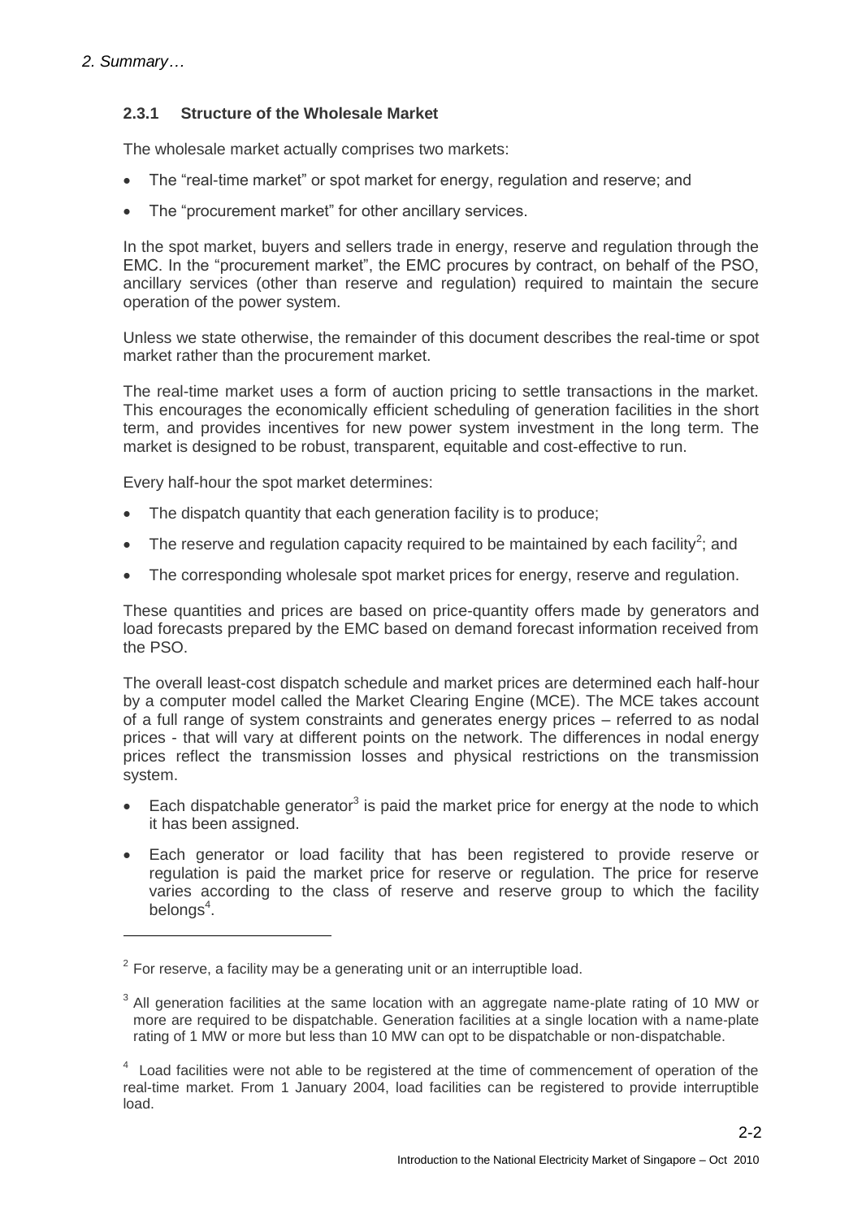### 2.3.1 Structure of the Wholesale Market

The wholesale market actually comprises two markets:

- The "real-time market" or spot market for energy, regulation and reserve; and
- The "procurement market" for other ancillary services.

In the spot market, buyers and sellers trade in energy, reserve and regulation through the EMC. In the "procurement market", the EMC procures by contract, on behalf of the PSO, ancillary services (other than reserve and regulation) required to maintain the secure operation of the power system.

Unless we state otherwise, the remainder of this document describes the real-time or spot market rather than the procurement market.

The real-time market uses a form of auction pricing to settle transactions in the market. This encourages the economically efficient scheduling of generation facilities in the short term, and provides incentives for new power system investment in the long term. The market is designed to be robust, transparent, equitable and cost-effective to run.

Every half-hour the spot market determines:

- The dispatch quantity that each generation facility is to produce;
- The reserve and regulation capacity required to be maintained by each facility[2]; and
- The corresponding wholesale spot market prices for energy, reserve and regulation.

These quantities and prices are based on price-quantity offers made by generators and load forecasts prepared by the EMC based on demand forecast information received from the PSO.

The overall least-cost dispatch schedule and market prices are determined each half-hour by a computer model called the Market Clearing Engine (MCE). The MCE takes account of a full range of system constraints and generates energy prices – referred to as nodal prices - that will vary at different points on the network. The differences in nodal energy prices reflect the transmission losses and physical restrictions on the transmission system.

- Each dispatchable generator[3] is paid the market price for energy at the node to which it has been assigned.
- Each generator or load facility that has been registered to provide reserve or regulation is paid the market price for reserve or regulation. The price for reserve varies according to the class of reserve and reserve group to which the facility belongs[4].

---

[2] For reserve, a facility may be a generating unit or an interruptible load.

[3] All generation facilities at the same location with an aggregate name-plate rating of 10 MW or more are required to be dispatchable. Generation facilities at a single location with a name-plate rating of 1 MW or more but less than 10 MW can opt to be dispatchable or non-dispatchable.

[4] Load facilities were not able to be registered at the time of commencement of operation of the real-time market. From 1 January 2004, load facilities can be registered to provide interruptible load.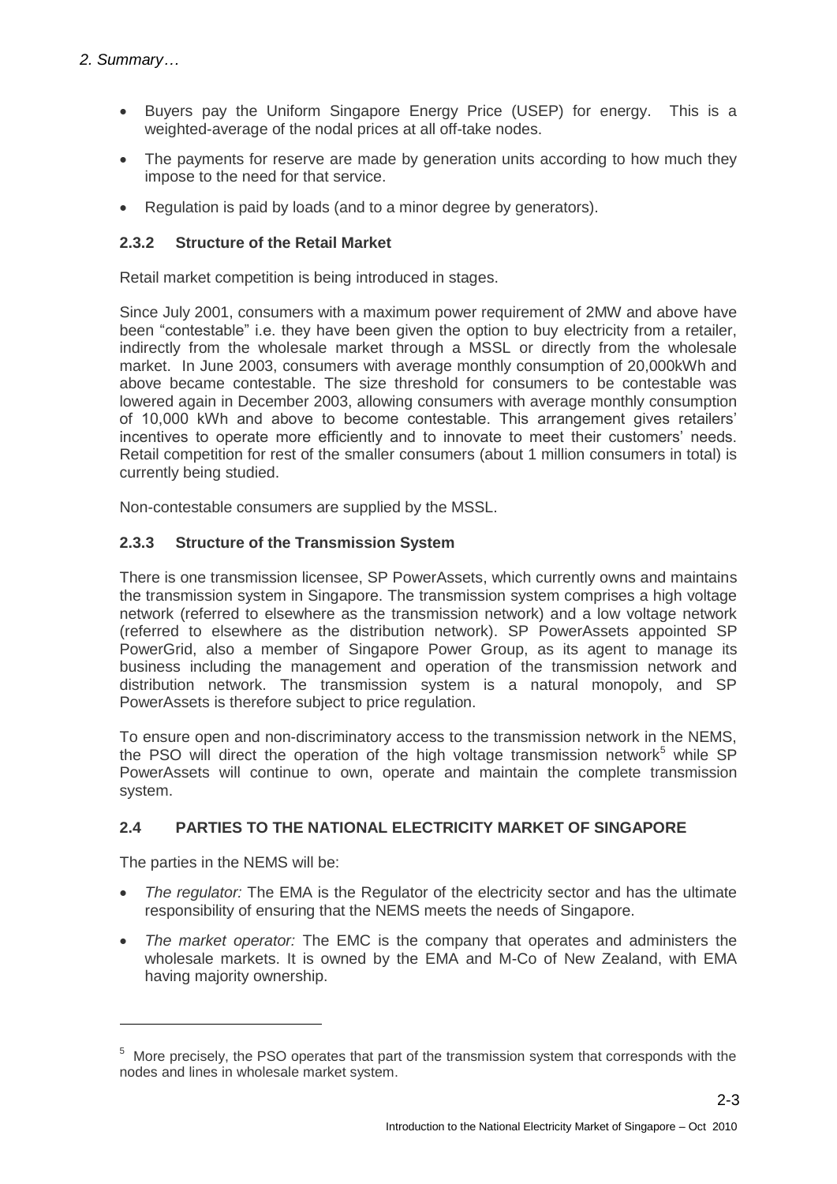- Buyers pay the Uniform Singapore Energy Price (USEP) for energy. This is a weighted-average of the nodal prices at all off-take nodes.
- The payments for reserve are made by generation units according to how much they impose to the need for that service.
- Regulation is paid by loads (and to a minor degree by generators).

### 2.3.2 Structure of the Retail Market

Retail market competition is being introduced in stages.

Since July 2001, consumers with a maximum power requirement of 2MW and above have been "contestable" i.e. they have been given the option to buy electricity from a retailer, indirectly from the wholesale market through a MSSL or directly from the wholesale market. In June 2003, consumers with average monthly consumption of 20,000kWh and above became contestable. The size threshold for consumers to be contestable was lowered again in December 2003, allowing consumers with average monthly consumption of 10,000 kWh and above to become contestable. This arrangement gives retailers' incentives to operate more efficiently and to innovate to meet their customers' needs. Retail competition for rest of the smaller consumers (about 1 million consumers in total) is currently being studied.

Non-contestable consumers are supplied by the MSSL.

### 2.3.3 Structure of the Transmission System

There is one transmission licensee, SP PowerAssets, which currently owns and maintains the transmission system in Singapore. The transmission system comprises a high voltage network (referred to elsewhere as the transmission network) and a low voltage network (referred to elsewhere as the distribution network). SP PowerAssets appointed SP PowerGrid, also a member of Singapore Power Group, as its agent to manage its business including the management and operation of the transmission network and distribution network. The transmission system is a natural monopoly, and SP PowerAssets is therefore subject to price regulation.

To ensure open and non-discriminatory access to the transmission network in the NEMS, the PSO will direct the operation of the high voltage transmission network[5] while SP PowerAssets will continue to own, operate and maintain the complete transmission system.

## 2.4 PARTIES TO THE NATIONAL ELECTRICITY MARKET OF SINGAPORE

The parties in the NEMS will be:

- *The regulator:* The EMA is the Regulator of the electricity sector and has the ultimate responsibility of ensuring that the NEMS meets the needs of Singapore.
- *The market operator:* The EMC is the company that operates and administers the wholesale markets. It is owned by the EMA and M-Co of New Zealand, with EMA having majority ownership.

[5] More precisely, the PSO operates that part of the transmission system that corresponds with the nodes and lines in wholesale market system.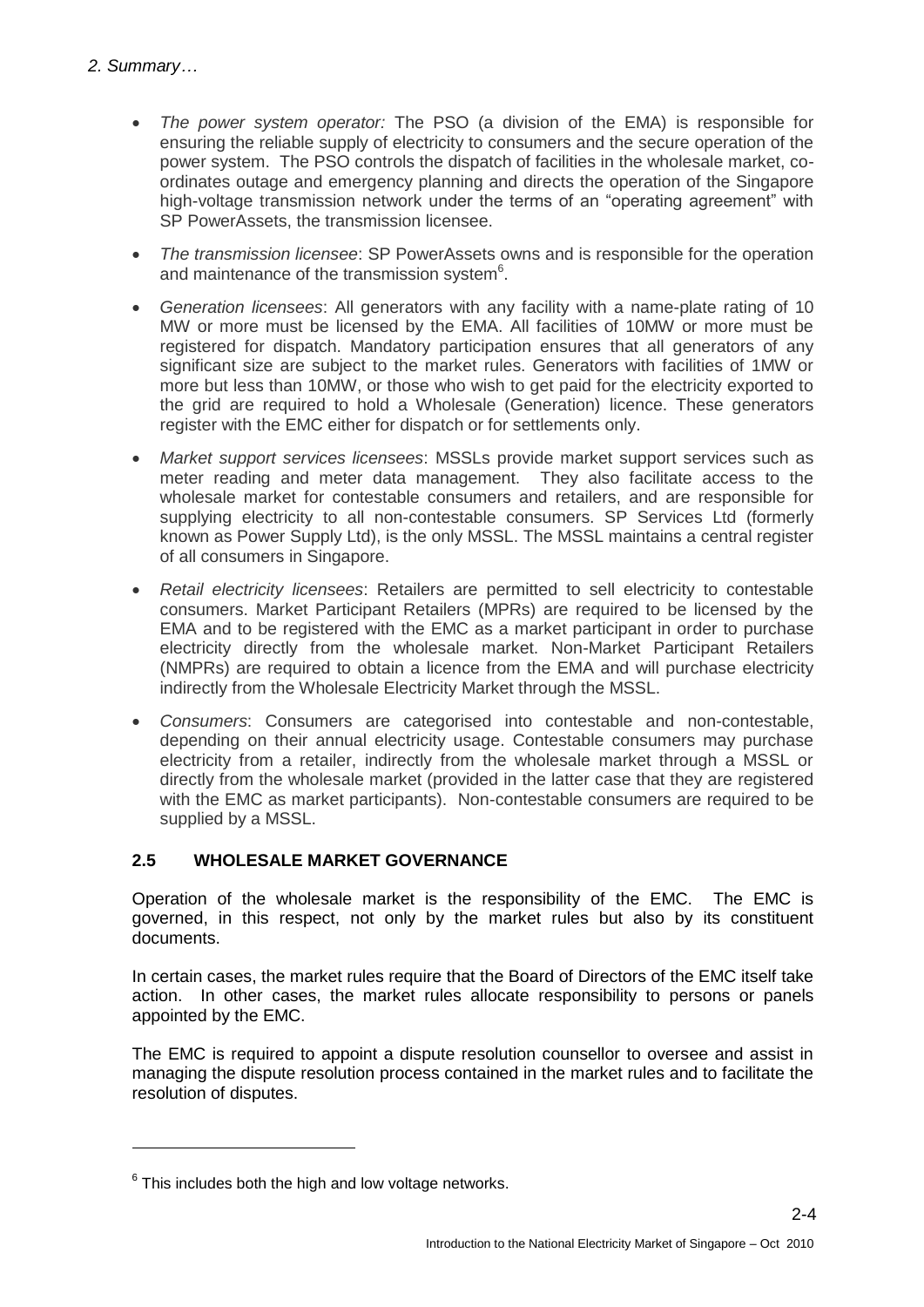- *The power system operator:* The PSO (a division of the EMA) is responsible for ensuring the reliable supply of electricity to consumers and the secure operation of the power system. The PSO controls the dispatch of facilities in the wholesale market, co-ordinates outage and emergency planning and directs the operation of the Singapore high-voltage transmission network under the terms of an "operating agreement" with SP PowerAssets, the transmission licensee.
- *The transmission licensee*: SP PowerAssets owns and is responsible for the operation and maintenance of the transmission system[6].
- *Generation licensees*: All generators with any facility with a name-plate rating of 10 MW or more must be licensed by the EMA. All facilities of 10MW or more must be registered for dispatch. Mandatory participation ensures that all generators of any significant size are subject to the market rules. Generators with facilities of 1MW or more but less than 10MW, or those who wish to get paid for the electricity exported to the grid are required to hold a Wholesale (Generation) licence. These generators register with the EMC either for dispatch or for settlements only.
- *Market support services licensees*: MSSLs provide market support services such as meter reading and meter data management. They also facilitate access to the wholesale market for contestable consumers and retailers, and are responsible for supplying electricity to all non-contestable consumers. SP Services Ltd (formerly known as Power Supply Ltd), is the only MSSL. The MSSL maintains a central register of all consumers in Singapore.
- *Retail electricity licensees*: Retailers are permitted to sell electricity to contestable consumers. Market Participant Retailers (MPRs) are required to be licensed by the EMA and to be registered with the EMC as a market participant in order to purchase electricity directly from the wholesale market. Non-Market Participant Retailers (NMPRs) are required to obtain a licence from the EMA and will purchase electricity indirectly from the Wholesale Electricity Market through the MSSL.
- *Consumers*: Consumers are categorised into contestable and non-contestable, depending on their annual electricity usage. Contestable consumers may purchase electricity from a retailer, indirectly from the wholesale market through a MSSL or directly from the wholesale market (provided in the latter case that they are registered with the EMC as market participants). Non-contestable consumers are required to be supplied by a MSSL.

## 2.5 WHOLESALE MARKET GOVERNANCE

Operation of the wholesale market is the responsibility of the EMC. The EMC is governed, in this respect, not only by the market rules but also by its constituent documents.

In certain cases, the market rules require that the Board of Directors of the EMC itself take action. In other cases, the market rules allocate responsibility to persons or panels appointed by the EMC.

The EMC is required to appoint a dispute resolution counsellor to oversee and assist in managing the dispute resolution process contained in the market rules and to facilitate the resolution of disputes.

---

[6] This includes both the high and low voltage networks.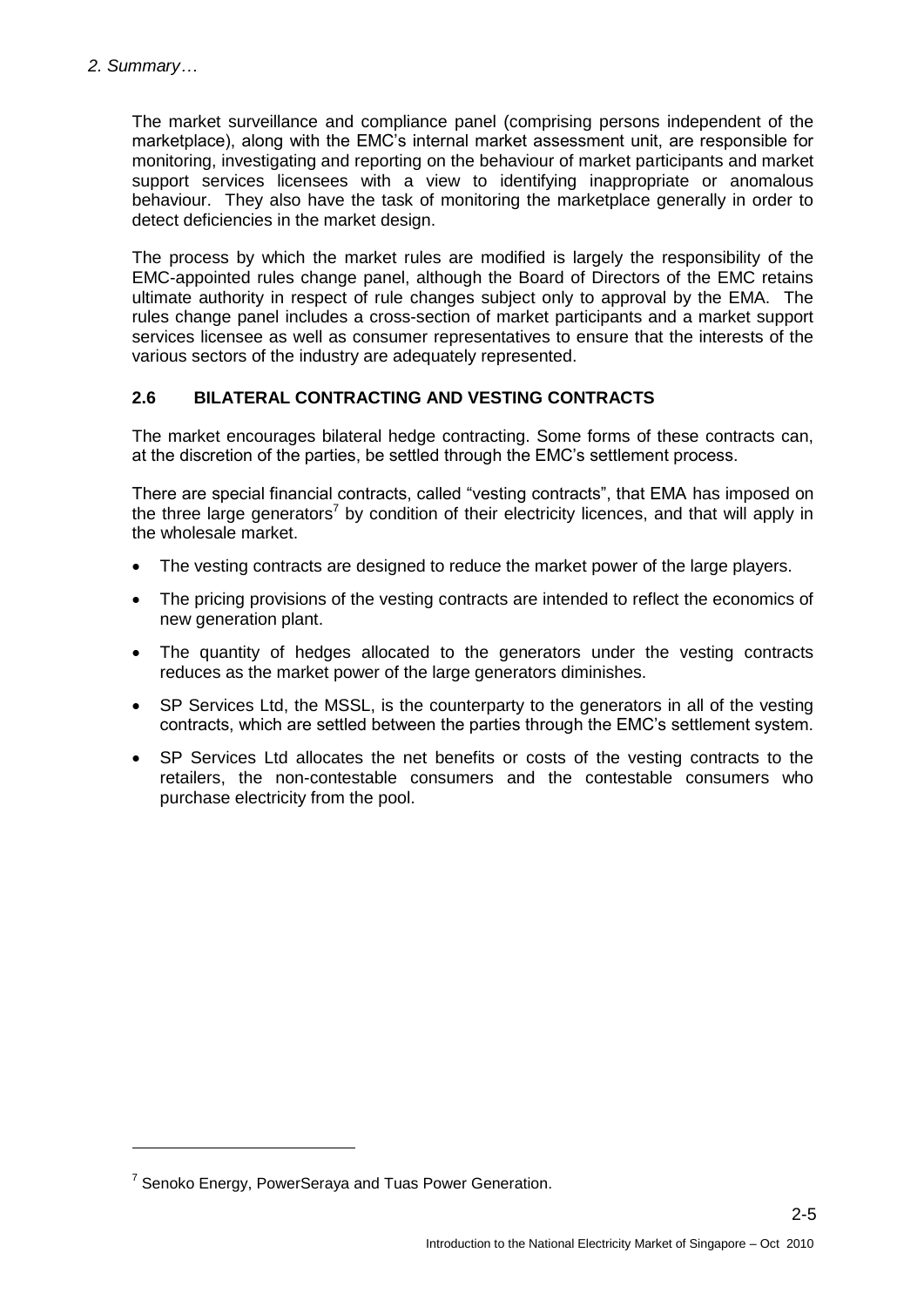The market surveillance and compliance panel (comprising persons independent of the marketplace), along with the EMC's internal market assessment unit, are responsible for monitoring, investigating and reporting on the behaviour of market participants and market support services licensees with a view to identifying inappropriate or anomalous behaviour. They also have the task of monitoring the marketplace generally in order to detect deficiencies in the market design.

The process by which the market rules are modified is largely the responsibility of the EMC-appointed rules change panel, although the Board of Directors of the EMC retains ultimate authority in respect of rule changes subject only to approval by the EMA. The rules change panel includes a cross-section of market participants and a market support services licensee as well as consumer representatives to ensure that the interests of the various sectors of the industry are adequately represented.

## 2.6 BILATERAL CONTRACTING AND VESTING CONTRACTS

The market encourages bilateral hedge contracting. Some forms of these contracts can, at the discretion of the parties, be settled through the EMC's settlement process.

There are special financial contracts, called "vesting contracts", that EMA has imposed on the three large generators[7] by condition of their electricity licences, and that will apply in the wholesale market.

- The vesting contracts are designed to reduce the market power of the large players.
- The pricing provisions of the vesting contracts are intended to reflect the economics of new generation plant.
- The quantity of hedges allocated to the generators under the vesting contracts reduces as the market power of the large generators diminishes.
- SP Services Ltd, the MSSL, is the counterparty to the generators in all of the vesting contracts, which are settled between the parties through the EMC's settlement system.
- SP Services Ltd allocates the net benefits or costs of the vesting contracts to the retailers, the non-contestable consumers and the contestable consumers who purchase electricity from the pool.

[7] Senoko Energy, PowerSeraya and Tuas Power Generation.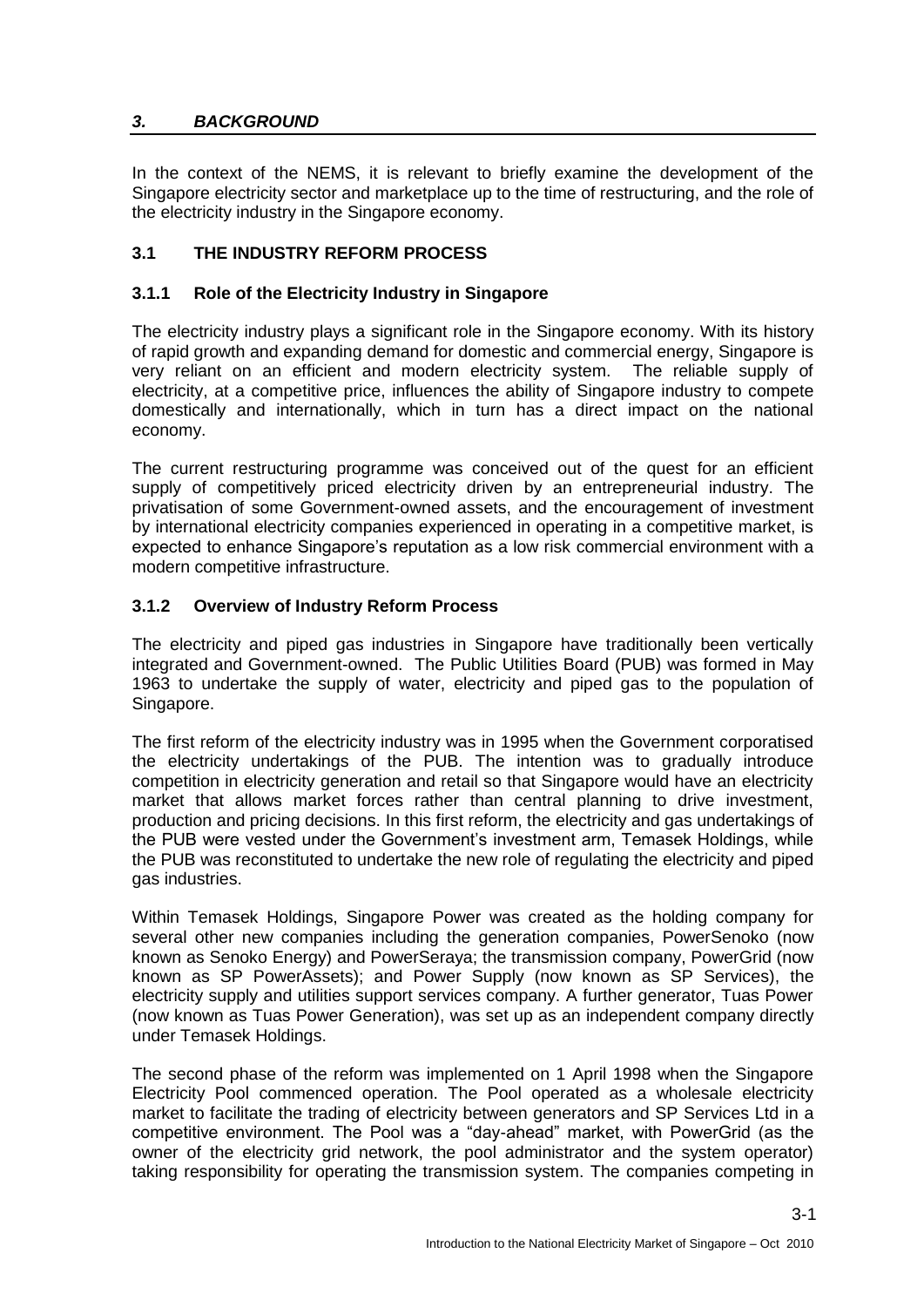## *3. BACKGROUND*

In the context of the NEMS, it is relevant to briefly examine the development of the Singapore electricity sector and marketplace up to the time of restructuring, and the role of the electricity industry in the Singapore economy.

### 3.1 THE INDUSTRY REFORM PROCESS

#### 3.1.1 Role of the Electricity Industry in Singapore

The electricity industry plays a significant role in the Singapore economy. With its history of rapid growth and expanding demand for domestic and commercial energy, Singapore is very reliant on an efficient and modern electricity system. The reliable supply of electricity, at a competitive price, influences the ability of Singapore industry to compete domestically and internationally, which in turn has a direct impact on the national economy.

The current restructuring programme was conceived out of the quest for an efficient supply of competitively priced electricity driven by an entrepreneurial industry. The privatisation of some Government-owned assets, and the encouragement of investment by international electricity companies experienced in operating in a competitive market, is expected to enhance Singapore's reputation as a low risk commercial environment with a modern competitive infrastructure.

#### 3.1.2 Overview of Industry Reform Process

The electricity and piped gas industries in Singapore have traditionally been vertically integrated and Government-owned. The Public Utilities Board (PUB) was formed in May 1963 to undertake the supply of water, electricity and piped gas to the population of Singapore.

The first reform of the electricity industry was in 1995 when the Government corporatised the electricity undertakings of the PUB. The intention was to gradually introduce competition in electricity generation and retail so that Singapore would have an electricity market that allows market forces rather than central planning to drive investment, production and pricing decisions. In this first reform, the electricity and gas undertakings of the PUB were vested under the Government's investment arm, Temasek Holdings, while the PUB was reconstituted to undertake the new role of regulating the electricity and piped gas industries.

Within Temasek Holdings, Singapore Power was created as the holding company for several other new companies including the generation companies, PowerSenoko (now known as Senoko Energy) and PowerSeraya; the transmission company, PowerGrid (now known as SP PowerAssets); and Power Supply (now known as SP Services), the electricity supply and utilities support services company. A further generator, Tuas Power (now known as Tuas Power Generation), was set up as an independent company directly under Temasek Holdings.

The second phase of the reform was implemented on 1 April 1998 when the Singapore Electricity Pool commenced operation. The Pool operated as a wholesale electricity market to facilitate the trading of electricity between generators and SP Services Ltd in a competitive environment. The Pool was a "day-ahead" market, with PowerGrid (as the owner of the electricity grid network, the pool administrator and the system operator) taking responsibility for operating the transmission system. The companies competing in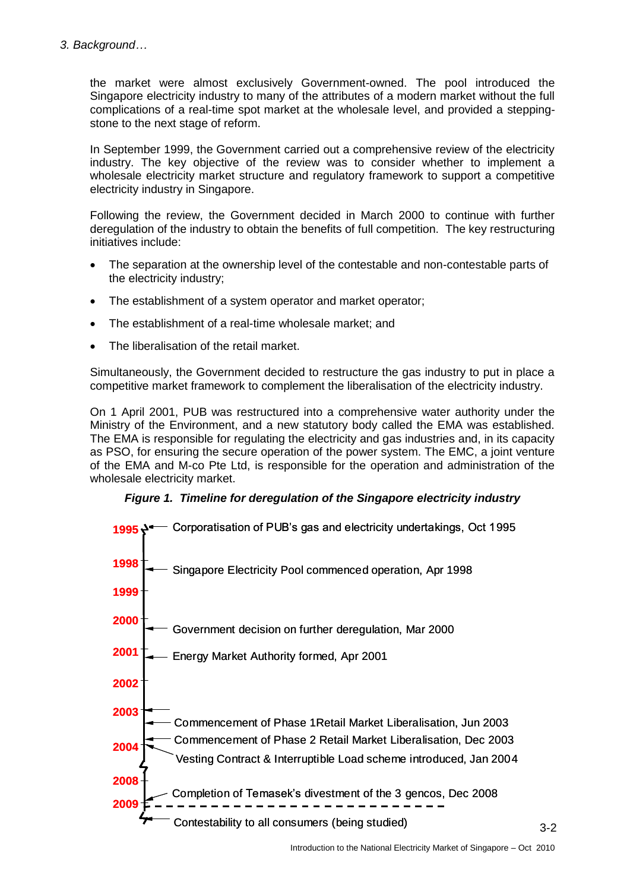the market were almost exclusively Government-owned. The pool introduced the Singapore electricity industry to many of the attributes of a modern market without the full complications of a real-time spot market at the wholesale level, and provided a stepping-stone to the next stage of reform.

In September 1999, the Government carried out a comprehensive review of the electricity industry. The key objective of the review was to consider whether to implement a wholesale electricity market structure and regulatory framework to support a competitive electricity industry in Singapore.

Following the review, the Government decided in March 2000 to continue with further deregulation of the industry to obtain the benefits of full competition. The key restructuring initiatives include:

- The separation at the ownership level of the contestable and non-contestable parts of the electricity industry;
- The establishment of a system operator and market operator;
- The establishment of a real-time wholesale market; and
- The liberalisation of the retail market.

Simultaneously, the Government decided to restructure the gas industry to put in place a competitive market framework to complement the liberalisation of the electricity industry.

On 1 April 2001, PUB was restructured into a comprehensive water authority under the Ministry of the Environment, and a new statutory body called the EMA was established. The EMA is responsible for regulating the electricity and gas industries and, in its capacity as PSO, for ensuring the secure operation of the power system. The EMC, a joint venture of the EMA and M-co Pte Ltd, is responsible for the operation and administration of the wholesale electricity market.

***Figure 1. Timeline for deregulation of the Singapore electricity industry***

| Year | Event |
|---|---|
| 1995 | Corporatisation of PUB's gas and electricity undertakings, Oct 1995 |
| 1998 | Singapore Electricity Pool commenced operation, Apr 1998 |
| 1999 | |
| 2000 | Government decision on further deregulation, Mar 2000 |
| 2001 | Energy Market Authority formed, Apr 2001 |
| 2002 | |
| 2003 | Commencement of Phase 1Retail Market Liberalisation, Jun 2003 |
| | Commencement of Phase 2 Retail Market Liberalisation, Dec 2003 |
| 2004 | Vesting Contract & Interruptible Load scheme introduced, Jan 2004 |
| 2008 | Completion of Temasek's divestment of the 3 gencos, Dec 2008 |
| 2009 | |
| | Contestability to all consumers (being studied) |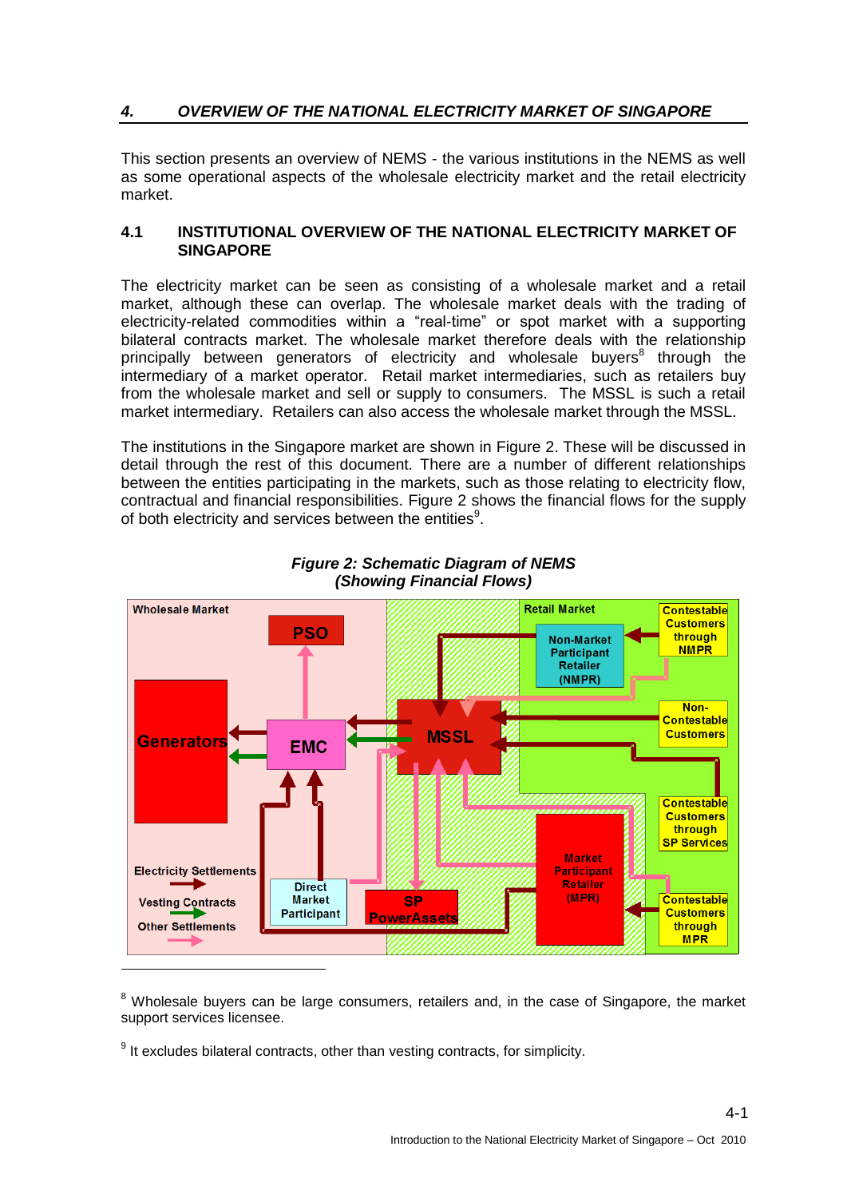## 4. *OVERVIEW OF THE NATIONAL ELECTRICITY MARKET OF SINGAPORE*

This section presents an overview of NEMS - the various institutions in the NEMS as well as some operational aspects of the wholesale electricity market and the retail electricity market.

### 4.1 INSTITUTIONAL OVERVIEW OF THE NATIONAL ELECTRICITY MARKET OF SINGAPORE

The electricity market can be seen as consisting of a wholesale market and a retail market, although these can overlap. The wholesale market deals with the trading of electricity-related commodities within a "real-time" or spot market with a supporting bilateral contracts market. The wholesale market therefore deals with the relationship principally between generators of electricity and wholesale buyers[8] through the intermediary of a market operator. Retail market intermediaries, such as retailers buy from the wholesale market and sell or supply to consumers. The MSSL is such a retail market intermediary. Retailers can also access the wholesale market through the MSSL.

The institutions in the Singapore market are shown in Figure 2. These will be discussed in detail through the rest of this document. There are a number of different relationships between the entities participating in the markets, such as those relating to electricity flow, contractual and financial responsibilities. Figure 2 shows the financial flows for the supply of both electricity and services between the entities[9].

***Figure 2: Schematic Diagram of NEMS (Showing Financial Flows)***

Wholesale Market | Retail Market

PSO | Generators | EMC | MSSL | Non-Market Participant Retailer (NMPR) | Contestable Customers through NMPR | Non-Contestable Customers | Contestable Customers through SP Services | Market Participant Retailer (MPR) | Contestable Customers through MPR | Direct Market Participant | SP PowerAssets

Electricity Settlements | Vesting Contracts | Other Settlements

[8] Wholesale buyers can be large consumers, retailers and, in the case of Singapore, the market support services licensee.

[9] It excludes bilateral contracts, other than vesting contracts, for simplicity.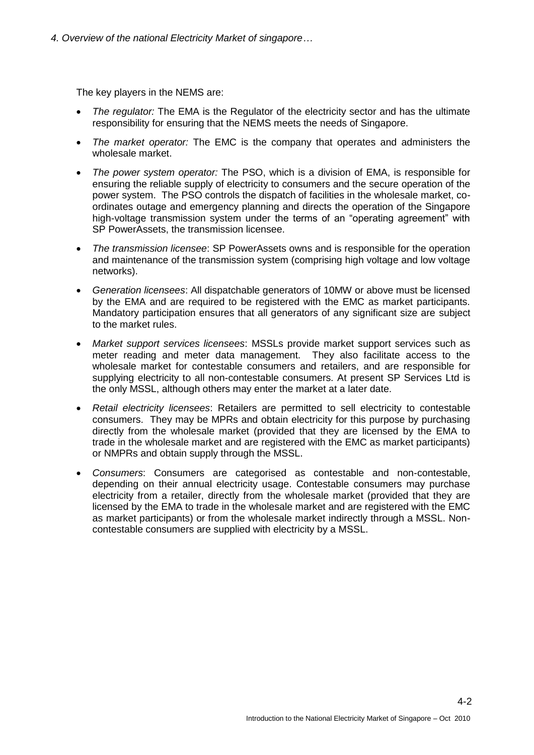The key players in the NEMS are:

- *The regulator:* The EMA is the Regulator of the electricity sector and has the ultimate responsibility for ensuring that the NEMS meets the needs of Singapore.
- *The market operator:* The EMC is the company that operates and administers the wholesale market.
- *The power system operator:* The PSO, which is a division of EMA, is responsible for ensuring the reliable supply of electricity to consumers and the secure operation of the power system. The PSO controls the dispatch of facilities in the wholesale market, co-ordinates outage and emergency planning and directs the operation of the Singapore high-voltage transmission system under the terms of an "operating agreement" with SP PowerAssets, the transmission licensee.
- *The transmission licensee*: SP PowerAssets owns and is responsible for the operation and maintenance of the transmission system (comprising high voltage and low voltage networks).
- *Generation licensees*: All dispatchable generators of 10MW or above must be licensed by the EMA and are required to be registered with the EMC as market participants. Mandatory participation ensures that all generators of any significant size are subject to the market rules.
- *Market support services licensees*: MSSLs provide market support services such as meter reading and meter data management. They also facilitate access to the wholesale market for contestable consumers and retailers, and are responsible for supplying electricity to all non-contestable consumers. At present SP Services Ltd is the only MSSL, although others may enter the market at a later date.
- *Retail electricity licensees*: Retailers are permitted to sell electricity to contestable consumers. They may be MPRs and obtain electricity for this purpose by purchasing directly from the wholesale market (provided that they are licensed by the EMA to trade in the wholesale market and are registered with the EMC as market participants) or NMPRs and obtain supply through the MSSL.
- *Consumers*: Consumers are categorised as contestable and non-contestable, depending on their annual electricity usage. Contestable consumers may purchase electricity from a retailer, directly from the wholesale market (provided that they are licensed by the EMA to trade in the wholesale market and are registered with the EMC as market participants) or from the wholesale market indirectly through a MSSL. Non-contestable consumers are supplied with electricity by a MSSL.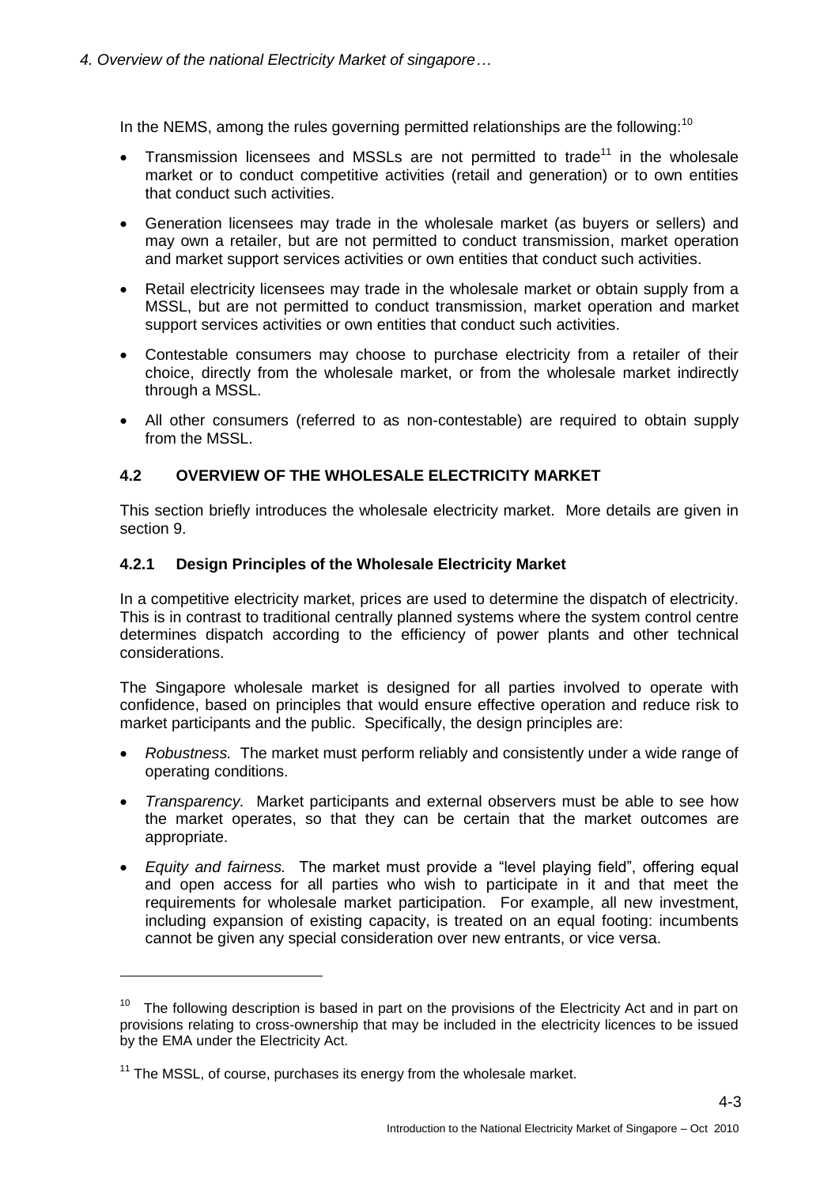In the NEMS, among the rules governing permitted relationships are the following:[10]

- Transmission licensees and MSSLs are not permitted to trade[11] in the wholesale market or to conduct competitive activities (retail and generation) or to own entities that conduct such activities.
- Generation licensees may trade in the wholesale market (as buyers or sellers) and may own a retailer, but are not permitted to conduct transmission, market operation and market support services activities or own entities that conduct such activities.
- Retail electricity licensees may trade in the wholesale market or obtain supply from a MSSL, but are not permitted to conduct transmission, market operation and market support services activities or own entities that conduct such activities.
- Contestable consumers may choose to purchase electricity from a retailer of their choice, directly from the wholesale market, or from the wholesale market indirectly through a MSSL.
- All other consumers (referred to as non-contestable) are required to obtain supply from the MSSL.

## 4.2 OVERVIEW OF THE WHOLESALE ELECTRICITY MARKET

This section briefly introduces the wholesale electricity market. More details are given in section 9.

### 4.2.1 Design Principles of the Wholesale Electricity Market

In a competitive electricity market, prices are used to determine the dispatch of electricity. This is in contrast to traditional centrally planned systems where the system control centre determines dispatch according to the efficiency of power plants and other technical considerations.

The Singapore wholesale market is designed for all parties involved to operate with confidence, based on principles that would ensure effective operation and reduce risk to market participants and the public. Specifically, the design principles are:

- *Robustness.* The market must perform reliably and consistently under a wide range of operating conditions.
- *Transparency.* Market participants and external observers must be able to see how the market operates, so that they can be certain that the market outcomes are appropriate.
- *Equity and fairness.* The market must provide a "level playing field", offering equal and open access for all parties who wish to participate in it and that meet the requirements for wholesale market participation. For example, all new investment, including expansion of existing capacity, is treated on an equal footing: incumbents cannot be given any special consideration over new entrants, or vice versa.

---

[10] The following description is based in part on the provisions of the Electricity Act and in part on provisions relating to cross-ownership that may be included in the electricity licences to be issued by the EMA under the Electricity Act.

[11] The MSSL, of course, purchases its energy from the wholesale market.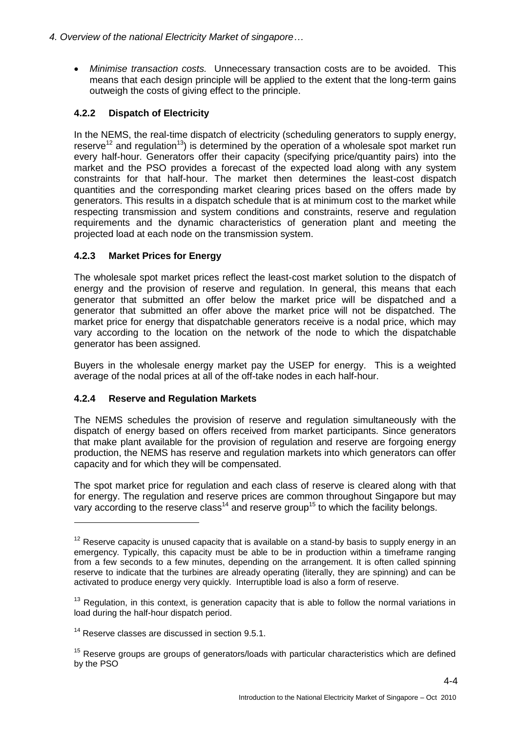- *Minimise transaction costs.* Unnecessary transaction costs are to be avoided. This means that each design principle will be applied to the extent that the long-term gains outweigh the costs of giving effect to the principle.

### 4.2.2 Dispatch of Electricity

In the NEMS, the real-time dispatch of electricity (scheduling generators to supply energy, reserve[12] and regulation[13]) is determined by the operation of a wholesale spot market run every half-hour. Generators offer their capacity (specifying price/quantity pairs) into the market and the PSO provides a forecast of the expected load along with any system constraints for that half-hour. The market then determines the least-cost dispatch quantities and the corresponding market clearing prices based on the offers made by generators. This results in a dispatch schedule that is at minimum cost to the market while respecting transmission and system conditions and constraints, reserve and regulation requirements and the dynamic characteristics of generation plant and meeting the projected load at each node on the transmission system.

### 4.2.3 Market Prices for Energy

The wholesale spot market prices reflect the least-cost market solution to the dispatch of energy and the provision of reserve and regulation. In general, this means that each generator that submitted an offer below the market price will be dispatched and a generator that submitted an offer above the market price will not be dispatched. The market price for energy that dispatchable generators receive is a nodal price, which may vary according to the location on the network of the node to which the dispatchable generator has been assigned.

Buyers in the wholesale energy market pay the USEP for energy. This is a weighted average of the nodal prices at all of the off-take nodes in each half-hour.

### 4.2.4 Reserve and Regulation Markets

The NEMS schedules the provision of reserve and regulation simultaneously with the dispatch of energy based on offers received from market participants. Since generators that make plant available for the provision of regulation and reserve are forgoing energy production, the NEMS has reserve and regulation markets into which generators can offer capacity and for which they will be compensated.

The spot market price for regulation and each class of reserve is cleared along with that for energy. The regulation and reserve prices are common throughout Singapore but may vary according to the reserve class[14] and reserve group[15] to which the facility belongs.

---

[12] Reserve capacity is unused capacity that is available on a stand-by basis to supply energy in an emergency. Typically, this capacity must be able to be in production within a timeframe ranging from a few seconds to a few minutes, depending on the arrangement. It is often called spinning reserve to indicate that the turbines are already operating (literally, they are spinning) and can be activated to produce energy very quickly. Interruptible load is also a form of reserve.

[13] Regulation, in this context, is generation capacity that is able to follow the normal variations in load during the half-hour dispatch period.

[14] Reserve classes are discussed in section 9.5.1.

[15] Reserve groups are groups of generators/loads with particular characteristics which are defined by the PSO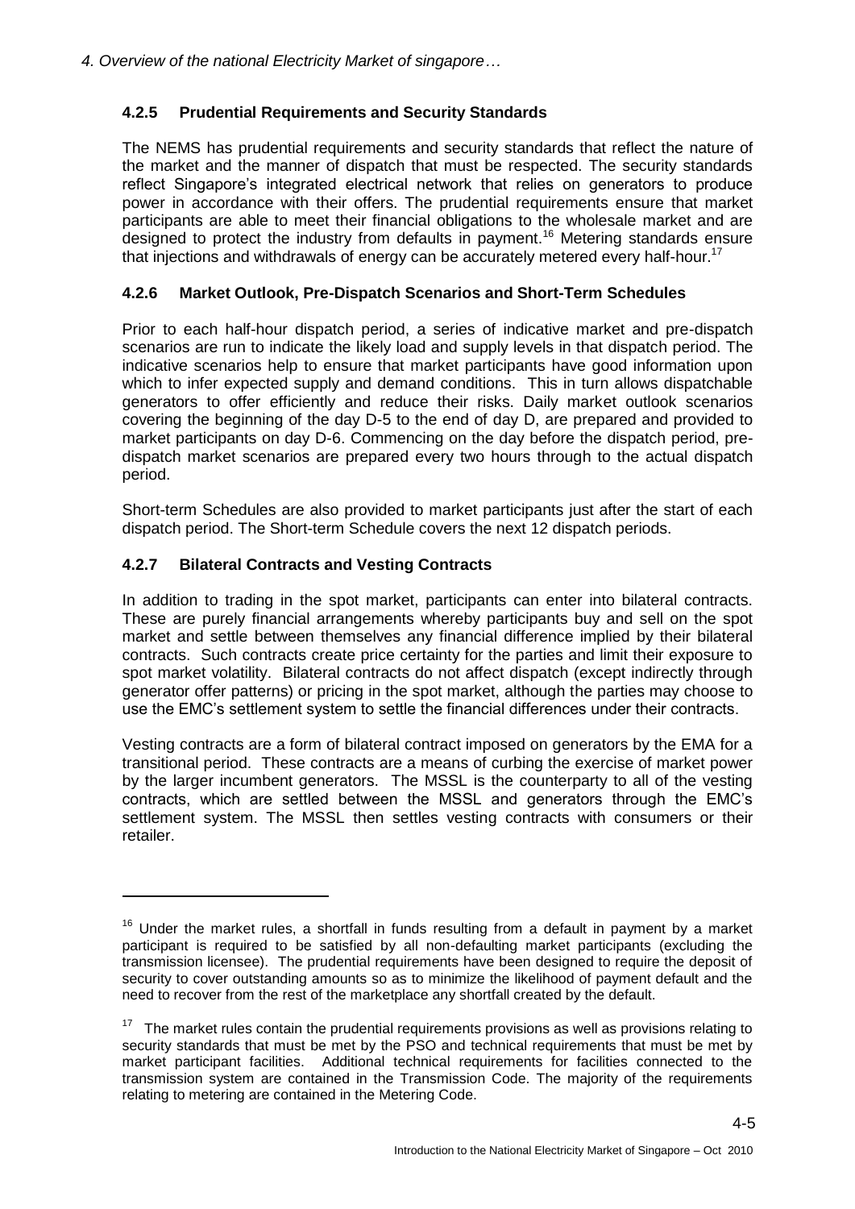### 4.2.5 Prudential Requirements and Security Standards

The NEMS has prudential requirements and security standards that reflect the nature of the market and the manner of dispatch that must be respected. The security standards reflect Singapore's integrated electrical network that relies on generators to produce power in accordance with their offers. The prudential requirements ensure that market participants are able to meet their financial obligations to the wholesale market and are designed to protect the industry from defaults in payment.[16] Metering standards ensure that injections and withdrawals of energy can be accurately metered every half-hour.[17]

### 4.2.6 Market Outlook, Pre-Dispatch Scenarios and Short-Term Schedules

Prior to each half-hour dispatch period, a series of indicative market and pre-dispatch scenarios are run to indicate the likely load and supply levels in that dispatch period. The indicative scenarios help to ensure that market participants have good information upon which to infer expected supply and demand conditions. This in turn allows dispatchable generators to offer efficiently and reduce their risks. Daily market outlook scenarios covering the beginning of the day D-5 to the end of day D, are prepared and provided to market participants on day D-6. Commencing on the day before the dispatch period, pre-dispatch market scenarios are prepared every two hours through to the actual dispatch period.

Short-term Schedules are also provided to market participants just after the start of each dispatch period. The Short-term Schedule covers the next 12 dispatch periods.

### 4.2.7 Bilateral Contracts and Vesting Contracts

In addition to trading in the spot market, participants can enter into bilateral contracts. These are purely financial arrangements whereby participants buy and sell on the spot market and settle between themselves any financial difference implied by their bilateral contracts. Such contracts create price certainty for the parties and limit their exposure to spot market volatility. Bilateral contracts do not affect dispatch (except indirectly through generator offer patterns) or pricing in the spot market, although the parties may choose to use the EMC's settlement system to settle the financial differences under their contracts.

Vesting contracts are a form of bilateral contract imposed on generators by the EMA for a transitional period. These contracts are a means of curbing the exercise of market power by the larger incumbent generators. The MSSL is the counterparty to all of the vesting contracts, which are settled between the MSSL and generators through the EMC's settlement system. The MSSL then settles vesting contracts with consumers or their retailer.

---

[16] Under the market rules, a shortfall in funds resulting from a default in payment by a market participant is required to be satisfied by all non-defaulting market participants (excluding the transmission licensee). The prudential requirements have been designed to require the deposit of security to cover outstanding amounts so as to minimize the likelihood of payment default and the need to recover from the rest of the marketplace any shortfall created by the default.

[17] The market rules contain the prudential requirements provisions as well as provisions relating to security standards that must be met by the PSO and technical requirements that must be met by market participant facilities. Additional technical requirements for facilities connected to the transmission system are contained in the Transmission Code. The majority of the requirements relating to metering are contained in the Metering Code.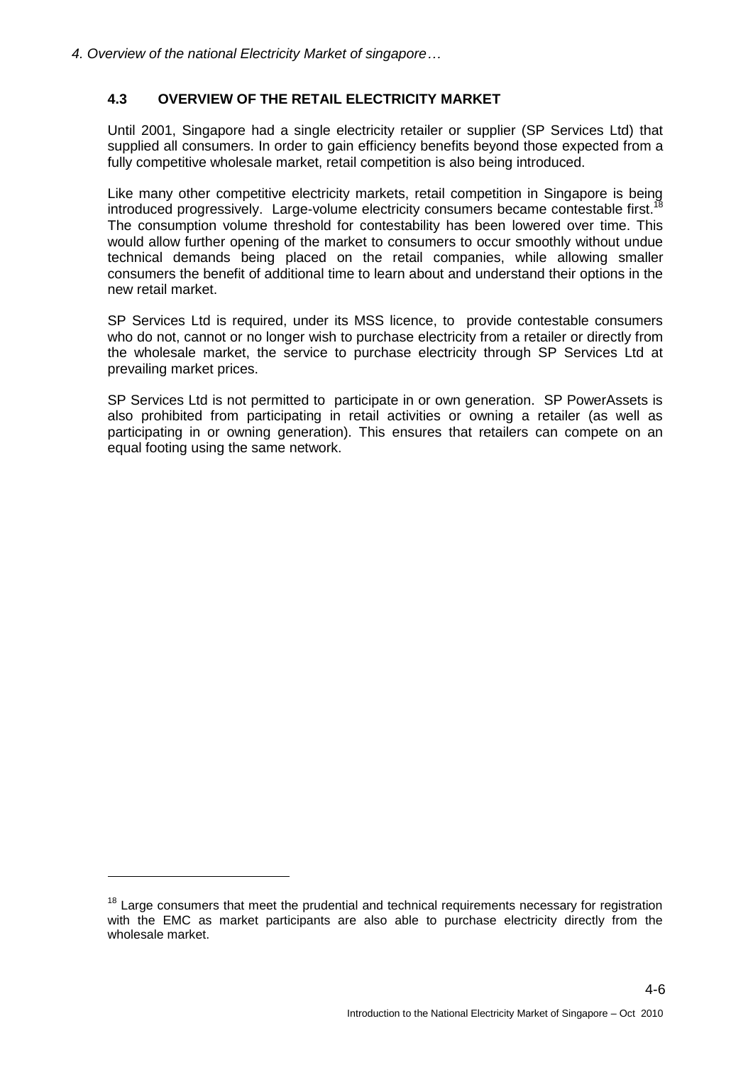### 4.3 OVERVIEW OF THE RETAIL ELECTRICITY MARKET

Until 2001, Singapore had a single electricity retailer or supplier (SP Services Ltd) that supplied all consumers. In order to gain efficiency benefits beyond those expected from a fully competitive wholesale market, retail competition is also being introduced.

Like many other competitive electricity markets, retail competition in Singapore is being introduced progressively. Large-volume electricity consumers became contestable first.[18] The consumption volume threshold for contestability has been lowered over time. This would allow further opening of the market to consumers to occur smoothly without undue technical demands being placed on the retail companies, while allowing smaller consumers the benefit of additional time to learn about and understand their options in the new retail market.

SP Services Ltd is required, under its MSS licence, to provide contestable consumers who do not, cannot or no longer wish to purchase electricity from a retailer or directly from the wholesale market, the service to purchase electricity through SP Services Ltd at prevailing market prices.

SP Services Ltd is not permitted to participate in or own generation. SP PowerAssets is also prohibited from participating in retail activities or owning a retailer (as well as participating in or owning generation). This ensures that retailers can compete on an equal footing using the same network.

---

[18] Large consumers that meet the prudential and technical requirements necessary for registration with the EMC as market participants are also able to purchase electricity directly from the wholesale market.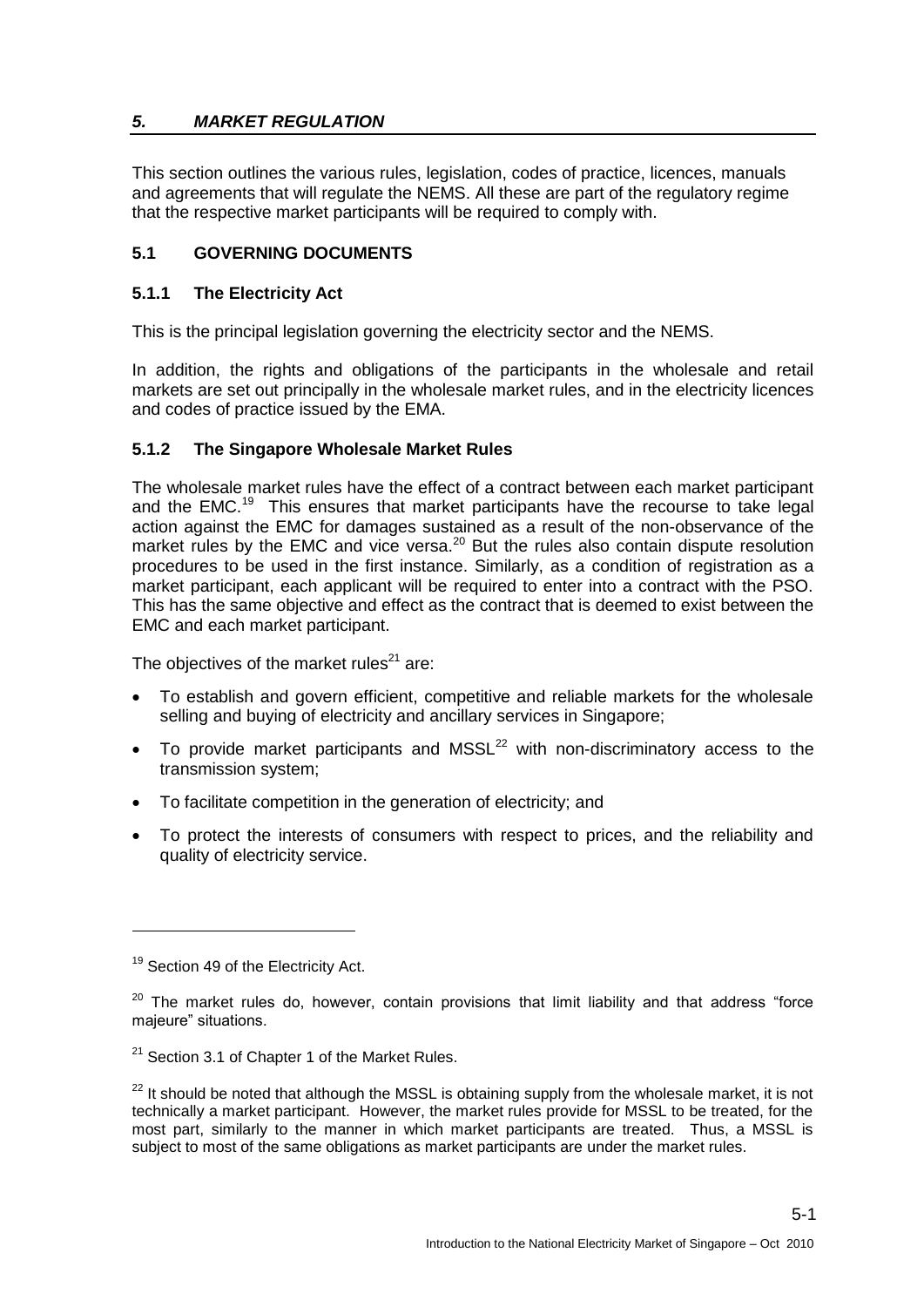## *5. MARKET REGULATION*

This section outlines the various rules, legislation, codes of practice, licences, manuals and agreements that will regulate the NEMS. All these are part of the regulatory regime that the respective market participants will be required to comply with.

### 5.1 GOVERNING DOCUMENTS

#### 5.1.1 The Electricity Act

This is the principal legislation governing the electricity sector and the NEMS.

In addition, the rights and obligations of the participants in the wholesale and retail markets are set out principally in the wholesale market rules, and in the electricity licences and codes of practice issued by the EMA.

#### 5.1.2 The Singapore Wholesale Market Rules

The wholesale market rules have the effect of a contract between each market participant and the EMC.[19] This ensures that market participants have the recourse to take legal action against the EMC for damages sustained as a result of the non-observance of the market rules by the EMC and vice versa.[20] But the rules also contain dispute resolution procedures to be used in the first instance. Similarly, as a condition of registration as a market participant, each applicant will be required to enter into a contract with the PSO. This has the same objective and effect as the contract that is deemed to exist between the EMC and each market participant.

The objectives of the market rules[21] are:

- To establish and govern efficient, competitive and reliable markets for the wholesale selling and buying of electricity and ancillary services in Singapore;
- To provide market participants and MSSL[22] with non-discriminatory access to the transmission system;
- To facilitate competition in the generation of electricity; and
- To protect the interests of consumers with respect to prices, and the reliability and quality of electricity service.

---

[19] Section 49 of the Electricity Act.

[20] The market rules do, however, contain provisions that limit liability and that address "force majeure" situations.

[21] Section 3.1 of Chapter 1 of the Market Rules.

[22] It should be noted that although the MSSL is obtaining supply from the wholesale market, it is not technically a market participant. However, the market rules provide for MSSL to be treated, for the most part, similarly to the manner in which market participants are treated. Thus, a MSSL is subject to most of the same obligations as market participants are under the market rules.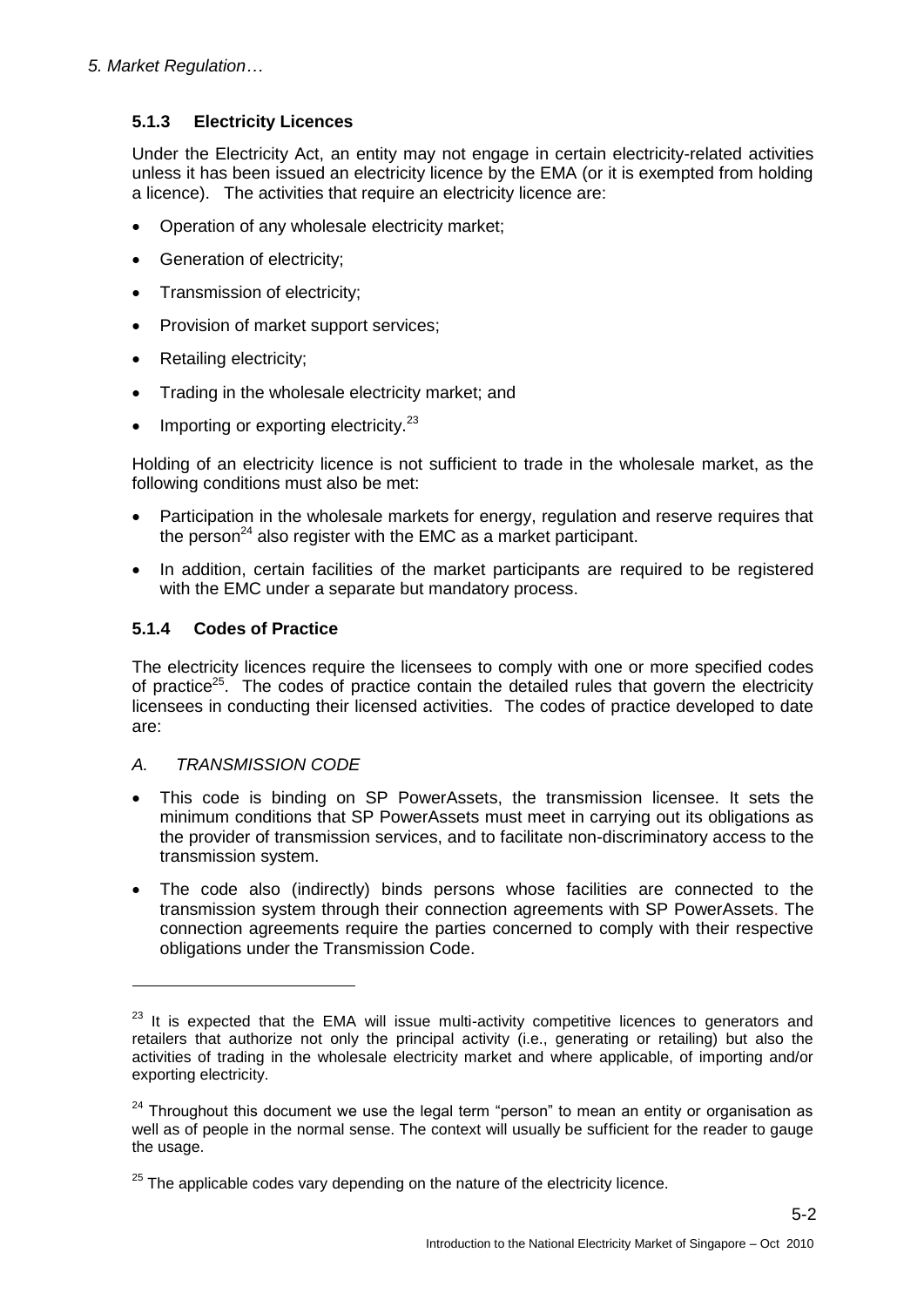### 5.1.3 Electricity Licences

Under the Electricity Act, an entity may not engage in certain electricity-related activities unless it has been issued an electricity licence by the EMA (or it is exempted from holding a licence). The activities that require an electricity licence are:

- Operation of any wholesale electricity market;
- Generation of electricity;
- Transmission of electricity;
- Provision of market support services;
- Retailing electricity;
- Trading in the wholesale electricity market; and
- Importing or exporting electricity.[23]

Holding of an electricity licence is not sufficient to trade in the wholesale market, as the following conditions must also be met:

- Participation in the wholesale markets for energy, regulation and reserve requires that the person[24] also register with the EMC as a market participant.
- In addition, certain facilities of the market participants are required to be registered with the EMC under a separate but mandatory process.

### 5.1.4 Codes of Practice

The electricity licences require the licensees to comply with one or more specified codes of practice[25]. The codes of practice contain the detailed rules that govern the electricity licensees in conducting their licensed activities. The codes of practice developed to date are:

*A. TRANSMISSION CODE*

- This code is binding on SP PowerAssets, the transmission licensee. It sets the minimum conditions that SP PowerAssets must meet in carrying out its obligations as the provider of transmission services, and to facilitate non-discriminatory access to the transmission system.
- The code also (indirectly) binds persons whose facilities are connected to the transmission system through their connection agreements with SP PowerAssets. The connection agreements require the parties concerned to comply with their respective obligations under the Transmission Code.

---

[23] It is expected that the EMA will issue multi-activity competitive licences to generators and retailers that authorize not only the principal activity (i.e., generating or retailing) but also the activities of trading in the wholesale electricity market and where applicable, of importing and/or exporting electricity.

[24] Throughout this document we use the legal term "person" to mean an entity or organisation as well as of people in the normal sense. The context will usually be sufficient for the reader to gauge the usage.

[25] The applicable codes vary depending on the nature of the electricity licence.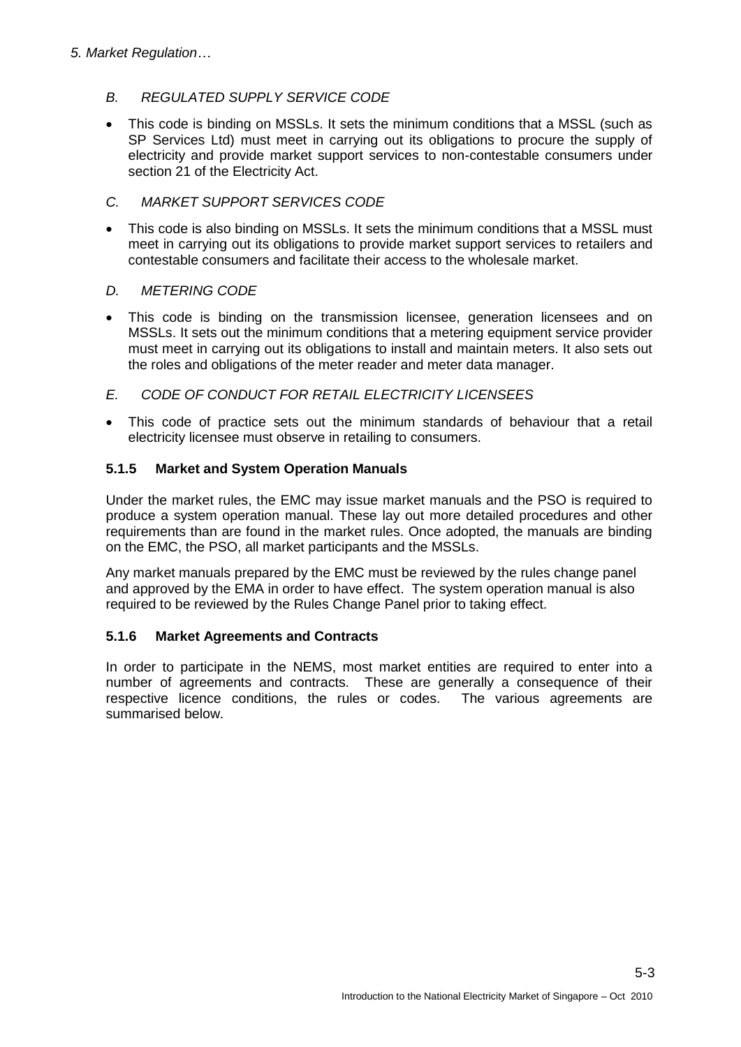### *B. REGULATED SUPPLY SERVICE CODE*

- This code is binding on MSSLs. It sets the minimum conditions that a MSSL (such as SP Services Ltd) must meet in carrying out its obligations to procure the supply of electricity and provide market support services to non-contestable consumers under section 21 of the Electricity Act.

### *C. MARKET SUPPORT SERVICES CODE*

- This code is also binding on MSSLs. It sets the minimum conditions that a MSSL must meet in carrying out its obligations to provide market support services to retailers and contestable consumers and facilitate their access to the wholesale market.

### *D. METERING CODE*

- This code is binding on the transmission licensee, generation licensees and on MSSLs. It sets out the minimum conditions that a metering equipment service provider must meet in carrying out its obligations to install and maintain meters. It also sets out the roles and obligations of the meter reader and meter data manager.

### *E. CODE OF CONDUCT FOR RETAIL ELECTRICITY LICENSEES*

- This code of practice sets out the minimum standards of behaviour that a retail electricity licensee must observe in retailing to consumers.

### 5.1.5 Market and System Operation Manuals

Under the market rules, the EMC may issue market manuals and the PSO is required to produce a system operation manual. These lay out more detailed procedures and other requirements than are found in the market rules. Once adopted, the manuals are binding on the EMC, the PSO, all market participants and the MSSLs.

Any market manuals prepared by the EMC must be reviewed by the rules change panel and approved by the EMA in order to have effect. The system operation manual is also required to be reviewed by the Rules Change Panel prior to taking effect.

### 5.1.6 Market Agreements and Contracts

In order to participate in the NEMS, most market entities are required to enter into a number of agreements and contracts. These are generally a consequence of their respective licence conditions, the rules or codes. The various agreements are summarised below.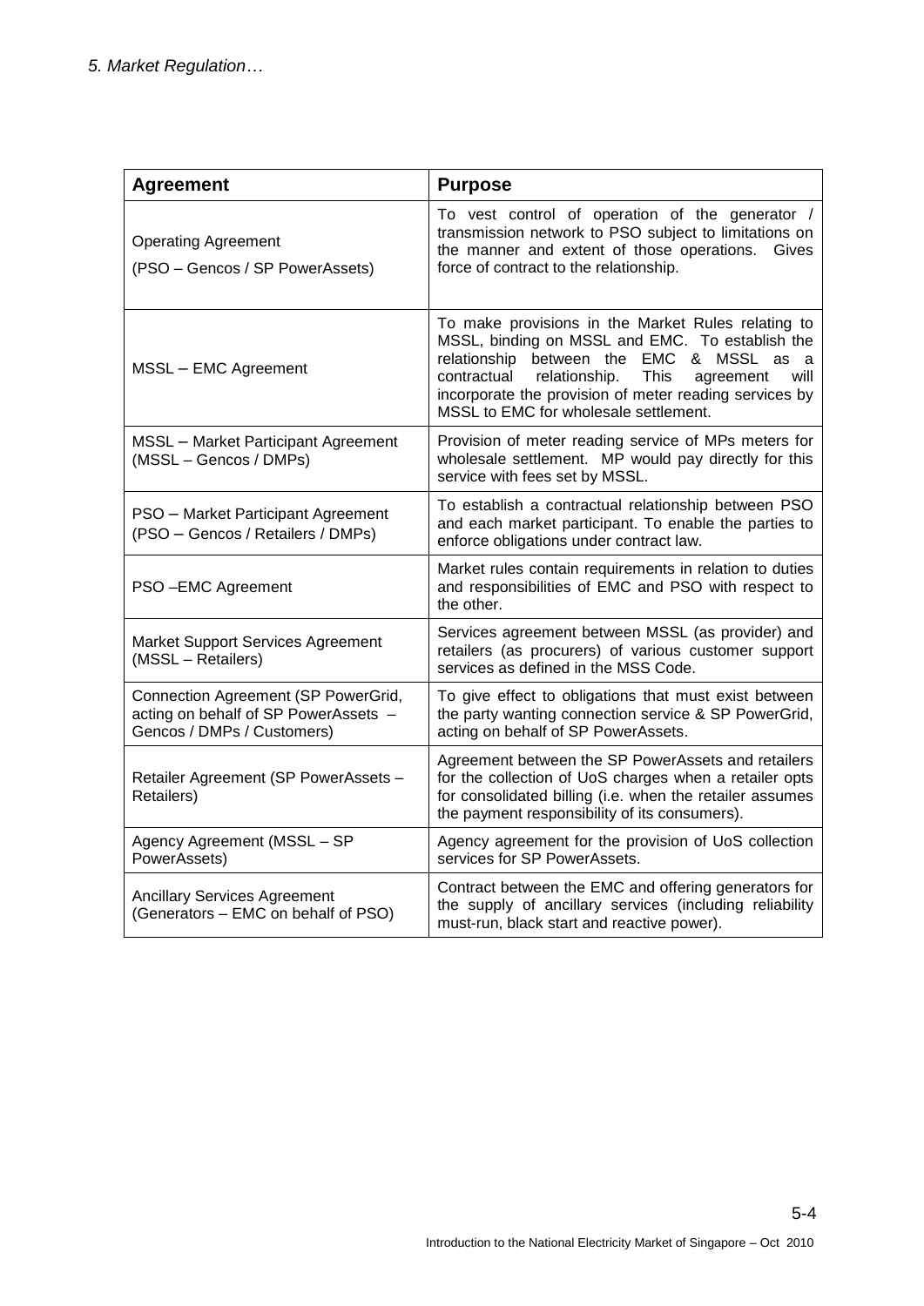| Agreement | Purpose |
|---|---|
| Operating Agreement<br>(PSO – Gencos / SP PowerAssets) | To vest control of operation of the generator / transmission network to PSO subject to limitations on the manner and extent of those operations. Gives force of contract to the relationship. |
| MSSL – EMC Agreement | To make provisions in the Market Rules relating to MSSL, binding on MSSL and EMC. To establish the relationship between the EMC & MSSL as a contractual relationship. This agreement will incorporate the provision of meter reading services by MSSL to EMC for wholesale settlement. |
| MSSL – Market Participant Agreement (MSSL – Gencos / DMPs) | Provision of meter reading service of MPs meters for wholesale settlement. MP would pay directly for this service with fees set by MSSL. |
| PSO – Market Participant Agreement (PSO – Gencos / Retailers / DMPs) | To establish a contractual relationship between PSO and each market participant. To enable the parties to enforce obligations under contract law. |
| PSO –EMC Agreement | Market rules contain requirements in relation to duties and responsibilities of EMC and PSO with respect to the other. |
| Market Support Services Agreement (MSSL – Retailers) | Services agreement between MSSL (as provider) and retailers (as procurers) of various customer support services as defined in the MSS Code. |
| Connection Agreement (SP PowerGrid, acting on behalf of SP PowerAssets – Gencos / DMPs / Customers) | To give effect to obligations that must exist between the party wanting connection service & SP PowerGrid, acting on behalf of SP PowerAssets. |
| Retailer Agreement (SP PowerAssets – Retailers) | Agreement between the SP PowerAssets and retailers for the collection of UoS charges when a retailer opts for consolidated billing (i.e. when the retailer assumes the payment responsibility of its consumers). |
| Agency Agreement (MSSL – SP PowerAssets) | Agency agreement for the provision of UoS collection services for SP PowerAssets. |
| Ancillary Services Agreement (Generators – EMC on behalf of PSO) | Contract between the EMC and offering generators for the supply of ancillary services (including reliability must-run, black start and reactive power). |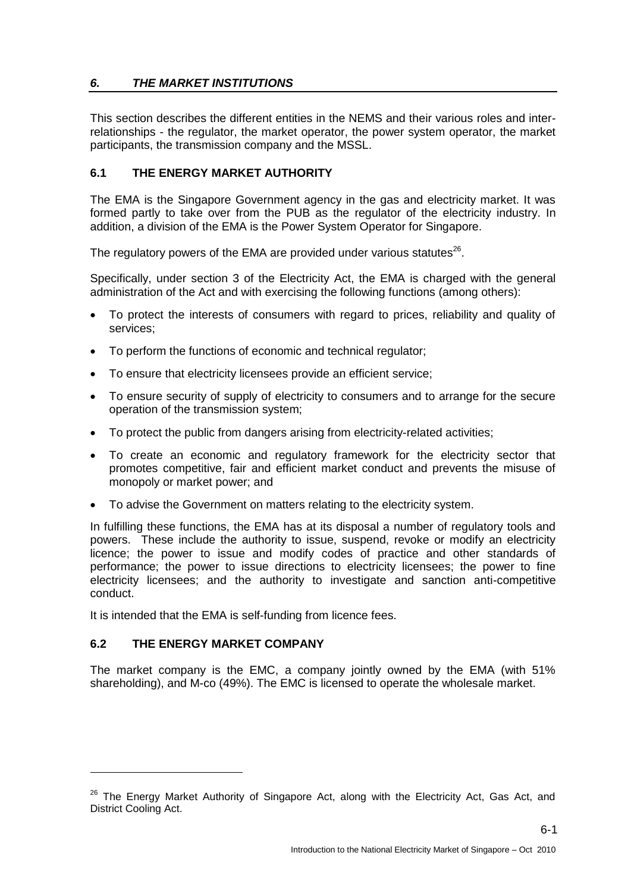## *6. THE MARKET INSTITUTIONS*

This section describes the different entities in the NEMS and their various roles and inter-relationships - the regulator, the market operator, the power system operator, the market participants, the transmission company and the MSSL.

### 6.1 THE ENERGY MARKET AUTHORITY

The EMA is the Singapore Government agency in the gas and electricity market. It was formed partly to take over from the PUB as the regulator of the electricity industry. In addition, a division of the EMA is the Power System Operator for Singapore.

The regulatory powers of the EMA are provided under various statutes[26].

Specifically, under section 3 of the Electricity Act, the EMA is charged with the general administration of the Act and with exercising the following functions (among others):

- To protect the interests of consumers with regard to prices, reliability and quality of services;
- To perform the functions of economic and technical regulator;
- To ensure that electricity licensees provide an efficient service;
- To ensure security of supply of electricity to consumers and to arrange for the secure operation of the transmission system;
- To protect the public from dangers arising from electricity-related activities;
- To create an economic and regulatory framework for the electricity sector that promotes competitive, fair and efficient market conduct and prevents the misuse of monopoly or market power; and
- To advise the Government on matters relating to the electricity system.

In fulfilling these functions, the EMA has at its disposal a number of regulatory tools and powers. These include the authority to issue, suspend, revoke or modify an electricity licence; the power to issue and modify codes of practice and other standards of performance; the power to issue directions to electricity licensees; the power to fine electricity licensees; and the authority to investigate and sanction anti-competitive conduct.

It is intended that the EMA is self-funding from licence fees.

### 6.2 THE ENERGY MARKET COMPANY

The market company is the EMC, a company jointly owned by the EMA (with 51% shareholding), and M-co (49%). The EMC is licensed to operate the wholesale market.

---

[26] The Energy Market Authority of Singapore Act, along with the Electricity Act, Gas Act, and District Cooling Act.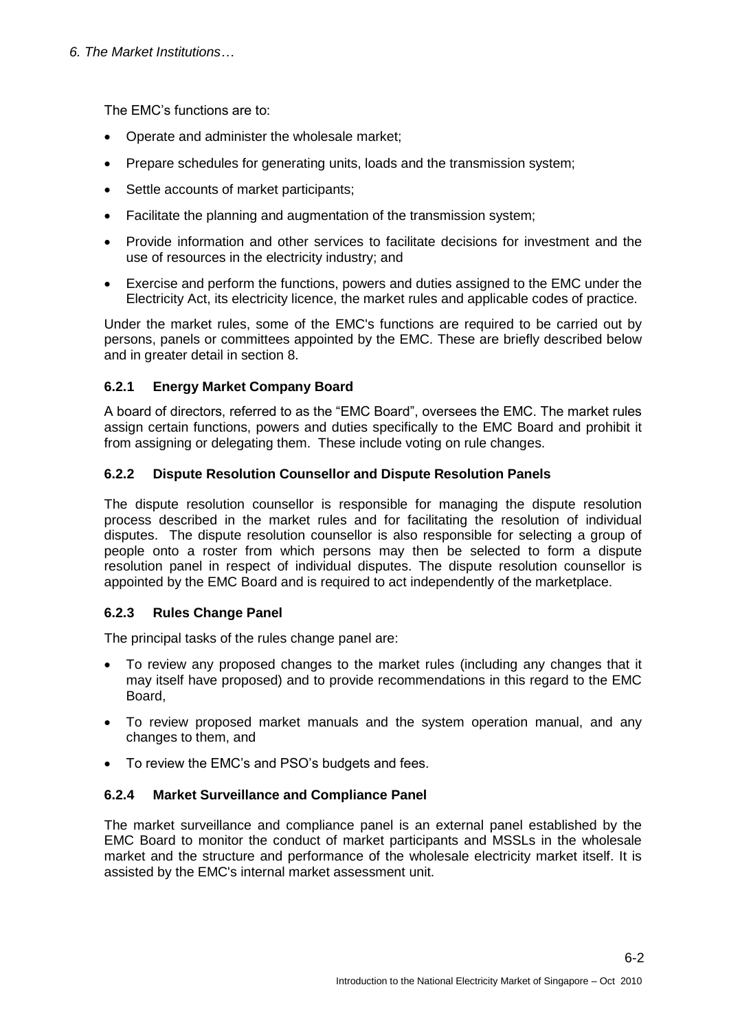The EMC's functions are to:

- Operate and administer the wholesale market;
- Prepare schedules for generating units, loads and the transmission system;
- Settle accounts of market participants;
- Facilitate the planning and augmentation of the transmission system;
- Provide information and other services to facilitate decisions for investment and the use of resources in the electricity industry; and
- Exercise and perform the functions, powers and duties assigned to the EMC under the Electricity Act, its electricity licence, the market rules and applicable codes of practice.

Under the market rules, some of the EMC's functions are required to be carried out by persons, panels or committees appointed by the EMC. These are briefly described below and in greater detail in section 8.

### 6.2.1 Energy Market Company Board

A board of directors, referred to as the "EMC Board", oversees the EMC. The market rules assign certain functions, powers and duties specifically to the EMC Board and prohibit it from assigning or delegating them. These include voting on rule changes.

### 6.2.2 Dispute Resolution Counsellor and Dispute Resolution Panels

The dispute resolution counsellor is responsible for managing the dispute resolution process described in the market rules and for facilitating the resolution of individual disputes. The dispute resolution counsellor is also responsible for selecting a group of people onto a roster from which persons may then be selected to form a dispute resolution panel in respect of individual disputes. The dispute resolution counsellor is appointed by the EMC Board and is required to act independently of the marketplace.

### 6.2.3 Rules Change Panel

The principal tasks of the rules change panel are:

- To review any proposed changes to the market rules (including any changes that it may itself have proposed) and to provide recommendations in this regard to the EMC Board,
- To review proposed market manuals and the system operation manual, and any changes to them, and
- To review the EMC's and PSO's budgets and fees.

### 6.2.4 Market Surveillance and Compliance Panel

The market surveillance and compliance panel is an external panel established by the EMC Board to monitor the conduct of market participants and MSSLs in the wholesale market and the structure and performance of the wholesale electricity market itself. It is assisted by the EMC's internal market assessment unit.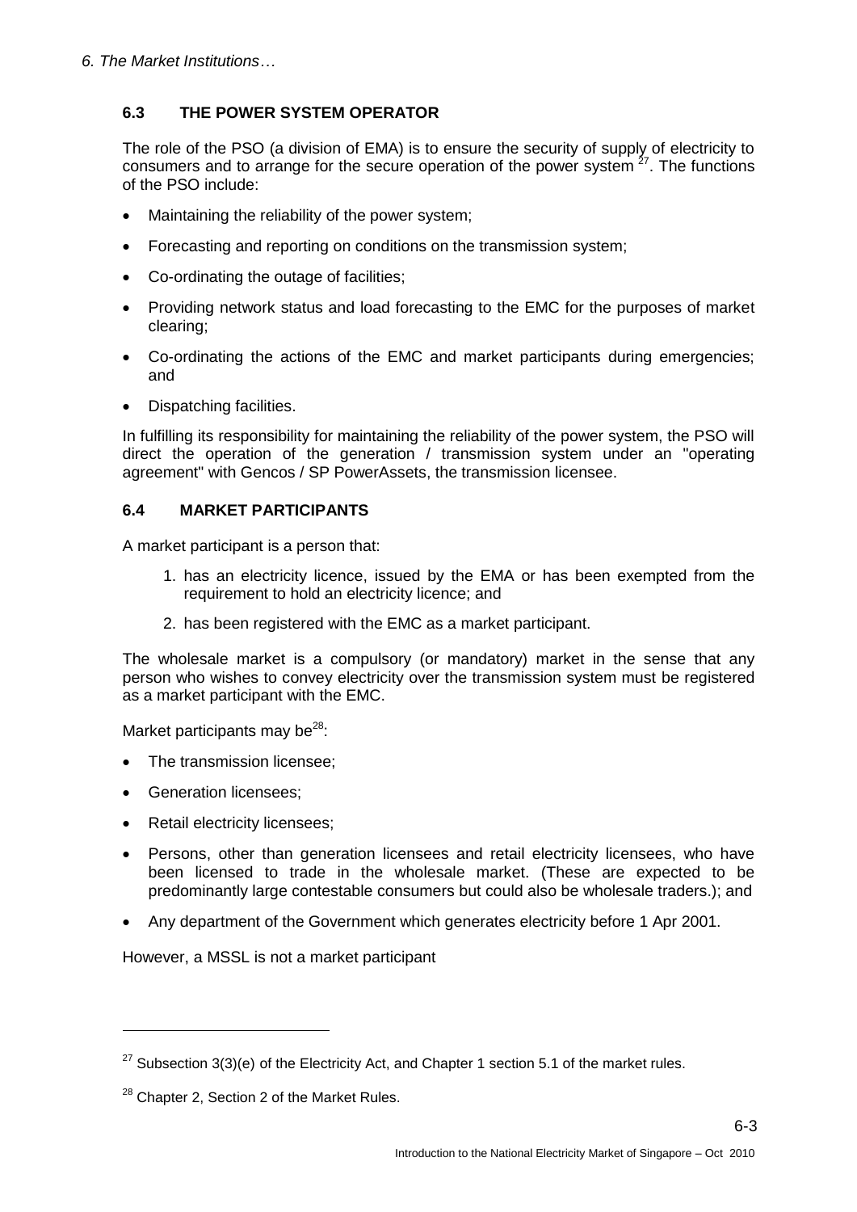## 6.3 THE POWER SYSTEM OPERATOR

The role of the PSO (a division of EMA) is to ensure the security of supply of electricity to consumers and to arrange for the secure operation of the power system [27]. The functions of the PSO include:

- Maintaining the reliability of the power system;
- Forecasting and reporting on conditions on the transmission system;
- Co-ordinating the outage of facilities;
- Providing network status and load forecasting to the EMC for the purposes of market clearing;
- Co-ordinating the actions of the EMC and market participants during emergencies; and
- Dispatching facilities.

In fulfilling its responsibility for maintaining the reliability of the power system, the PSO will direct the operation of the generation / transmission system under an "operating agreement" with Gencos / SP PowerAssets, the transmission licensee.

## 6.4 MARKET PARTICIPANTS

A market participant is a person that:

1. has an electricity licence, issued by the EMA or has been exempted from the requirement to hold an electricity licence; and
2. has been registered with the EMC as a market participant.

The wholesale market is a compulsory (or mandatory) market in the sense that any person who wishes to convey electricity over the transmission system must be registered as a market participant with the EMC.

Market participants may be[28]:

- The transmission licensee;
- Generation licensees;
- Retail electricity licensees;
- Persons, other than generation licensees and retail electricity licensees, who have been licensed to trade in the wholesale market. (These are expected to be predominantly large contestable consumers but could also be wholesale traders.); and
- Any department of the Government which generates electricity before 1 Apr 2001.

However, a MSSL is not a market participant

---

[27] Subsection 3(3)(e) of the Electricity Act, and Chapter 1 section 5.1 of the market rules.

[28] Chapter 2, Section 2 of the Market Rules.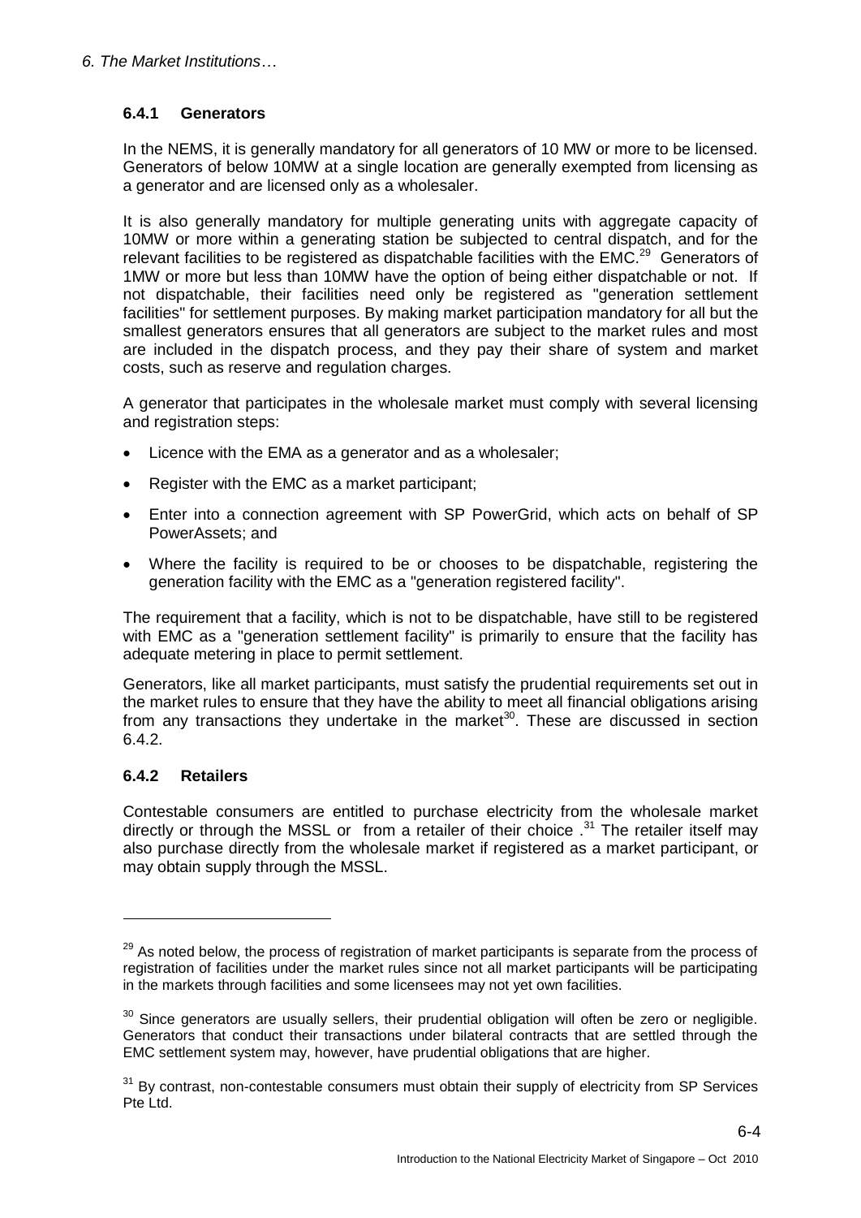### 6.4.1 Generators

In the NEMS, it is generally mandatory for all generators of 10 MW or more to be licensed. Generators of below 10MW at a single location are generally exempted from licensing as a generator and are licensed only as a wholesaler.

It is also generally mandatory for multiple generating units with aggregate capacity of 10MW or more within a generating station be subjected to central dispatch, and for the relevant facilities to be registered as dispatchable facilities with the EMC.[29] Generators of 1MW or more but less than 10MW have the option of being either dispatchable or not. If not dispatchable, their facilities need only be registered as "generation settlement facilities" for settlement purposes. By making market participation mandatory for all but the smallest generators ensures that all generators are subject to the market rules and most are included in the dispatch process, and they pay their share of system and market costs, such as reserve and regulation charges.

A generator that participates in the wholesale market must comply with several licensing and registration steps:

- Licence with the EMA as a generator and as a wholesaler;
- Register with the EMC as a market participant;
- Enter into a connection agreement with SP PowerGrid, which acts on behalf of SP PowerAssets; and
- Where the facility is required to be or chooses to be dispatchable, registering the generation facility with the EMC as a "generation registered facility".

The requirement that a facility, which is not to be dispatchable, have still to be registered with EMC as a "generation settlement facility" is primarily to ensure that the facility has adequate metering in place to permit settlement.

Generators, like all market participants, must satisfy the prudential requirements set out in the market rules to ensure that they have the ability to meet all financial obligations arising from any transactions they undertake in the market[30]. These are discussed in section 6.4.2.

### 6.4.2 Retailers

Contestable consumers are entitled to purchase electricity from the wholesale market directly or through the MSSL or from a retailer of their choice .[31] The retailer itself may also purchase directly from the wholesale market if registered as a market participant, or may obtain supply through the MSSL.

---

[29] As noted below, the process of registration of market participants is separate from the process of registration of facilities under the market rules since not all market participants will be participating in the markets through facilities and some licensees may not yet own facilities.

[30] Since generators are usually sellers, their prudential obligation will often be zero or negligible. Generators that conduct their transactions under bilateral contracts that are settled through the EMC settlement system may, however, have prudential obligations that are higher.

[31] By contrast, non-contestable consumers must obtain their supply of electricity from SP Services Pte Ltd.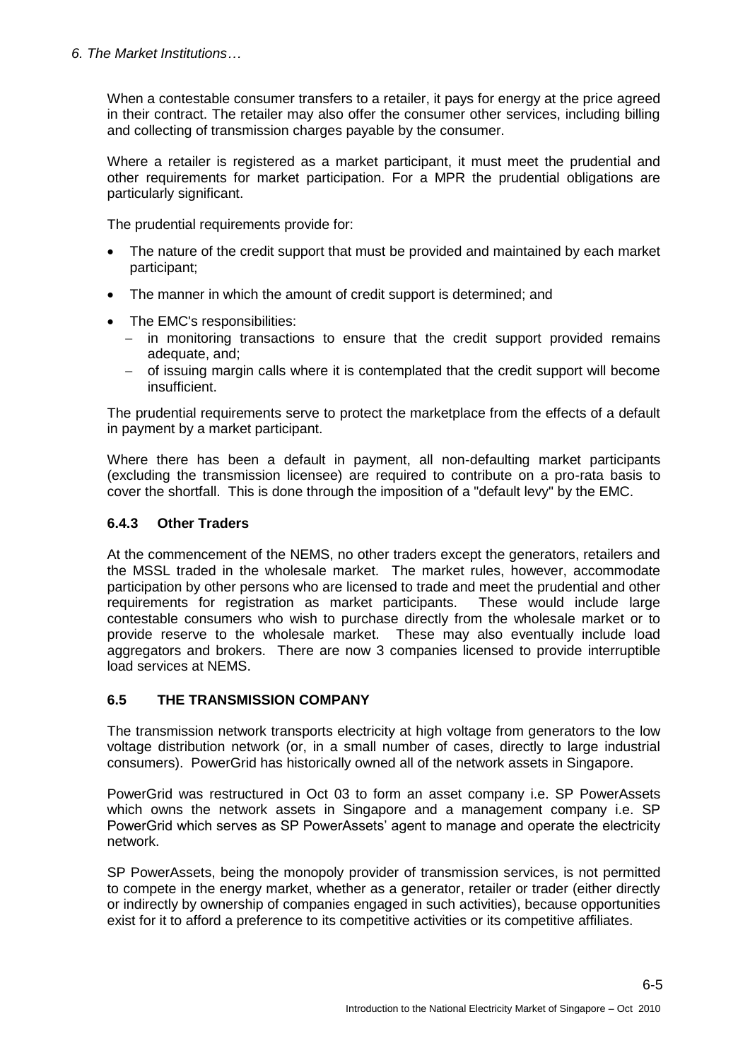When a contestable consumer transfers to a retailer, it pays for energy at the price agreed in their contract. The retailer may also offer the consumer other services, including billing and collecting of transmission charges payable by the consumer.

Where a retailer is registered as a market participant, it must meet the prudential and other requirements for market participation. For a MPR the prudential obligations are particularly significant.

The prudential requirements provide for:

- The nature of the credit support that must be provided and maintained by each market participant;
- The manner in which the amount of credit support is determined; and
- The EMC's responsibilities:
  - in monitoring transactions to ensure that the credit support provided remains adequate, and;
  - of issuing margin calls where it is contemplated that the credit support will become insufficient.

The prudential requirements serve to protect the marketplace from the effects of a default in payment by a market participant.

Where there has been a default in payment, all non-defaulting market participants (excluding the transmission licensee) are required to contribute on a pro-rata basis to cover the shortfall. This is done through the imposition of a "default levy" by the EMC.

### 6.4.3 Other Traders

At the commencement of the NEMS, no other traders except the generators, retailers and the MSSL traded in the wholesale market. The market rules, however, accommodate participation by other persons who are licensed to trade and meet the prudential and other requirements for registration as market participants. These would include large contestable consumers who wish to purchase directly from the wholesale market or to provide reserve to the wholesale market. These may also eventually include load aggregators and brokers. There are now 3 companies licensed to provide interruptible load services at NEMS.

## 6.5 THE TRANSMISSION COMPANY

The transmission network transports electricity at high voltage from generators to the low voltage distribution network (or, in a small number of cases, directly to large industrial consumers). PowerGrid has historically owned all of the network assets in Singapore.

PowerGrid was restructured in Oct 03 to form an asset company i.e. SP PowerAssets which owns the network assets in Singapore and a management company i.e. SP PowerGrid which serves as SP PowerAssets' agent to manage and operate the electricity network.

SP PowerAssets, being the monopoly provider of transmission services, is not permitted to compete in the energy market, whether as a generator, retailer or trader (either directly or indirectly by ownership of companies engaged in such activities), because opportunities exist for it to afford a preference to its competitive activities or its competitive affiliates.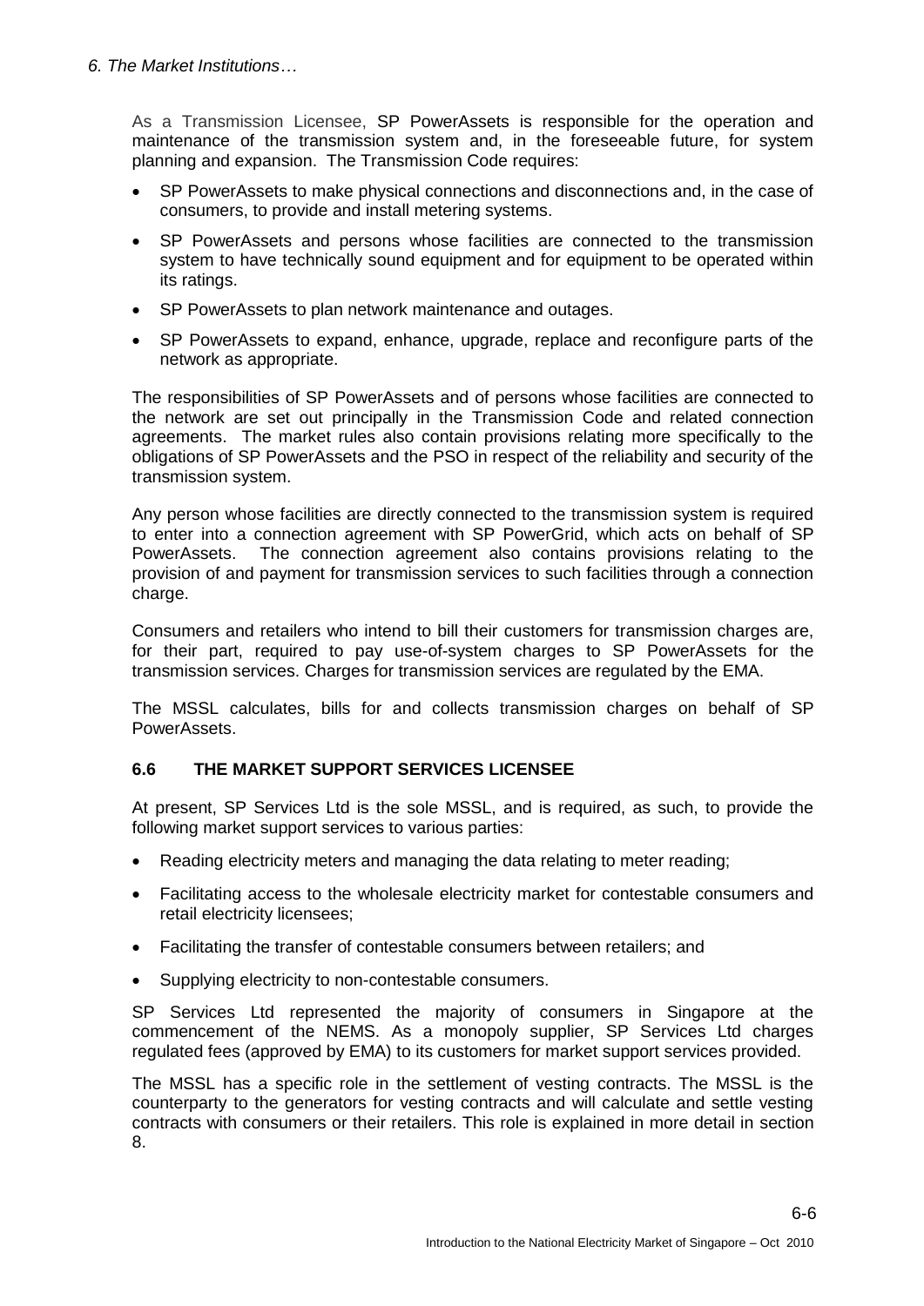As a Transmission Licensee, SP PowerAssets is responsible for the operation and maintenance of the transmission system and, in the foreseeable future, for system planning and expansion. The Transmission Code requires:

- SP PowerAssets to make physical connections and disconnections and, in the case of consumers, to provide and install metering systems.
- SP PowerAssets and persons whose facilities are connected to the transmission system to have technically sound equipment and for equipment to be operated within its ratings.
- SP PowerAssets to plan network maintenance and outages.
- SP PowerAssets to expand, enhance, upgrade, replace and reconfigure parts of the network as appropriate.

The responsibilities of SP PowerAssets and of persons whose facilities are connected to the network are set out principally in the Transmission Code and related connection agreements. The market rules also contain provisions relating more specifically to the obligations of SP PowerAssets and the PSO in respect of the reliability and security of the transmission system.

Any person whose facilities are directly connected to the transmission system is required to enter into a connection agreement with SP PowerGrid, which acts on behalf of SP PowerAssets. The connection agreement also contains provisions relating to the provision of and payment for transmission services to such facilities through a connection charge.

Consumers and retailers who intend to bill their customers for transmission charges are, for their part, required to pay use-of-system charges to SP PowerAssets for the transmission services. Charges for transmission services are regulated by the EMA.

The MSSL calculates, bills for and collects transmission charges on behalf of SP PowerAssets.

## 6.6 THE MARKET SUPPORT SERVICES LICENSEE

At present, SP Services Ltd is the sole MSSL, and is required, as such, to provide the following market support services to various parties:

- Reading electricity meters and managing the data relating to meter reading;
- Facilitating access to the wholesale electricity market for contestable consumers and retail electricity licensees;
- Facilitating the transfer of contestable consumers between retailers; and
- Supplying electricity to non-contestable consumers.

SP Services Ltd represented the majority of consumers in Singapore at the commencement of the NEMS. As a monopoly supplier, SP Services Ltd charges regulated fees (approved by EMA) to its customers for market support services provided.

The MSSL has a specific role in the settlement of vesting contracts. The MSSL is the counterparty to the generators for vesting contracts and will calculate and settle vesting contracts with consumers or their retailers. This role is explained in more detail in section 8.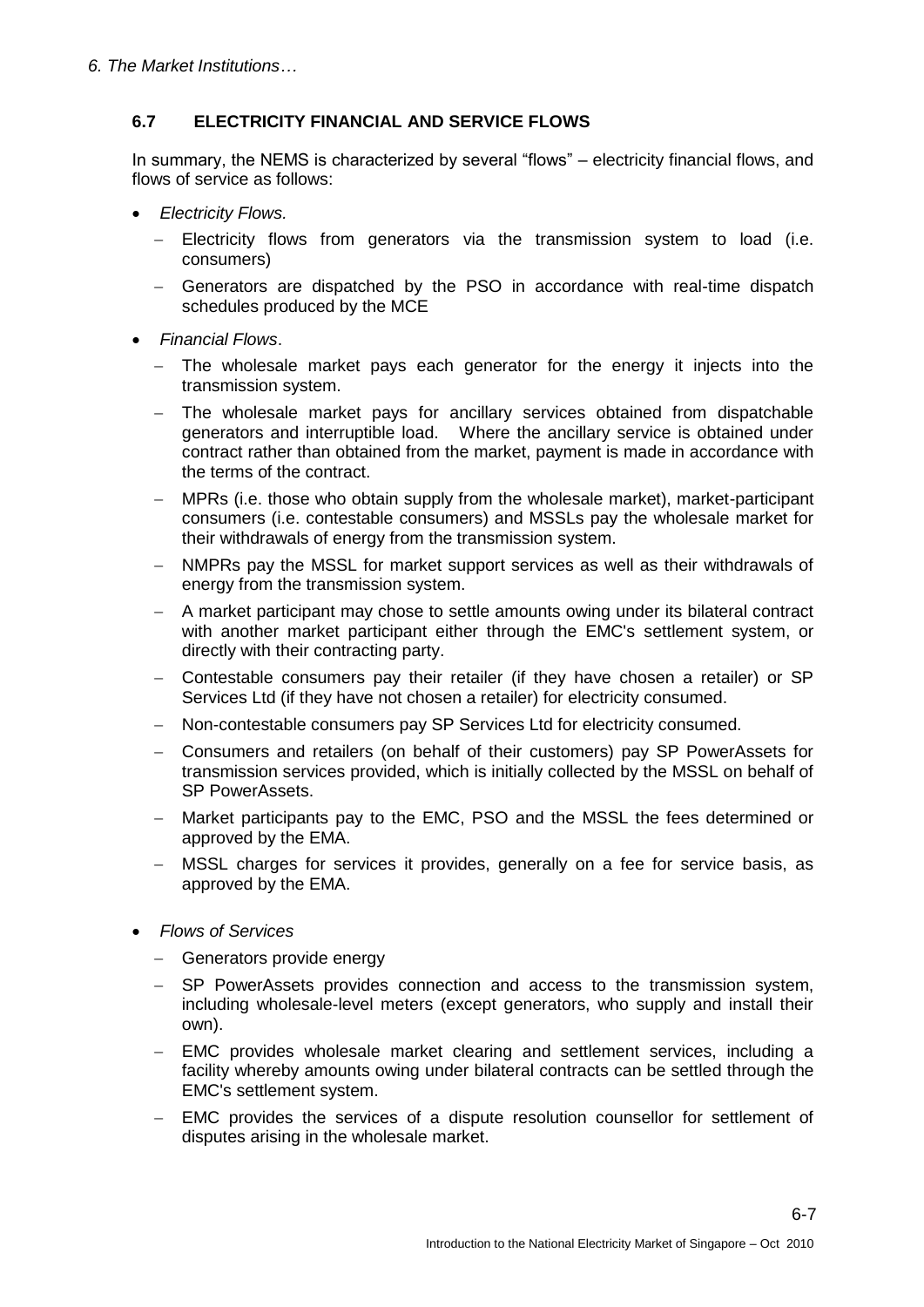### 6.7 ELECTRICITY FINANCIAL AND SERVICE FLOWS

In summary, the NEMS is characterized by several "flows" – electricity financial flows, and flows of service as follows:

- *Electricity Flows.*
  - Electricity flows from generators via the transmission system to load (i.e. consumers)
  - Generators are dispatched by the PSO in accordance with real-time dispatch schedules produced by the MCE
- *Financial Flows*.
  - The wholesale market pays each generator for the energy it injects into the transmission system.
  - The wholesale market pays for ancillary services obtained from dispatchable generators and interruptible load. Where the ancillary service is obtained under contract rather than obtained from the market, payment is made in accordance with the terms of the contract.
  - MPRs (i.e. those who obtain supply from the wholesale market), market-participant consumers (i.e. contestable consumers) and MSSLs pay the wholesale market for their withdrawals of energy from the transmission system.
  - NMPRs pay the MSSL for market support services as well as their withdrawals of energy from the transmission system.
  - A market participant may chose to settle amounts owing under its bilateral contract with another market participant either through the EMC's settlement system, or directly with their contracting party.
  - Contestable consumers pay their retailer (if they have chosen a retailer) or SP Services Ltd (if they have not chosen a retailer) for electricity consumed.
  - Non-contestable consumers pay SP Services Ltd for electricity consumed.
  - Consumers and retailers (on behalf of their customers) pay SP PowerAssets for transmission services provided, which is initially collected by the MSSL on behalf of SP PowerAssets.
  - Market participants pay to the EMC, PSO and the MSSL the fees determined or approved by the EMA.
  - MSSL charges for services it provides, generally on a fee for service basis, as approved by the EMA.
- *Flows of Services*
  - Generators provide energy
  - SP PowerAssets provides connection and access to the transmission system, including wholesale-level meters (except generators, who supply and install their own).
  - EMC provides wholesale market clearing and settlement services, including a facility whereby amounts owing under bilateral contracts can be settled through the EMC's settlement system.
  - EMC provides the services of a dispute resolution counsellor for settlement of disputes arising in the wholesale market.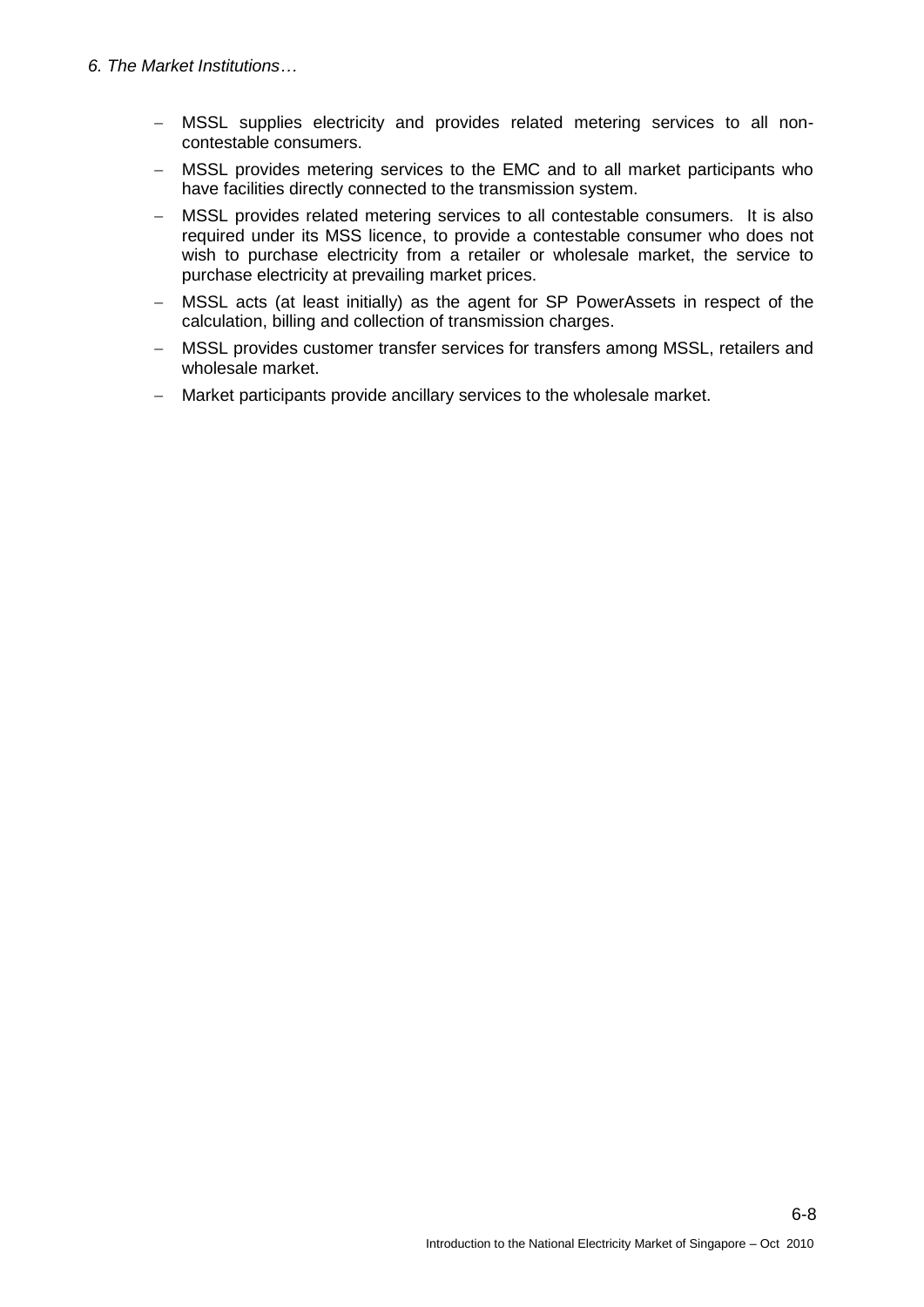- MSSL supplies electricity and provides related metering services to all non-contestable consumers.
- MSSL provides metering services to the EMC and to all market participants who have facilities directly connected to the transmission system.
- MSSL provides related metering services to all contestable consumers. It is also required under its MSS licence, to provide a contestable consumer who does not wish to purchase electricity from a retailer or wholesale market, the service to purchase electricity at prevailing market prices.
- MSSL acts (at least initially) as the agent for SP PowerAssets in respect of the calculation, billing and collection of transmission charges.
- MSSL provides customer transfer services for transfers among MSSL, retailers and wholesale market.
- Market participants provide ancillary services to the wholesale market.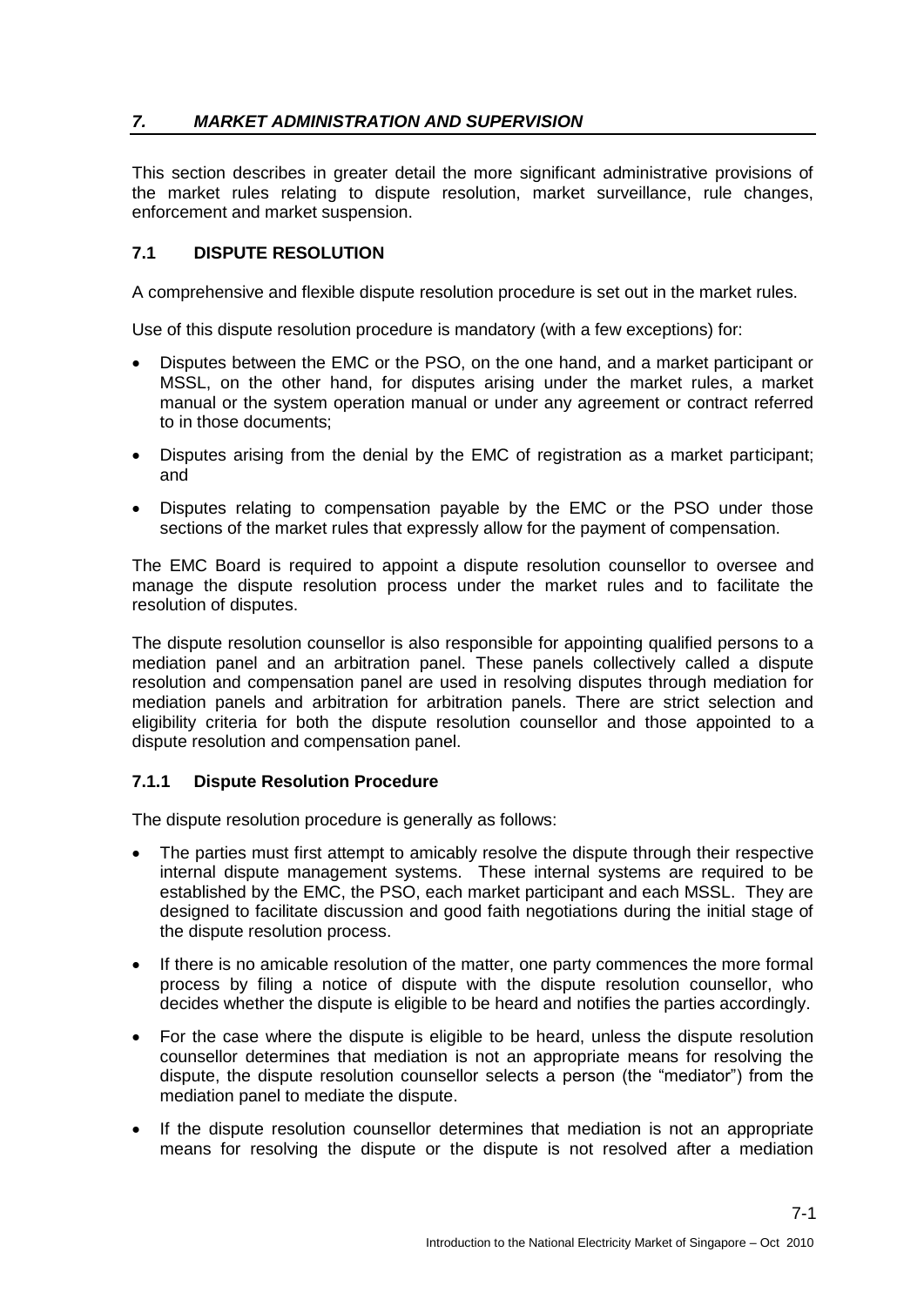## *7. MARKET ADMINISTRATION AND SUPERVISION*

This section describes in greater detail the more significant administrative provisions of the market rules relating to dispute resolution, market surveillance, rule changes, enforcement and market suspension.

### 7.1 DISPUTE RESOLUTION

A comprehensive and flexible dispute resolution procedure is set out in the market rules.

Use of this dispute resolution procedure is mandatory (with a few exceptions) for:

- Disputes between the EMC or the PSO, on the one hand, and a market participant or MSSL, on the other hand, for disputes arising under the market rules, a market manual or the system operation manual or under any agreement or contract referred to in those documents;
- Disputes arising from the denial by the EMC of registration as a market participant; and
- Disputes relating to compensation payable by the EMC or the PSO under those sections of the market rules that expressly allow for the payment of compensation.

The EMC Board is required to appoint a dispute resolution counsellor to oversee and manage the dispute resolution process under the market rules and to facilitate the resolution of disputes.

The dispute resolution counsellor is also responsible for appointing qualified persons to a mediation panel and an arbitration panel. These panels collectively called a dispute resolution and compensation panel are used in resolving disputes through mediation for mediation panels and arbitration for arbitration panels. There are strict selection and eligibility criteria for both the dispute resolution counsellor and those appointed to a dispute resolution and compensation panel.

#### 7.1.1 Dispute Resolution Procedure

The dispute resolution procedure is generally as follows:

- The parties must first attempt to amicably resolve the dispute through their respective internal dispute management systems. These internal systems are required to be established by the EMC, the PSO, each market participant and each MSSL. They are designed to facilitate discussion and good faith negotiations during the initial stage of the dispute resolution process.
- If there is no amicable resolution of the matter, one party commences the more formal process by filing a notice of dispute with the dispute resolution counsellor, who decides whether the dispute is eligible to be heard and notifies the parties accordingly.
- For the case where the dispute is eligible to be heard, unless the dispute resolution counsellor determines that mediation is not an appropriate means for resolving the dispute, the dispute resolution counsellor selects a person (the "mediator") from the mediation panel to mediate the dispute.
- If the dispute resolution counsellor determines that mediation is not an appropriate means for resolving the dispute or the dispute is not resolved after a mediation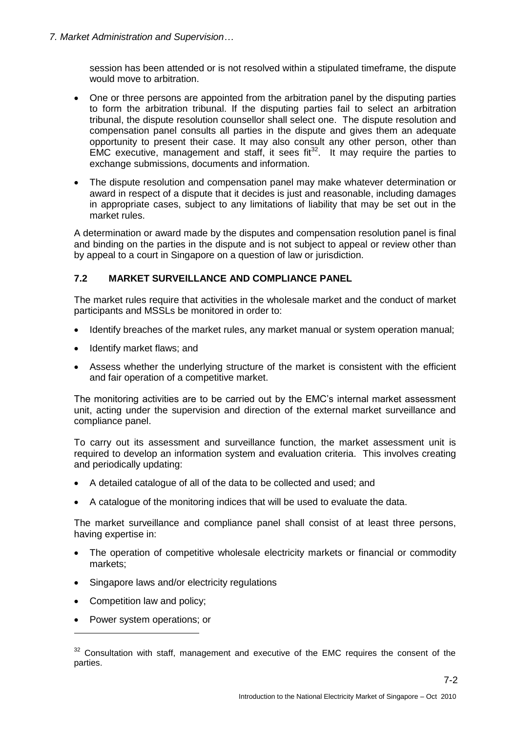session has been attended or is not resolved within a stipulated timeframe, the dispute would move to arbitration.

- One or three persons are appointed from the arbitration panel by the disputing parties to form the arbitration tribunal. If the disputing parties fail to select an arbitration tribunal, the dispute resolution counsellor shall select one. The dispute resolution and compensation panel consults all parties in the dispute and gives them an adequate opportunity to present their case. It may also consult any other person, other than EMC executive, management and staff, it sees fit[32]. It may require the parties to exchange submissions, documents and information.
- The dispute resolution and compensation panel may make whatever determination or award in respect of a dispute that it decides is just and reasonable, including damages in appropriate cases, subject to any limitations of liability that may be set out in the market rules.

A determination or award made by the disputes and compensation resolution panel is final and binding on the parties in the dispute and is not subject to appeal or review other than by appeal to a court in Singapore on a question of law or jurisdiction.

## 7.2 MARKET SURVEILLANCE AND COMPLIANCE PANEL

The market rules require that activities in the wholesale market and the conduct of market participants and MSSLs be monitored in order to:

- Identify breaches of the market rules, any market manual or system operation manual;
- Identify market flaws; and
- Assess whether the underlying structure of the market is consistent with the efficient and fair operation of a competitive market.

The monitoring activities are to be carried out by the EMC's internal market assessment unit, acting under the supervision and direction of the external market surveillance and compliance panel.

To carry out its assessment and surveillance function, the market assessment unit is required to develop an information system and evaluation criteria. This involves creating and periodically updating:

- A detailed catalogue of all of the data to be collected and used; and
- A catalogue of the monitoring indices that will be used to evaluate the data.

The market surveillance and compliance panel shall consist of at least three persons, having expertise in:

- The operation of competitive wholesale electricity markets or financial or commodity markets;
- Singapore laws and/or electricity regulations
- Competition law and policy;
- Power system operations; or

[32] Consultation with staff, management and executive of the EMC requires the consent of the parties.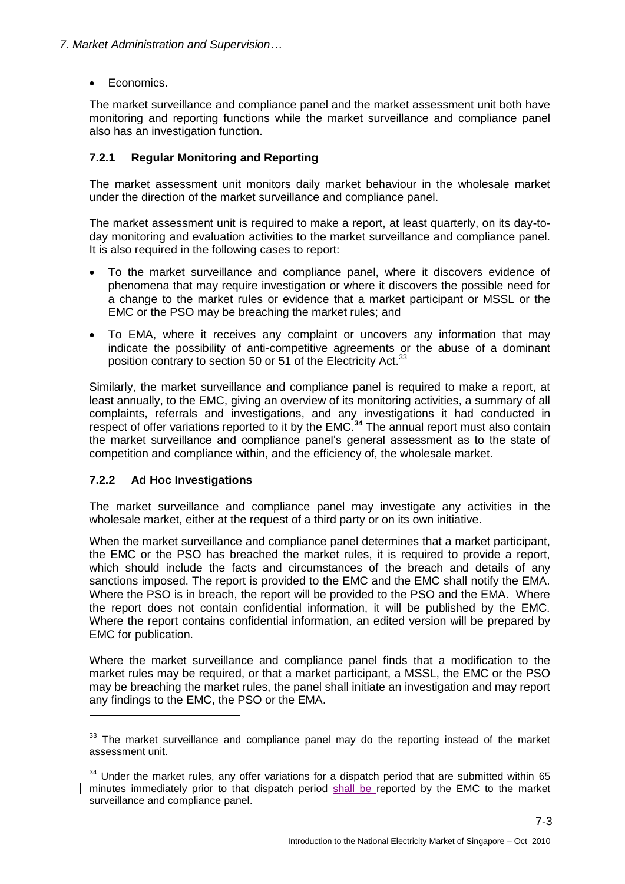- Economics.

The market surveillance and compliance panel and the market assessment unit both have monitoring and reporting functions while the market surveillance and compliance panel also has an investigation function.

### 7.2.1 Regular Monitoring and Reporting

The market assessment unit monitors daily market behaviour in the wholesale market under the direction of the market surveillance and compliance panel.

The market assessment unit is required to make a report, at least quarterly, on its day-to-day monitoring and evaluation activities to the market surveillance and compliance panel. It is also required in the following cases to report:

- To the market surveillance and compliance panel, where it discovers evidence of phenomena that may require investigation or where it discovers the possible need for a change to the market rules or evidence that a market participant or MSSL or the EMC or the PSO may be breaching the market rules; and
- To EMA, where it receives any complaint or uncovers any information that may indicate the possibility of anti-competitive agreements or the abuse of a dominant position contrary to section 50 or 51 of the Electricity Act.[33]

Similarly, the market surveillance and compliance panel is required to make a report, at least annually, to the EMC, giving an overview of its monitoring activities, a summary of all complaints, referrals and investigations, and any investigations it had conducted in respect of offer variations reported to it by the EMC.[34] The annual report must also contain the market surveillance and compliance panel's general assessment as to the state of competition and compliance within, and the efficiency of, the wholesale market.

### 7.2.2 Ad Hoc Investigations

The market surveillance and compliance panel may investigate any activities in the wholesale market, either at the request of a third party or on its own initiative.

When the market surveillance and compliance panel determines that a market participant, the EMC or the PSO has breached the market rules, it is required to provide a report, which should include the facts and circumstances of the breach and details of any sanctions imposed. The report is provided to the EMC and the EMC shall notify the EMA. Where the PSO is in breach, the report will be provided to the PSO and the EMA. Where the report does not contain confidential information, it will be published by the EMC. Where the report contains confidential information, an edited version will be prepared by EMC for publication.

Where the market surveillance and compliance panel finds that a modification to the market rules may be required, or that a market participant, a MSSL, the EMC or the PSO may be breaching the market rules, the panel shall initiate an investigation and may report any findings to the EMC, the PSO or the EMA.

---

[33] The market surveillance and compliance panel may do the reporting instead of the market assessment unit.

[34] Under the market rules, any offer variations for a dispatch period that are submitted within 65 minutes immediately prior to that dispatch period shall be reported by the EMC to the market surveillance and compliance panel.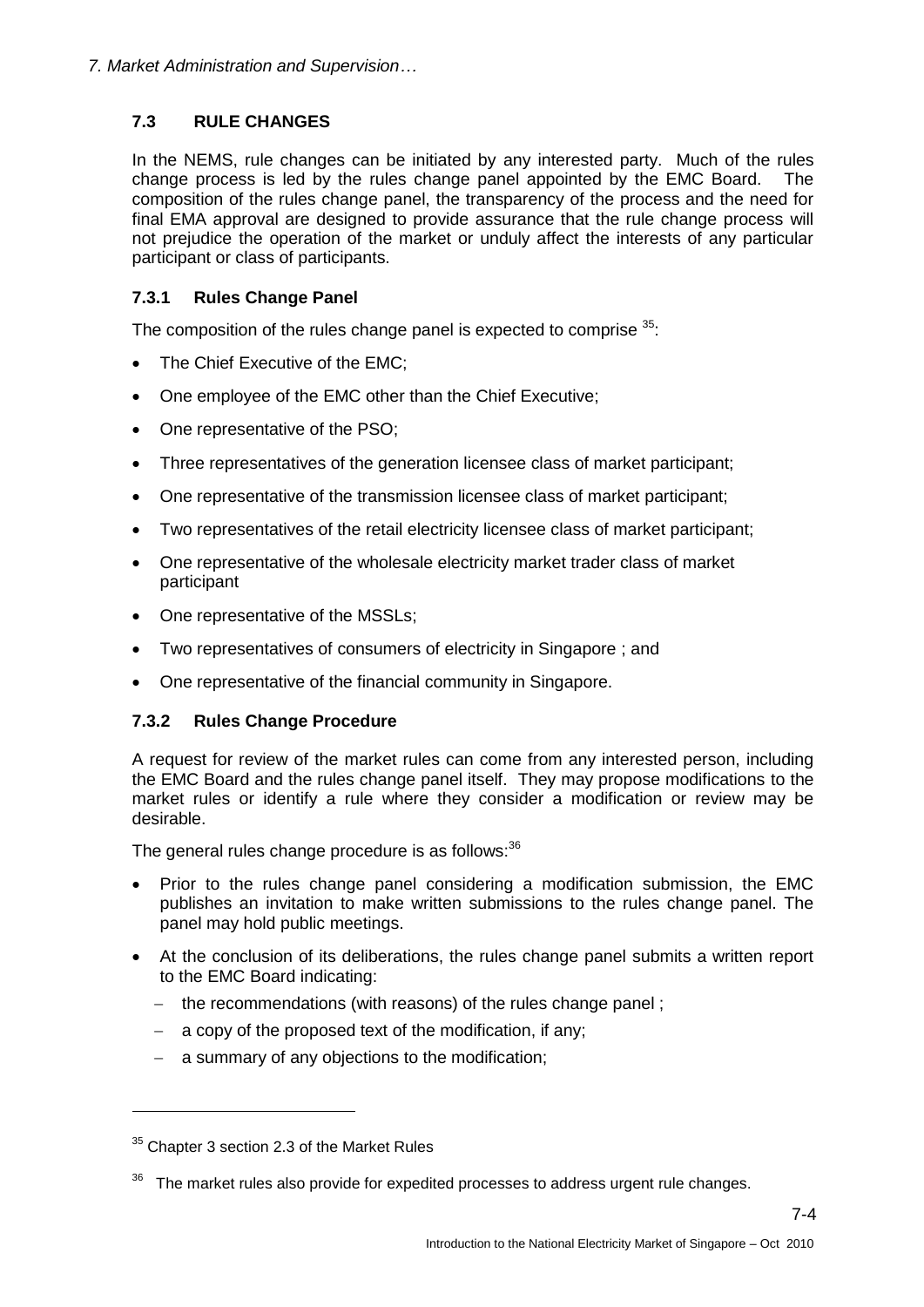## 7.3 RULE CHANGES

In the NEMS, rule changes can be initiated by any interested party. Much of the rules change process is led by the rules change panel appointed by the EMC Board. The composition of the rules change panel, the transparency of the process and the need for final EMA approval are designed to provide assurance that the rule change process will not prejudice the operation of the market or unduly affect the interests of any particular participant or class of participants.

### 7.3.1 Rules Change Panel

The composition of the rules change panel is expected to comprise [35]:

- The Chief Executive of the EMC;
- One employee of the EMC other than the Chief Executive;
- One representative of the PSO;
- Three representatives of the generation licensee class of market participant;
- One representative of the transmission licensee class of market participant;
- Two representatives of the retail electricity licensee class of market participant;
- One representative of the wholesale electricity market trader class of market participant
- One representative of the MSSLs;
- Two representatives of consumers of electricity in Singapore ; and
- One representative of the financial community in Singapore.

### 7.3.2 Rules Change Procedure

A request for review of the market rules can come from any interested person, including the EMC Board and the rules change panel itself. They may propose modifications to the market rules or identify a rule where they consider a modification or review may be desirable.

The general rules change procedure is as follows:[36]

- Prior to the rules change panel considering a modification submission, the EMC publishes an invitation to make written submissions to the rules change panel. The panel may hold public meetings.
- At the conclusion of its deliberations, the rules change panel submits a written report to the EMC Board indicating:
  - the recommendations (with reasons) of the rules change panel ;
  - a copy of the proposed text of the modification, if any;
  - a summary of any objections to the modification;

---

[35] Chapter 3 section 2.3 of the Market Rules

[36] The market rules also provide for expedited processes to address urgent rule changes.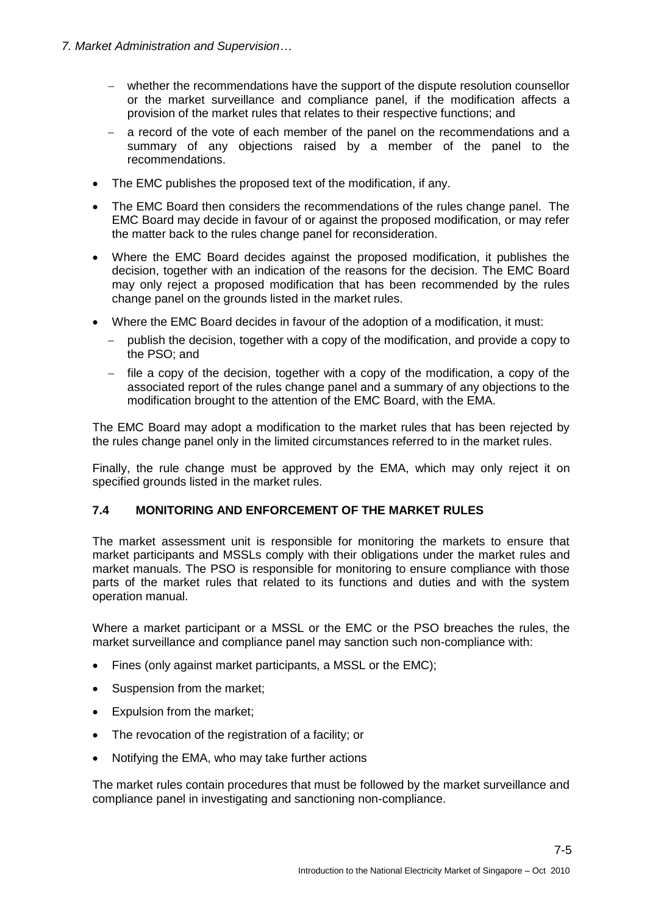- whether the recommendations have the support of the dispute resolution counsellor or the market surveillance and compliance panel, if the modification affects a provision of the market rules that relates to their respective functions; and
  - a record of the vote of each member of the panel on the recommendations and a summary of any objections raised by a member of the panel to the recommendations.
- The EMC publishes the proposed text of the modification, if any.
- The EMC Board then considers the recommendations of the rules change panel. The EMC Board may decide in favour of or against the proposed modification, or may refer the matter back to the rules change panel for reconsideration.
- Where the EMC Board decides against the proposed modification, it publishes the decision, together with an indication of the reasons for the decision. The EMC Board may only reject a proposed modification that has been recommended by the rules change panel on the grounds listed in the market rules.
- Where the EMC Board decides in favour of the adoption of a modification, it must:
  - publish the decision, together with a copy of the modification, and provide a copy to the PSO; and
  - file a copy of the decision, together with a copy of the modification, a copy of the associated report of the rules change panel and a summary of any objections to the modification brought to the attention of the EMC Board, with the EMA.

The EMC Board may adopt a modification to the market rules that has been rejected by the rules change panel only in the limited circumstances referred to in the market rules.

Finally, the rule change must be approved by the EMA, which may only reject it on specified grounds listed in the market rules.

### 7.4 MONITORING AND ENFORCEMENT OF THE MARKET RULES

The market assessment unit is responsible for monitoring the markets to ensure that market participants and MSSLs comply with their obligations under the market rules and market manuals. The PSO is responsible for monitoring to ensure compliance with those parts of the market rules that related to its functions and duties and with the system operation manual.

Where a market participant or a MSSL or the EMC or the PSO breaches the rules, the market surveillance and compliance panel may sanction such non-compliance with:

- Fines (only against market participants, a MSSL or the EMC);
- Suspension from the market;
- Expulsion from the market;
- The revocation of the registration of a facility; or
- Notifying the EMA, who may take further actions

The market rules contain procedures that must be followed by the market surveillance and compliance panel in investigating and sanctioning non-compliance.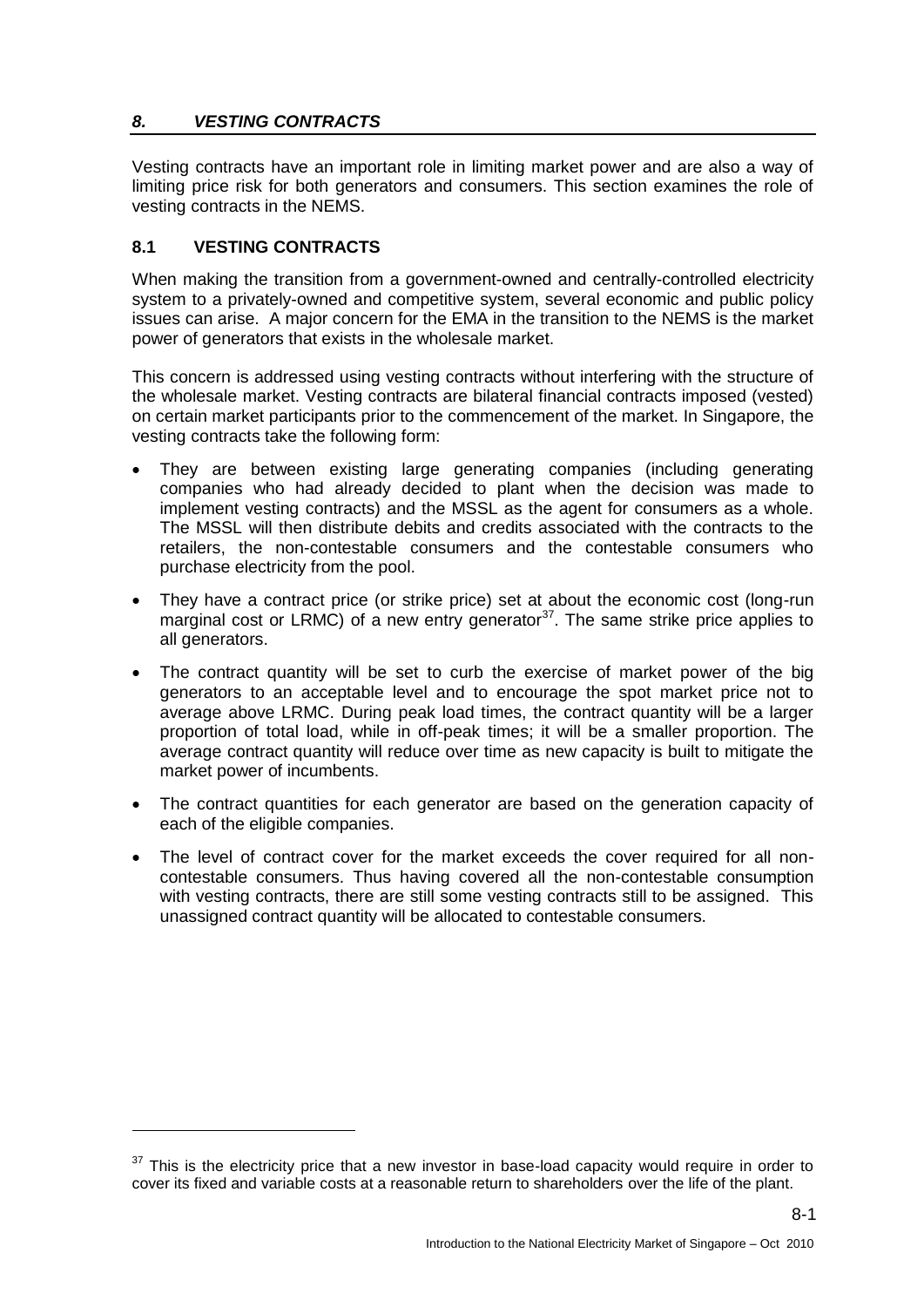## *8. VESTING CONTRACTS*

Vesting contracts have an important role in limiting market power and are also a way of limiting price risk for both generators and consumers. This section examines the role of vesting contracts in the NEMS.

### 8.1 VESTING CONTRACTS

When making the transition from a government-owned and centrally-controlled electricity system to a privately-owned and competitive system, several economic and public policy issues can arise. A major concern for the EMA in the transition to the NEMS is the market power of generators that exists in the wholesale market.

This concern is addressed using vesting contracts without interfering with the structure of the wholesale market. Vesting contracts are bilateral financial contracts imposed (vested) on certain market participants prior to the commencement of the market. In Singapore, the vesting contracts take the following form:

- They are between existing large generating companies (including generating companies who had already decided to plant when the decision was made to implement vesting contracts) and the MSSL as the agent for consumers as a whole. The MSSL will then distribute debits and credits associated with the contracts to the retailers, the non-contestable consumers and the contestable consumers who purchase electricity from the pool.
- They have a contract price (or strike price) set at about the economic cost (long-run marginal cost or LRMC) of a new entry generator[37]. The same strike price applies to all generators.
- The contract quantity will be set to curb the exercise of market power of the big generators to an acceptable level and to encourage the spot market price not to average above LRMC. During peak load times, the contract quantity will be a larger proportion of total load, while in off-peak times; it will be a smaller proportion. The average contract quantity will reduce over time as new capacity is built to mitigate the market power of incumbents.
- The contract quantities for each generator are based on the generation capacity of each of the eligible companies.
- The level of contract cover for the market exceeds the cover required for all non-contestable consumers. Thus having covered all the non-contestable consumption with vesting contracts, there are still some vesting contracts still to be assigned. This unassigned contract quantity will be allocated to contestable consumers.

---

[37] This is the electricity price that a new investor in base-load capacity would require in order to cover its fixed and variable costs at a reasonable return to shareholders over the life of the plant.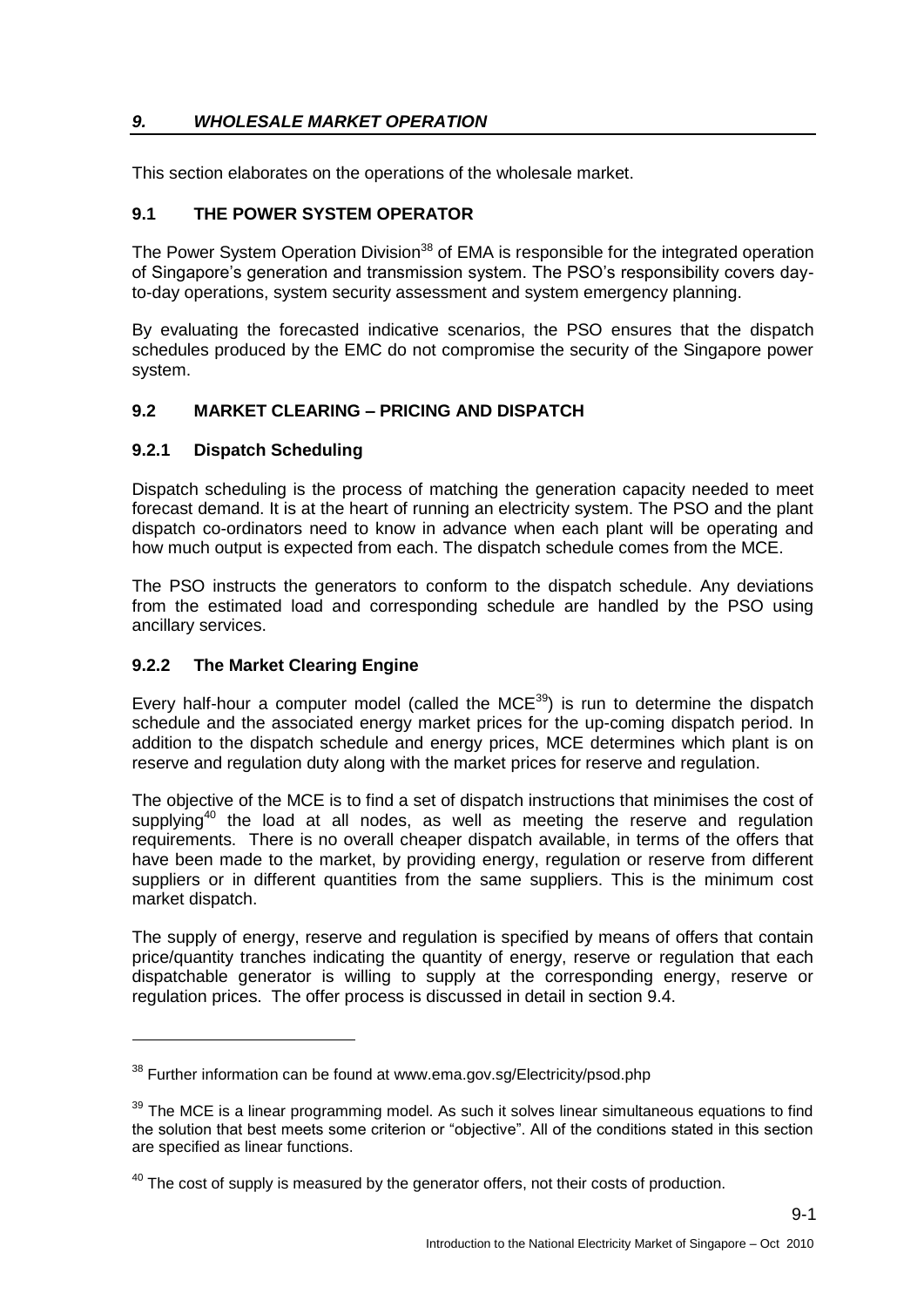## *9. WHOLESALE MARKET OPERATION*

This section elaborates on the operations of the wholesale market.

### 9.1 THE POWER SYSTEM OPERATOR

The Power System Operation Division[38] of EMA is responsible for the integrated operation of Singapore's generation and transmission system. The PSO's responsibility covers day-to-day operations, system security assessment and system emergency planning.

By evaluating the forecasted indicative scenarios, the PSO ensures that the dispatch schedules produced by the EMC do not compromise the security of the Singapore power system.

### 9.2 MARKET CLEARING – PRICING AND DISPATCH

#### 9.2.1 Dispatch Scheduling

Dispatch scheduling is the process of matching the generation capacity needed to meet forecast demand. It is at the heart of running an electricity system. The PSO and the plant dispatch co-ordinators need to know in advance when each plant will be operating and how much output is expected from each. The dispatch schedule comes from the MCE.

The PSO instructs the generators to conform to the dispatch schedule. Any deviations from the estimated load and corresponding schedule are handled by the PSO using ancillary services.

#### 9.2.2 The Market Clearing Engine

Every half-hour a computer model (called the MCE[39]) is run to determine the dispatch schedule and the associated energy market prices for the up-coming dispatch period. In addition to the dispatch schedule and energy prices, MCE determines which plant is on reserve and regulation duty along with the market prices for reserve and regulation.

The objective of the MCE is to find a set of dispatch instructions that minimises the cost of supplying[40] the load at all nodes, as well as meeting the reserve and regulation requirements. There is no overall cheaper dispatch available, in terms of the offers that have been made to the market, by providing energy, regulation or reserve from different suppliers or in different quantities from the same suppliers. This is the minimum cost market dispatch.

The supply of energy, reserve and regulation is specified by means of offers that contain price/quantity tranches indicating the quantity of energy, reserve or regulation that each dispatchable generator is willing to supply at the corresponding energy, reserve or regulation prices. The offer process is discussed in detail in section 9.4.

---

[38] Further information can be found at www.ema.gov.sg/Electricity/psod.php

[39] The MCE is a linear programming model. As such it solves linear simultaneous equations to find the solution that best meets some criterion or "objective". All of the conditions stated in this section are specified as linear functions.

[40] The cost of supply is measured by the generator offers, not their costs of production.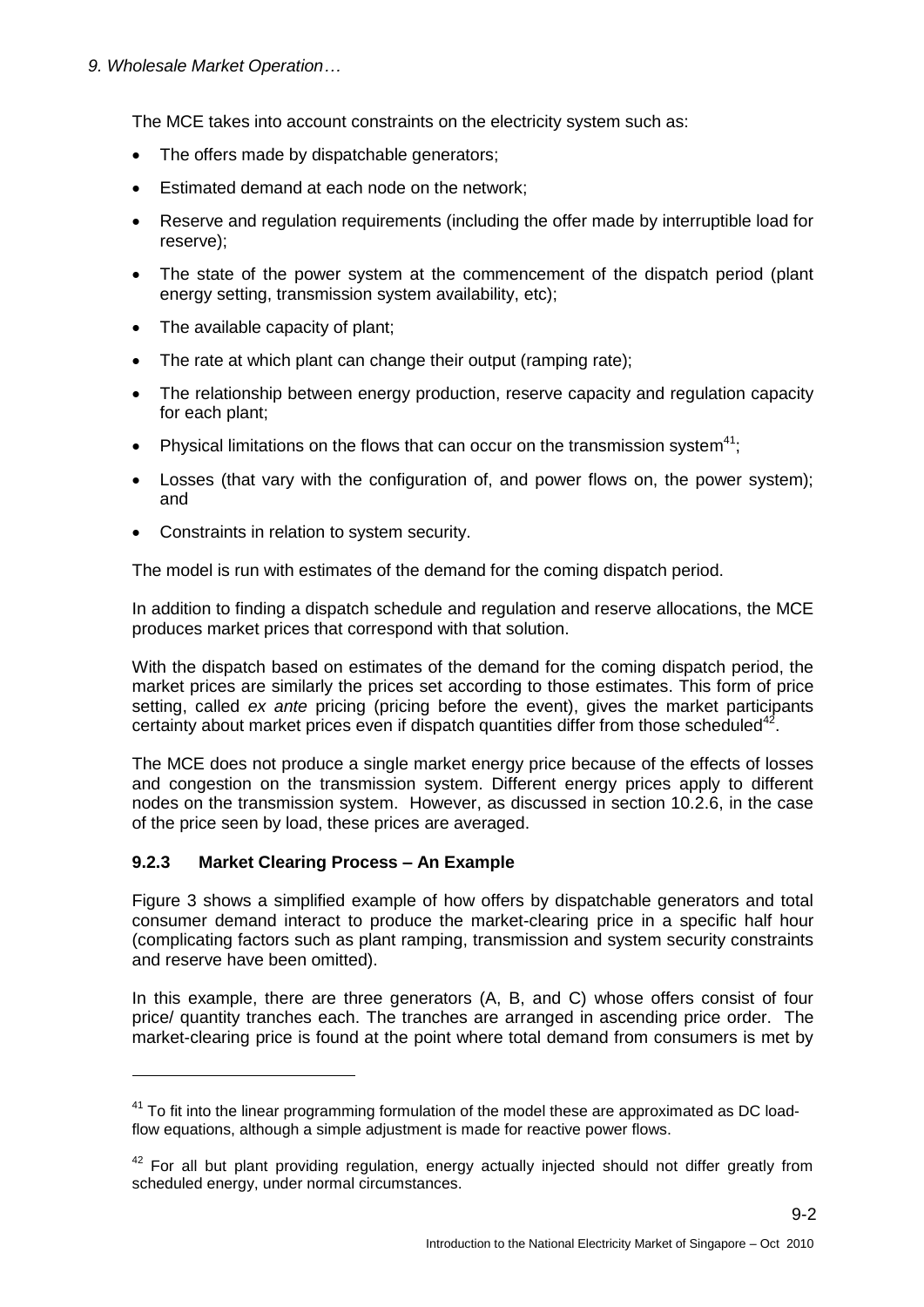The MCE takes into account constraints on the electricity system such as:

- The offers made by dispatchable generators;
- Estimated demand at each node on the network;
- Reserve and regulation requirements (including the offer made by interruptible load for reserve);
- The state of the power system at the commencement of the dispatch period (plant energy setting, transmission system availability, etc);
- The available capacity of plant;
- The rate at which plant can change their output (ramping rate);
- The relationship between energy production, reserve capacity and regulation capacity for each plant;
- Physical limitations on the flows that can occur on the transmission system[41];
- Losses (that vary with the configuration of, and power flows on, the power system); and
- Constraints in relation to system security.

The model is run with estimates of the demand for the coming dispatch period.

In addition to finding a dispatch schedule and regulation and reserve allocations, the MCE produces market prices that correspond with that solution.

With the dispatch based on estimates of the demand for the coming dispatch period, the market prices are similarly the prices set according to those estimates. This form of price setting, called *ex ante* pricing (pricing before the event), gives the market participants certainty about market prices even if dispatch quantities differ from those scheduled[42].

The MCE does not produce a single market energy price because of the effects of losses and congestion on the transmission system. Different energy prices apply to different nodes on the transmission system. However, as discussed in section 10.2.6, in the case of the price seen by load, these prices are averaged.

### 9.2.3 Market Clearing Process – An Example

Figure 3 shows a simplified example of how offers by dispatchable generators and total consumer demand interact to produce the market-clearing price in a specific half hour (complicating factors such as plant ramping, transmission and system security constraints and reserve have been omitted).

In this example, there are three generators (A, B, and C) whose offers consist of four price/ quantity tranches each. The tranches are arranged in ascending price order. The market-clearing price is found at the point where total demand from consumers is met by

---

[41] To fit into the linear programming formulation of the model these are approximated as DC load-flow equations, although a simple adjustment is made for reactive power flows.

[42] For all but plant providing regulation, energy actually injected should not differ greatly from scheduled energy, under normal circumstances.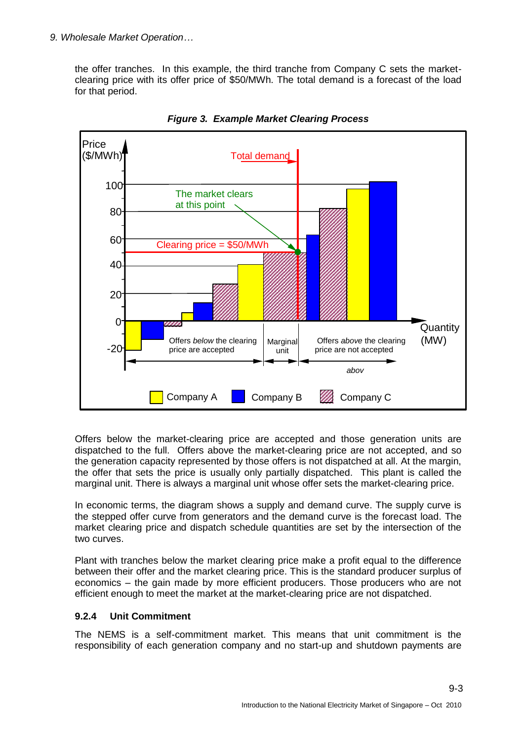the offer tranches. In this example, the third tranche from Company C sets the market-clearing price with its offer price of $50/MWh. The total demand is a forecast of the load for that period.

***Figure 3. Example Market Clearing Process***

Offers below the market-clearing price are accepted and those generation units are dispatched to the full. Offers above the market-clearing price are not accepted, and so the generation capacity represented by those offers is not dispatched at all. At the margin, the offer that sets the price is usually only partially dispatched. This plant is called the marginal unit. There is always a marginal unit whose offer sets the market-clearing price.

In economic terms, the diagram shows a supply and demand curve. The supply curve is the stepped offer curve from generators and the demand curve is the forecast load. The market clearing price and dispatch schedule quantities are set by the intersection of the two curves.

Plant with tranches below the market clearing price make a profit equal to the difference between their offer and the market clearing price. This is the standard producer surplus of economics – the gain made by more efficient producers. Those producers who are not efficient enough to meet the market at the market-clearing price are not dispatched.

### 9.2.4 Unit Commitment

The NEMS is a self-commitment market. This means that unit commitment is the responsibility of each generation company and no start-up and shutdown payments are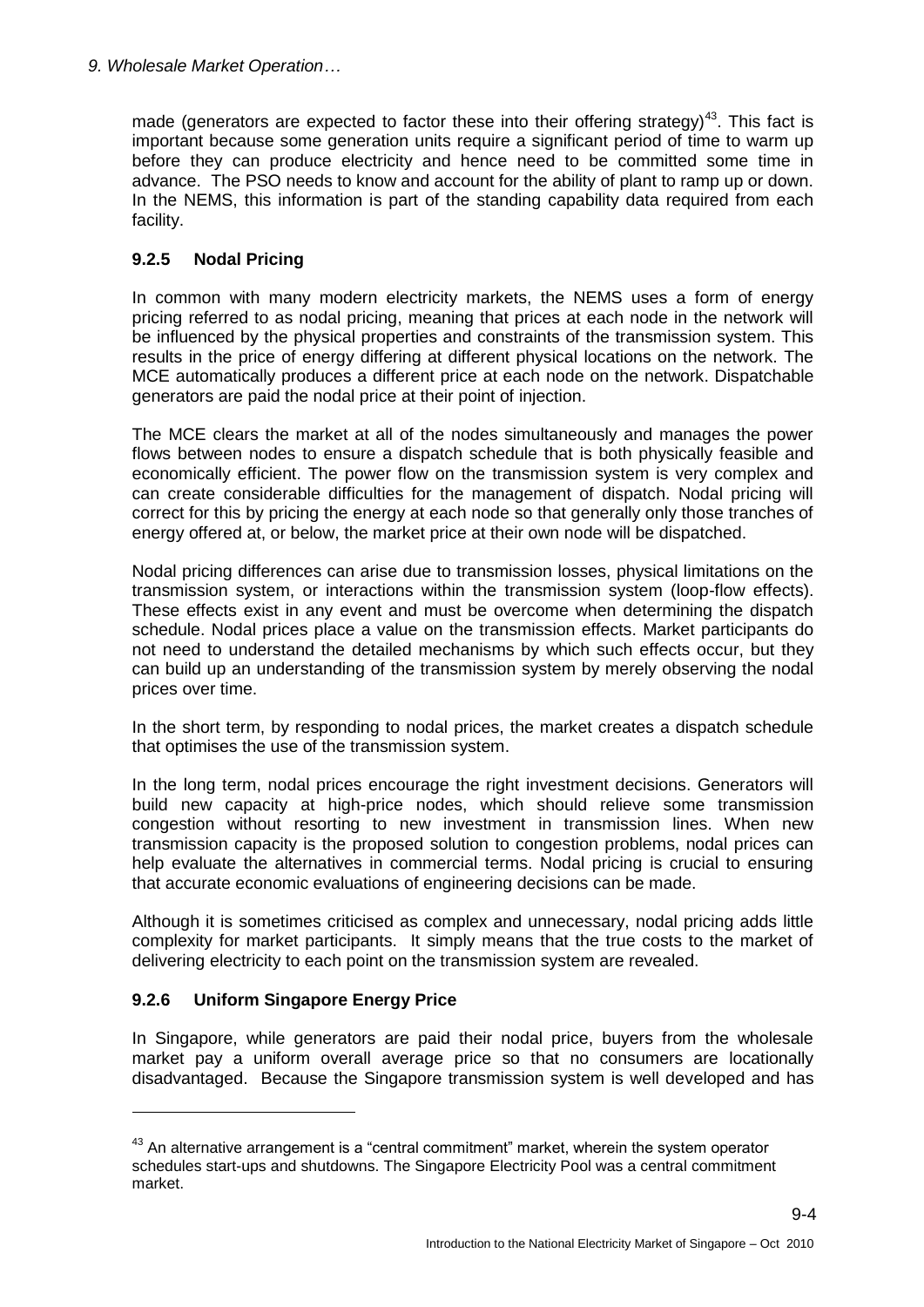made (generators are expected to factor these into their offering strategy)[43]. This fact is important because some generation units require a significant period of time to warm up before they can produce electricity and hence need to be committed some time in advance. The PSO needs to know and account for the ability of plant to ramp up or down. In the NEMS, this information is part of the standing capability data required from each facility.

### 9.2.5 Nodal Pricing

In common with many modern electricity markets, the NEMS uses a form of energy pricing referred to as nodal pricing, meaning that prices at each node in the network will be influenced by the physical properties and constraints of the transmission system. This results in the price of energy differing at different physical locations on the network. The MCE automatically produces a different price at each node on the network. Dispatchable generators are paid the nodal price at their point of injection.

The MCE clears the market at all of the nodes simultaneously and manages the power flows between nodes to ensure a dispatch schedule that is both physically feasible and economically efficient. The power flow on the transmission system is very complex and can create considerable difficulties for the management of dispatch. Nodal pricing will correct for this by pricing the energy at each node so that generally only those tranches of energy offered at, or below, the market price at their own node will be dispatched.

Nodal pricing differences can arise due to transmission losses, physical limitations on the transmission system, or interactions within the transmission system (loop-flow effects). These effects exist in any event and must be overcome when determining the dispatch schedule. Nodal prices place a value on the transmission effects. Market participants do not need to understand the detailed mechanisms by which such effects occur, but they can build up an understanding of the transmission system by merely observing the nodal prices over time.

In the short term, by responding to nodal prices, the market creates a dispatch schedule that optimises the use of the transmission system.

In the long term, nodal prices encourage the right investment decisions. Generators will build new capacity at high-price nodes, which should relieve some transmission congestion without resorting to new investment in transmission lines. When new transmission capacity is the proposed solution to congestion problems, nodal prices can help evaluate the alternatives in commercial terms. Nodal pricing is crucial to ensuring that accurate economic evaluations of engineering decisions can be made.

Although it is sometimes criticised as complex and unnecessary, nodal pricing adds little complexity for market participants. It simply means that the true costs to the market of delivering electricity to each point on the transmission system are revealed.

### 9.2.6 Uniform Singapore Energy Price

In Singapore, while generators are paid their nodal price, buyers from the wholesale market pay a uniform overall average price so that no consumers are locationally disadvantaged. Because the Singapore transmission system is well developed and has

[43] An alternative arrangement is a "central commitment" market, wherein the system operator schedules start-ups and shutdowns. The Singapore Electricity Pool was a central commitment market.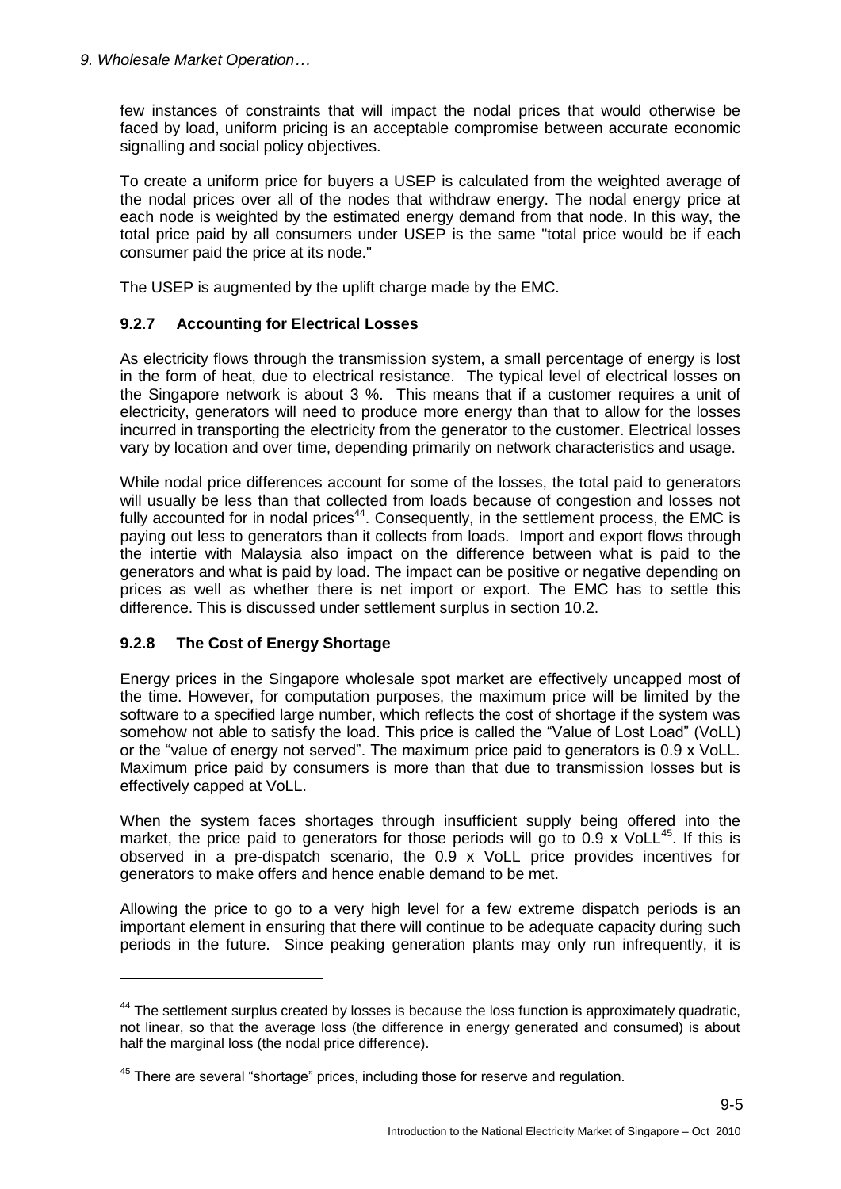few instances of constraints that will impact the nodal prices that would otherwise be faced by load, uniform pricing is an acceptable compromise between accurate economic signalling and social policy objectives.

To create a uniform price for buyers a USEP is calculated from the weighted average of the nodal prices over all of the nodes that withdraw energy. The nodal energy price at each node is weighted by the estimated energy demand from that node. In this way, the total price paid by all consumers under USEP is the same "total price would be if each consumer paid the price at its node."

The USEP is augmented by the uplift charge made by the EMC.

### 9.2.7 Accounting for Electrical Losses

As electricity flows through the transmission system, a small percentage of energy is lost in the form of heat, due to electrical resistance. The typical level of electrical losses on the Singapore network is about 3 %. This means that if a customer requires a unit of electricity, generators will need to produce more energy than that to allow for the losses incurred in transporting the electricity from the generator to the customer. Electrical losses vary by location and over time, depending primarily on network characteristics and usage.

While nodal price differences account for some of the losses, the total paid to generators will usually be less than that collected from loads because of congestion and losses not fully accounted for in nodal prices[44]. Consequently, in the settlement process, the EMC is paying out less to generators than it collects from loads. Import and export flows through the intertie with Malaysia also impact on the difference between what is paid to the generators and what is paid by load. The impact can be positive or negative depending on prices as well as whether there is net import or export. The EMC has to settle this difference. This is discussed under settlement surplus in section 10.2.

### 9.2.8 The Cost of Energy Shortage

Energy prices in the Singapore wholesale spot market are effectively uncapped most of the time. However, for computation purposes, the maximum price will be limited by the software to a specified large number, which reflects the cost of shortage if the system was somehow not able to satisfy the load. This price is called the "Value of Lost Load" (VoLL) or the "value of energy not served". The maximum price paid to generators is 0.9 x VoLL. Maximum price paid by consumers is more than that due to transmission losses but is effectively capped at VoLL.

When the system faces shortages through insufficient supply being offered into the market, the price paid to generators for those periods will go to 0.9 x VoLL[45]. If this is observed in a pre-dispatch scenario, the 0.9 x VoLL price provides incentives for generators to make offers and hence enable demand to be met.

Allowing the price to go to a very high level for a few extreme dispatch periods is an important element in ensuring that there will continue to be adequate capacity during such periods in the future. Since peaking generation plants may only run infrequently, it is

---

[44] The settlement surplus created by losses is because the loss function is approximately quadratic, not linear, so that the average loss (the difference in energy generated and consumed) is about half the marginal loss (the nodal price difference).

[45] There are several "shortage" prices, including those for reserve and regulation.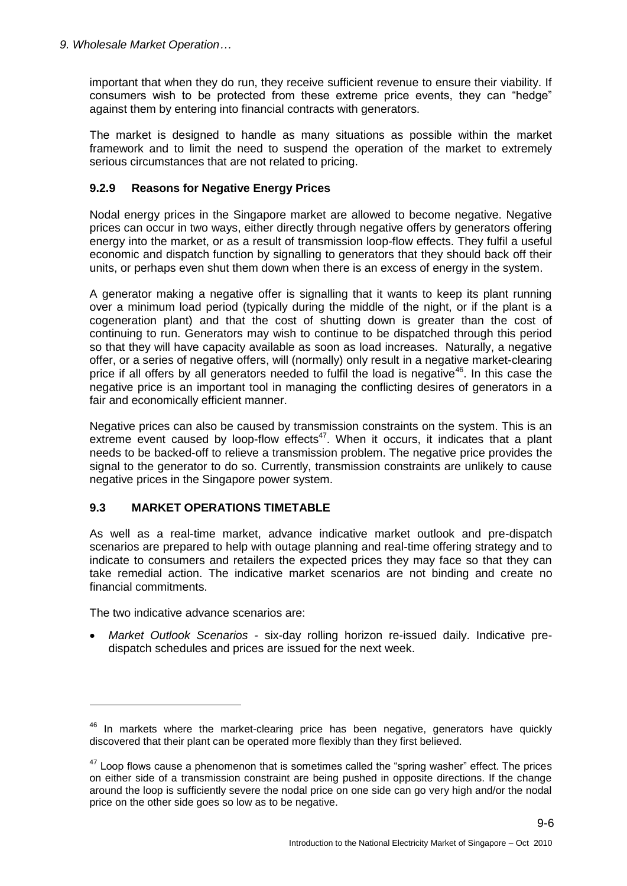important that when they do run, they receive sufficient revenue to ensure their viability. If consumers wish to be protected from these extreme price events, they can "hedge" against them by entering into financial contracts with generators.

The market is designed to handle as many situations as possible within the market framework and to limit the need to suspend the operation of the market to extremely serious circumstances that are not related to pricing.

### 9.2.9 Reasons for Negative Energy Prices

Nodal energy prices in the Singapore market are allowed to become negative. Negative prices can occur in two ways, either directly through negative offers by generators offering energy into the market, or as a result of transmission loop-flow effects. They fulfil a useful economic and dispatch function by signalling to generators that they should back off their units, or perhaps even shut them down when there is an excess of energy in the system.

A generator making a negative offer is signalling that it wants to keep its plant running over a minimum load period (typically during the middle of the night, or if the plant is a cogeneration plant) and that the cost of shutting down is greater than the cost of continuing to run. Generators may wish to continue to be dispatched through this period so that they will have capacity available as soon as load increases. Naturally, a negative offer, or a series of negative offers, will (normally) only result in a negative market-clearing price if all offers by all generators needed to fulfil the load is negative[46]. In this case the negative price is an important tool in managing the conflicting desires of generators in a fair and economically efficient manner.

Negative prices can also be caused by transmission constraints on the system. This is an extreme event caused by loop-flow effects[47]. When it occurs, it indicates that a plant needs to be backed-off to relieve a transmission problem. The negative price provides the signal to the generator to do so. Currently, transmission constraints are unlikely to cause negative prices in the Singapore power system.

## 9.3 MARKET OPERATIONS TIMETABLE

As well as a real-time market, advance indicative market outlook and pre-dispatch scenarios are prepared to help with outage planning and real-time offering strategy and to indicate to consumers and retailers the expected prices they may face so that they can take remedial action. The indicative market scenarios are not binding and create no financial commitments.

The two indicative advance scenarios are:

- *Market Outlook Scenarios* - six-day rolling horizon re-issued daily. Indicative pre-dispatch schedules and prices are issued for the next week.

---

[46] In markets where the market-clearing price has been negative, generators have quickly discovered that their plant can be operated more flexibly than they first believed.

[47] Loop flows cause a phenomenon that is sometimes called the "spring washer" effect. The prices on either side of a transmission constraint are being pushed in opposite directions. If the change around the loop is sufficiently severe the nodal price on one side can go very high and/or the nodal price on the other side goes so low as to be negative.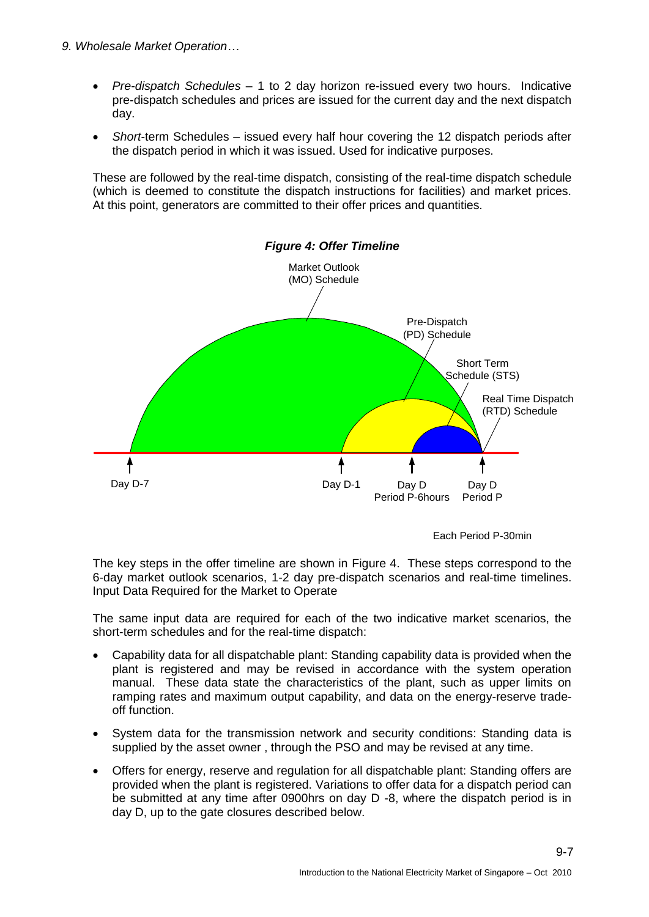- *Pre-dispatch Schedules* – 1 to 2 day horizon re-issued every two hours. Indicative pre-dispatch schedules and prices are issued for the current day and the next dispatch day.
- *Short*-term Schedules – issued every half hour covering the 12 dispatch periods after the dispatch period in which it was issued. Used for indicative purposes.

These are followed by the real-time dispatch, consisting of the real-time dispatch schedule (which is deemed to constitute the dispatch instructions for facilities) and market prices. At this point, generators are committed to their offer prices and quantities.

***Figure 4: Offer Timeline***

Market Outlook (MO) Schedule

Pre-Dispatch (PD) Schedule

Short Term Schedule (STS)

Real Time Dispatch (RTD) Schedule

Day D-7 | Day D-1 | Day D Period P-6hours | Day D Period P

Each Period P-30min

The key steps in the offer timeline are shown in Figure 4. These steps correspond to the 6-day market outlook scenarios, 1-2 day pre-dispatch scenarios and real-time timelines. Input Data Required for the Market to Operate

The same input data are required for each of the two indicative market scenarios, the short-term schedules and for the real-time dispatch:

- Capability data for all dispatchable plant: Standing capability data is provided when the plant is registered and may be revised in accordance with the system operation manual. These data state the characteristics of the plant, such as upper limits on ramping rates and maximum output capability, and data on the energy-reserve trade-off function.
- System data for the transmission network and security conditions: Standing data is supplied by the asset owner , through the PSO and may be revised at any time.
- Offers for energy, reserve and regulation for all dispatchable plant: Standing offers are provided when the plant is registered. Variations to offer data for a dispatch period can be submitted at any time after 0900hrs on day D -8, where the dispatch period is in day D, up to the gate closures described below.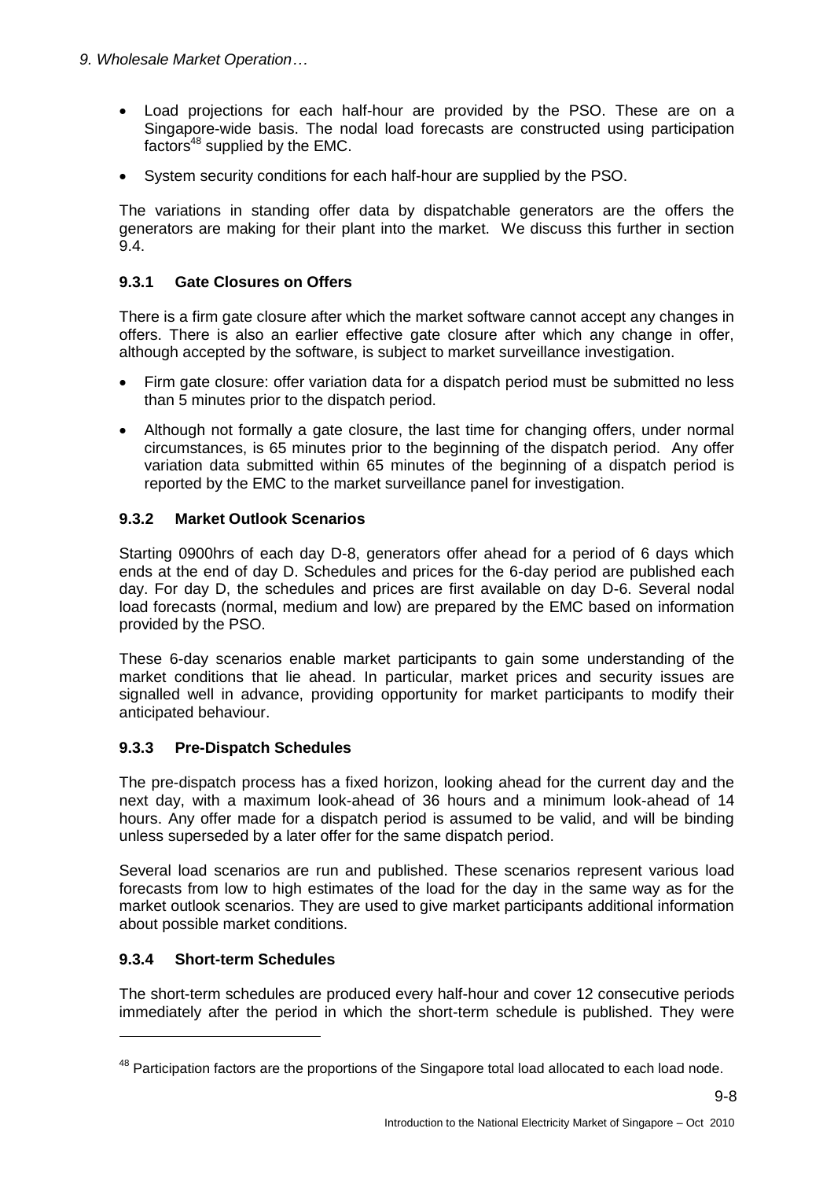- Load projections for each half-hour are provided by the PSO. These are on a Singapore-wide basis. The nodal load forecasts are constructed using participation factors[48] supplied by the EMC.
- System security conditions for each half-hour are supplied by the PSO.

The variations in standing offer data by dispatchable generators are the offers the generators are making for their plant into the market. We discuss this further in section 9.4.

### 9.3.1 Gate Closures on Offers

There is a firm gate closure after which the market software cannot accept any changes in offers. There is also an earlier effective gate closure after which any change in offer, although accepted by the software, is subject to market surveillance investigation.

- Firm gate closure: offer variation data for a dispatch period must be submitted no less than 5 minutes prior to the dispatch period.
- Although not formally a gate closure, the last time for changing offers, under normal circumstances, is 65 minutes prior to the beginning of the dispatch period. Any offer variation data submitted within 65 minutes of the beginning of a dispatch period is reported by the EMC to the market surveillance panel for investigation.

### 9.3.2 Market Outlook Scenarios

Starting 0900hrs of each day D-8, generators offer ahead for a period of 6 days which ends at the end of day D. Schedules and prices for the 6-day period are published each day. For day D, the schedules and prices are first available on day D-6. Several nodal load forecasts (normal, medium and low) are prepared by the EMC based on information provided by the PSO.

These 6-day scenarios enable market participants to gain some understanding of the market conditions that lie ahead. In particular, market prices and security issues are signalled well in advance, providing opportunity for market participants to modify their anticipated behaviour.

### 9.3.3 Pre-Dispatch Schedules

The pre-dispatch process has a fixed horizon, looking ahead for the current day and the next day, with a maximum look-ahead of 36 hours and a minimum look-ahead of 14 hours. Any offer made for a dispatch period is assumed to be valid, and will be binding unless superseded by a later offer for the same dispatch period.

Several load scenarios are run and published. These scenarios represent various load forecasts from low to high estimates of the load for the day in the same way as for the market outlook scenarios. They are used to give market participants additional information about possible market conditions.

### 9.3.4 Short-term Schedules

The short-term schedules are produced every half-hour and cover 12 consecutive periods immediately after the period in which the short-term schedule is published. They were

[48] Participation factors are the proportions of the Singapore total load allocated to each load node.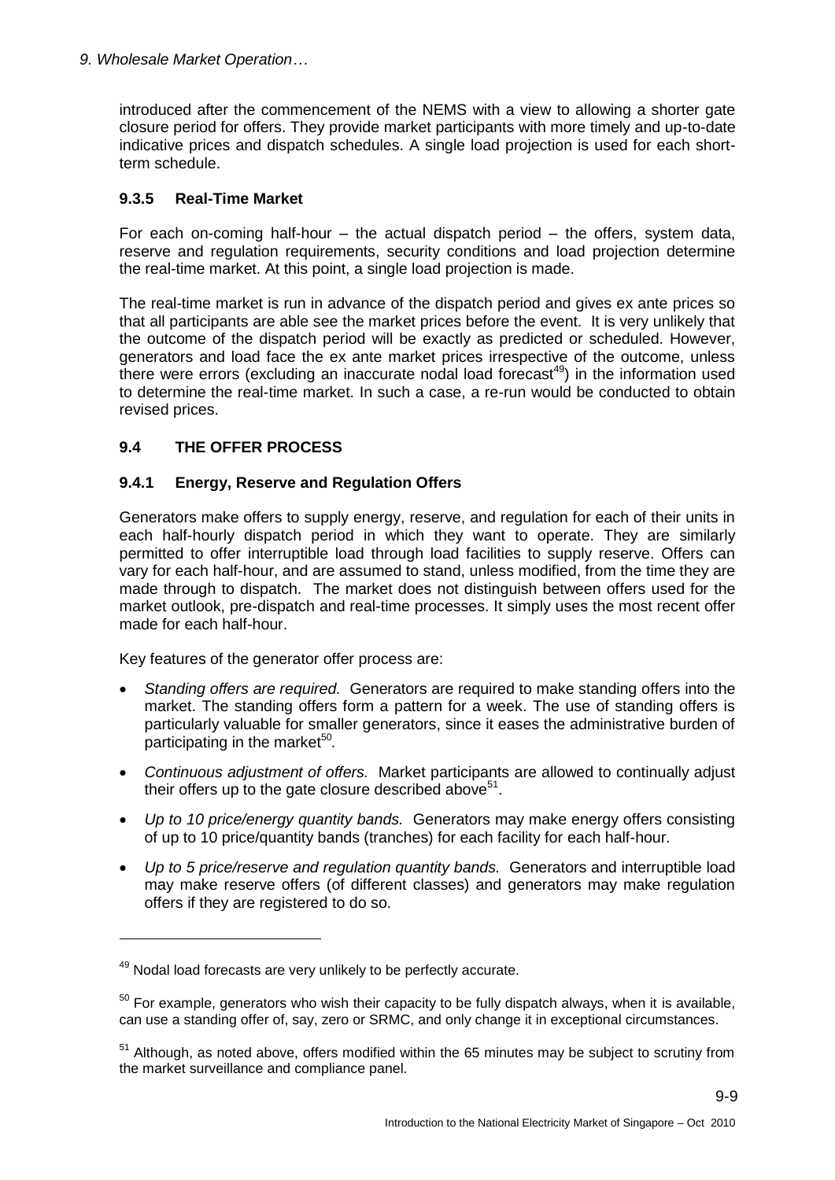introduced after the commencement of the NEMS with a view to allowing a shorter gate closure period for offers. They provide market participants with more timely and up-to-date indicative prices and dispatch schedules. A single load projection is used for each short-term schedule.

### 9.3.5 Real-Time Market

For each on-coming half-hour – the actual dispatch period – the offers, system data, reserve and regulation requirements, security conditions and load projection determine the real-time market. At this point, a single load projection is made.

The real-time market is run in advance of the dispatch period and gives ex ante prices so that all participants are able see the market prices before the event. It is very unlikely that the outcome of the dispatch period will be exactly as predicted or scheduled. However, generators and load face the ex ante market prices irrespective of the outcome, unless there were errors (excluding an inaccurate nodal load forecast[49]) in the information used to determine the real-time market. In such a case, a re-run would be conducted to obtain revised prices.

## 9.4 THE OFFER PROCESS

### 9.4.1 Energy, Reserve and Regulation Offers

Generators make offers to supply energy, reserve, and regulation for each of their units in each half-hourly dispatch period in which they want to operate. They are similarly permitted to offer interruptible load through load facilities to supply reserve. Offers can vary for each half-hour, and are assumed to stand, unless modified, from the time they are made through to dispatch. The market does not distinguish between offers used for the market outlook, pre-dispatch and real-time processes. It simply uses the most recent offer made for each half-hour.

Key features of the generator offer process are:

- *Standing offers are required.* Generators are required to make standing offers into the market. The standing offers form a pattern for a week. The use of standing offers is particularly valuable for smaller generators, since it eases the administrative burden of participating in the market[50].
- *Continuous adjustment of offers.* Market participants are allowed to continually adjust their offers up to the gate closure described above[51].
- *Up to 10 price/energy quantity bands.* Generators may make energy offers consisting of up to 10 price/quantity bands (tranches) for each facility for each half-hour.
- *Up to 5 price/reserve and regulation quantity bands.* Generators and interruptible load may make reserve offers (of different classes) and generators may make regulation offers if they are registered to do so.

---

[49] Nodal load forecasts are very unlikely to be perfectly accurate.

[50] For example, generators who wish their capacity to be fully dispatch always, when it is available, can use a standing offer of, say, zero or SRMC, and only change it in exceptional circumstances.

[51] Although, as noted above, offers modified within the 65 minutes may be subject to scrutiny from the market surveillance and compliance panel.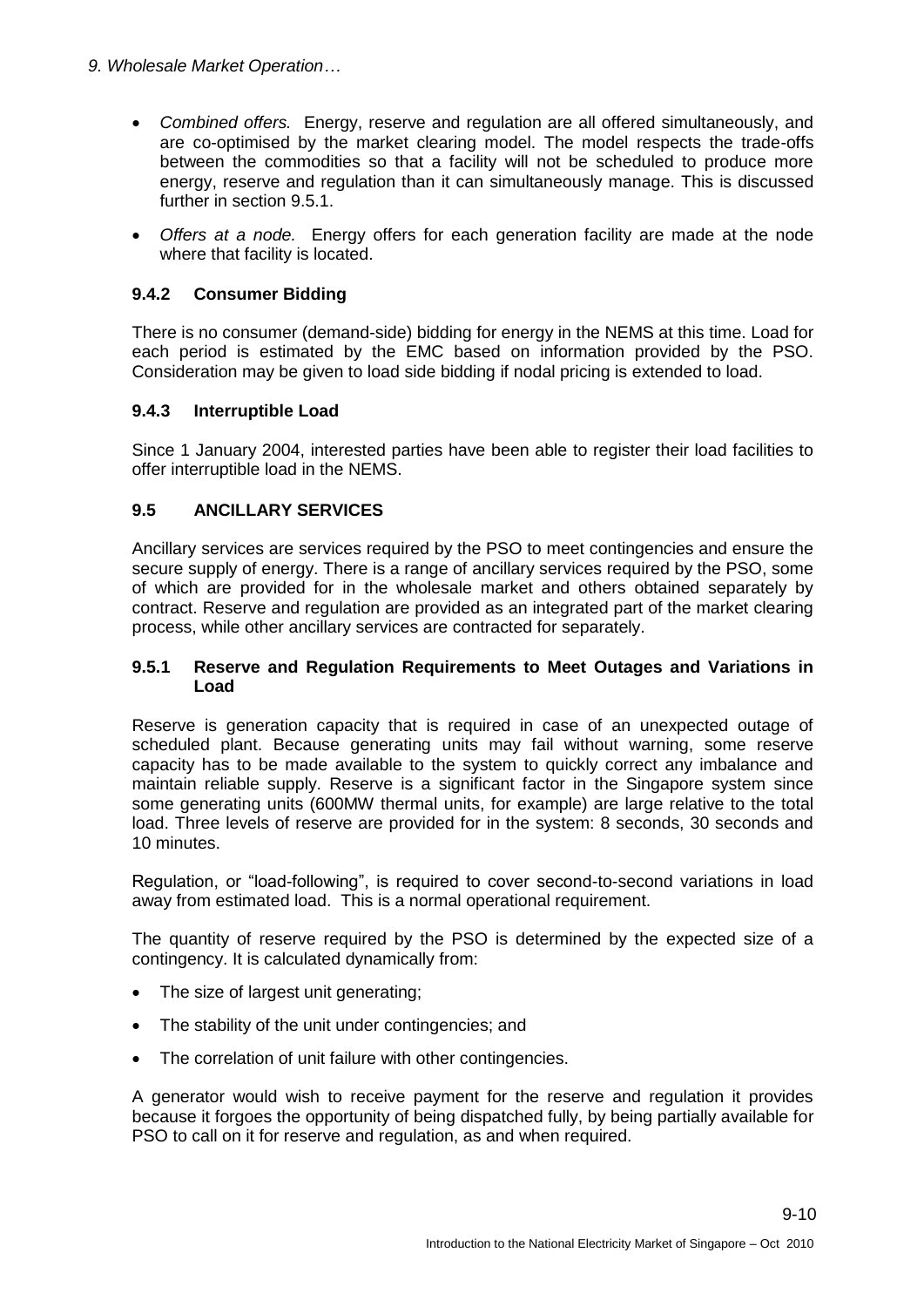- *Combined offers.* Energy, reserve and regulation are all offered simultaneously, and are co-optimised by the market clearing model. The model respects the trade-offs between the commodities so that a facility will not be scheduled to produce more energy, reserve and regulation than it can simultaneously manage. This is discussed further in section 9.5.1.
- *Offers at a node.* Energy offers for each generation facility are made at the node where that facility is located.

### 9.4.2 Consumer Bidding

There is no consumer (demand-side) bidding for energy in the NEMS at this time. Load for each period is estimated by the EMC based on information provided by the PSO. Consideration may be given to load side bidding if nodal pricing is extended to load.

### 9.4.3 Interruptible Load

Since 1 January 2004, interested parties have been able to register their load facilities to offer interruptible load in the NEMS.

## 9.5 ANCILLARY SERVICES

Ancillary services are services required by the PSO to meet contingencies and ensure the secure supply of energy. There is a range of ancillary services required by the PSO, some of which are provided for in the wholesale market and others obtained separately by contract. Reserve and regulation are provided as an integrated part of the market clearing process, while other ancillary services are contracted for separately.

### 9.5.1 Reserve and Regulation Requirements to Meet Outages and Variations in Load

Reserve is generation capacity that is required in case of an unexpected outage of scheduled plant. Because generating units may fail without warning, some reserve capacity has to be made available to the system to quickly correct any imbalance and maintain reliable supply. Reserve is a significant factor in the Singapore system since some generating units (600MW thermal units, for example) are large relative to the total load. Three levels of reserve are provided for in the system: 8 seconds, 30 seconds and 10 minutes.

Regulation, or "load-following", is required to cover second-to-second variations in load away from estimated load. This is a normal operational requirement.

The quantity of reserve required by the PSO is determined by the expected size of a contingency. It is calculated dynamically from:

- The size of largest unit generating;
- The stability of the unit under contingencies; and
- The correlation of unit failure with other contingencies.

A generator would wish to receive payment for the reserve and regulation it provides because it forgoes the opportunity of being dispatched fully, by being partially available for PSO to call on it for reserve and regulation, as and when required.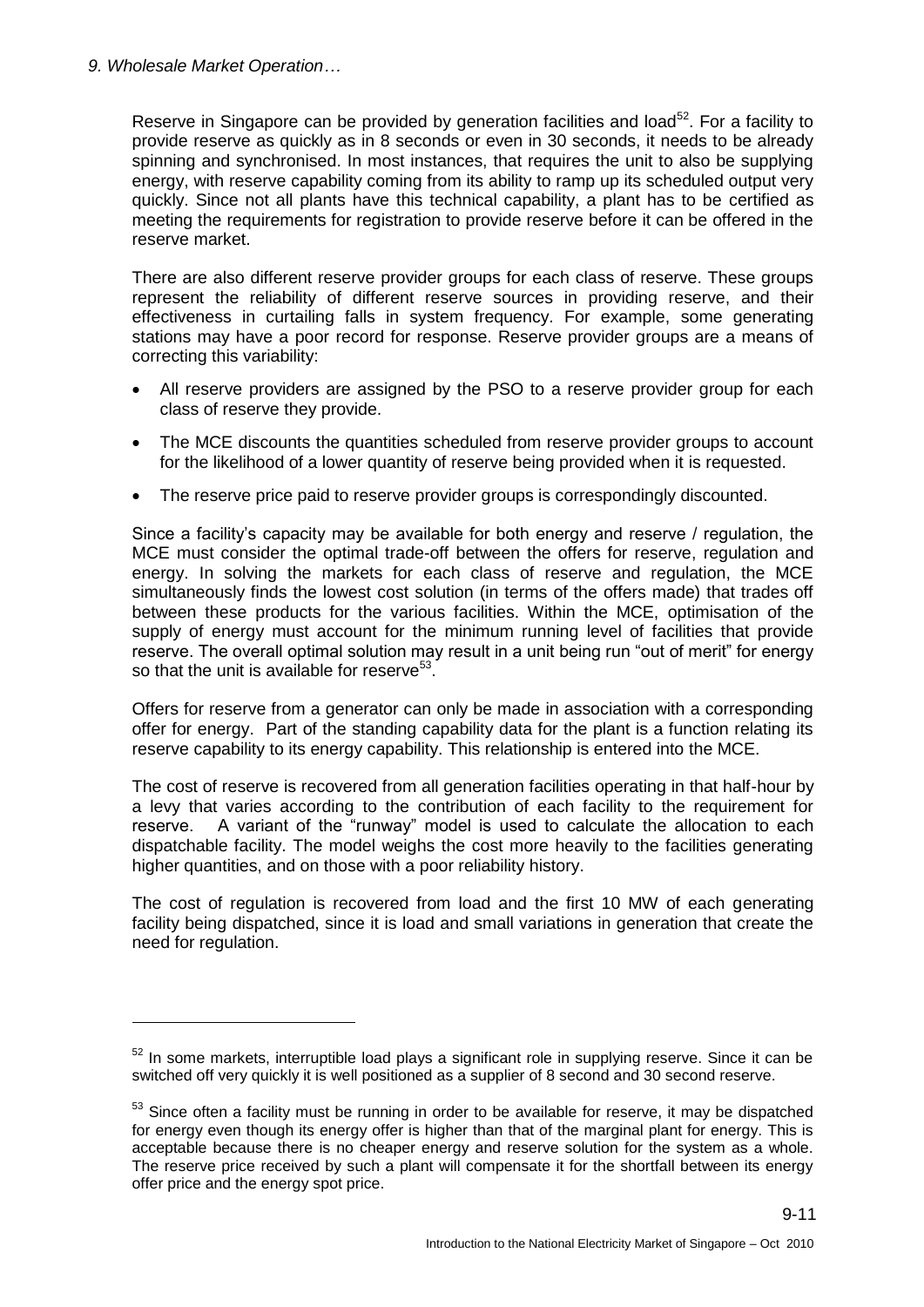Reserve in Singapore can be provided by generation facilities and load[52]. For a facility to provide reserve as quickly as in 8 seconds or even in 30 seconds, it needs to be already spinning and synchronised. In most instances, that requires the unit to also be supplying energy, with reserve capability coming from its ability to ramp up its scheduled output very quickly. Since not all plants have this technical capability, a plant has to be certified as meeting the requirements for registration to provide reserve before it can be offered in the reserve market.

There are also different reserve provider groups for each class of reserve. These groups represent the reliability of different reserve sources in providing reserve, and their effectiveness in curtailing falls in system frequency. For example, some generating stations may have a poor record for response. Reserve provider groups are a means of correcting this variability:

- All reserve providers are assigned by the PSO to a reserve provider group for each class of reserve they provide.
- The MCE discounts the quantities scheduled from reserve provider groups to account for the likelihood of a lower quantity of reserve being provided when it is requested.
- The reserve price paid to reserve provider groups is correspondingly discounted.

Since a facility's capacity may be available for both energy and reserve / regulation, the MCE must consider the optimal trade-off between the offers for reserve, regulation and energy. In solving the markets for each class of reserve and regulation, the MCE simultaneously finds the lowest cost solution (in terms of the offers made) that trades off between these products for the various facilities. Within the MCE, optimisation of the supply of energy must account for the minimum running level of facilities that provide reserve. The overall optimal solution may result in a unit being run "out of merit" for energy so that the unit is available for reserve[53].

Offers for reserve from a generator can only be made in association with a corresponding offer for energy. Part of the standing capability data for the plant is a function relating its reserve capability to its energy capability. This relationship is entered into the MCE.

The cost of reserve is recovered from all generation facilities operating in that half-hour by a levy that varies according to the contribution of each facility to the requirement for reserve. A variant of the "runway" model is used to calculate the allocation to each dispatchable facility. The model weighs the cost more heavily to the facilities generating higher quantities, and on those with a poor reliability history.

The cost of regulation is recovered from load and the first 10 MW of each generating facility being dispatched, since it is load and small variations in generation that create the need for regulation.

---

[52] In some markets, interruptible load plays a significant role in supplying reserve. Since it can be switched off very quickly it is well positioned as a supplier of 8 second and 30 second reserve.

[53] Since often a facility must be running in order to be available for reserve, it may be dispatched for energy even though its energy offer is higher than that of the marginal plant for energy. This is acceptable because there is no cheaper energy and reserve solution for the system as a whole. The reserve price received by such a plant will compensate it for the shortfall between its energy offer price and the energy spot price.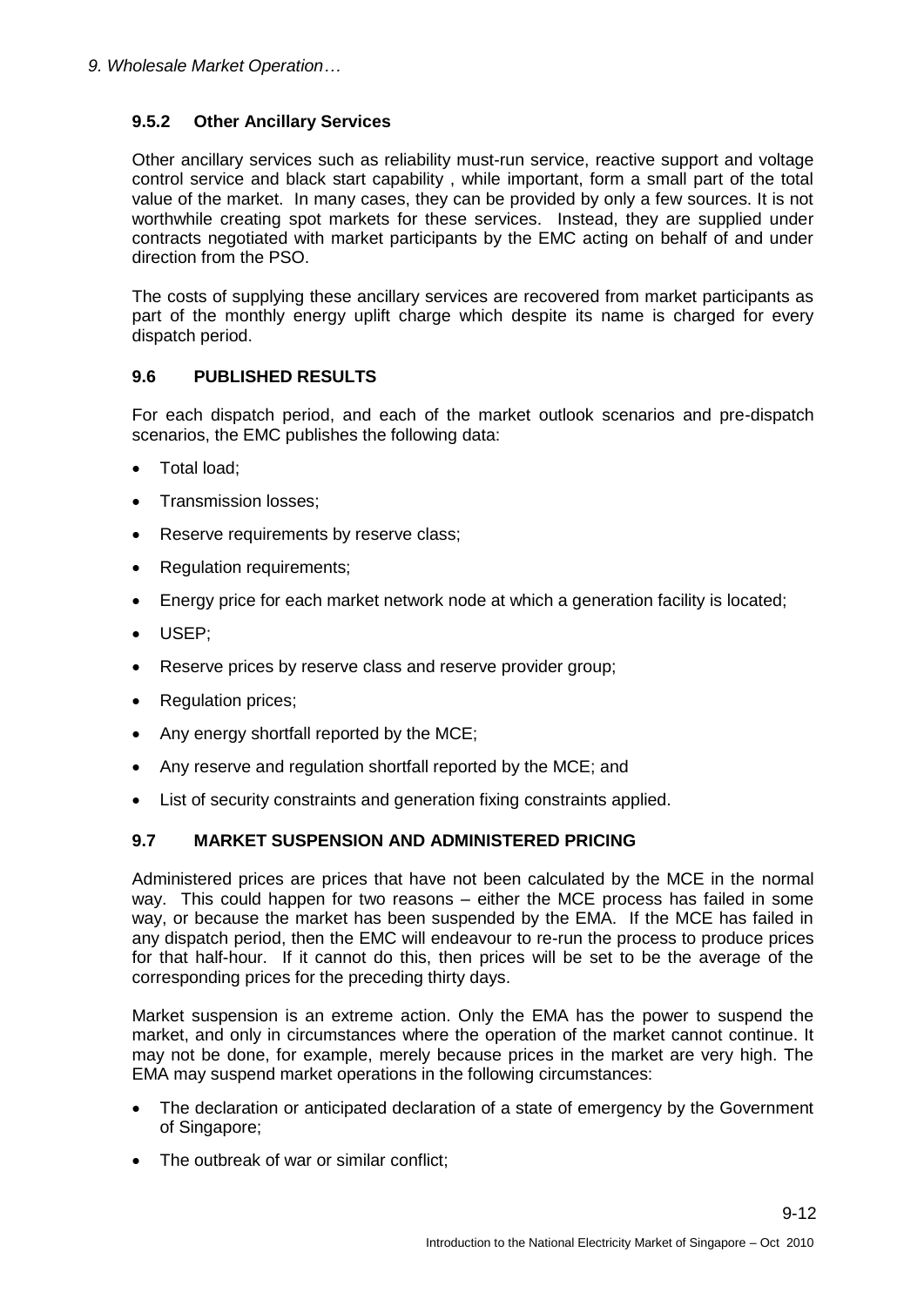### 9.5.2 Other Ancillary Services

Other ancillary services such as reliability must-run service, reactive support and voltage control service and black start capability , while important, form a small part of the total value of the market. In many cases, they can be provided by only a few sources. It is not worthwhile creating spot markets for these services. Instead, they are supplied under contracts negotiated with market participants by the EMC acting on behalf of and under direction from the PSO.

The costs of supplying these ancillary services are recovered from market participants as part of the monthly energy uplift charge which despite its name is charged for every dispatch period.

## 9.6 PUBLISHED RESULTS

For each dispatch period, and each of the market outlook scenarios and pre-dispatch scenarios, the EMC publishes the following data:

- Total load;
- Transmission losses;
- Reserve requirements by reserve class;
- Regulation requirements;
- Energy price for each market network node at which a generation facility is located;
- USEP;
- Reserve prices by reserve class and reserve provider group;
- Regulation prices;
- Any energy shortfall reported by the MCE;
- Any reserve and regulation shortfall reported by the MCE; and
- List of security constraints and generation fixing constraints applied.

## 9.7 MARKET SUSPENSION AND ADMINISTERED PRICING

Administered prices are prices that have not been calculated by the MCE in the normal way. This could happen for two reasons – either the MCE process has failed in some way, or because the market has been suspended by the EMA. If the MCE has failed in any dispatch period, then the EMC will endeavour to re-run the process to produce prices for that half-hour. If it cannot do this, then prices will be set to be the average of the corresponding prices for the preceding thirty days.

Market suspension is an extreme action. Only the EMA has the power to suspend the market, and only in circumstances where the operation of the market cannot continue. It may not be done, for example, merely because prices in the market are very high. The EMA may suspend market operations in the following circumstances:

- The declaration or anticipated declaration of a state of emergency by the Government of Singapore;
- The outbreak of war or similar conflict;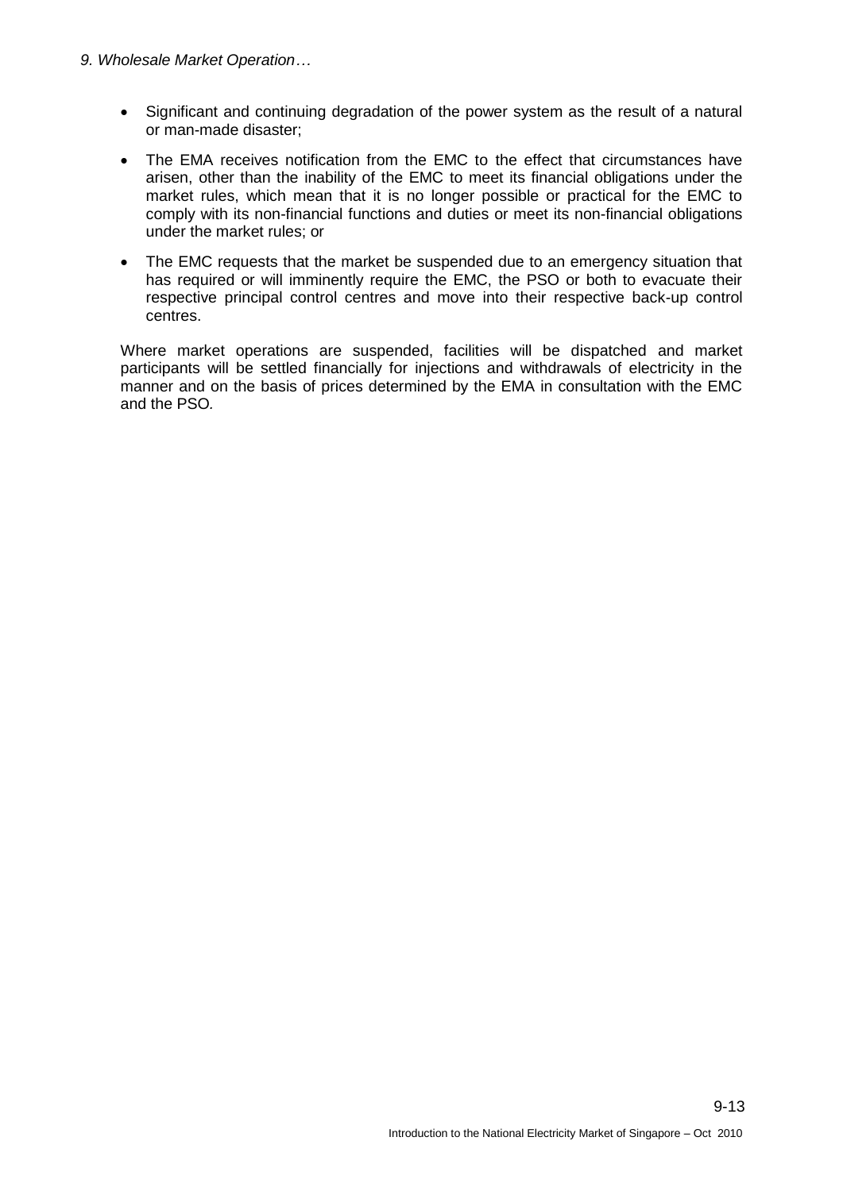- Significant and continuing degradation of the power system as the result of a natural or man-made disaster;
- The EMA receives notification from the EMC to the effect that circumstances have arisen, other than the inability of the EMC to meet its financial obligations under the market rules, which mean that it is no longer possible or practical for the EMC to comply with its non-financial functions and duties or meet its non-financial obligations under the market rules; or
- The EMC requests that the market be suspended due to an emergency situation that has required or will imminently require the EMC, the PSO or both to evacuate their respective principal control centres and move into their respective back-up control centres.

Where market operations are suspended, facilities will be dispatched and market participants will be settled financially for injections and withdrawals of electricity in the manner and on the basis of prices determined by the EMA in consultation with the EMC and the PSO.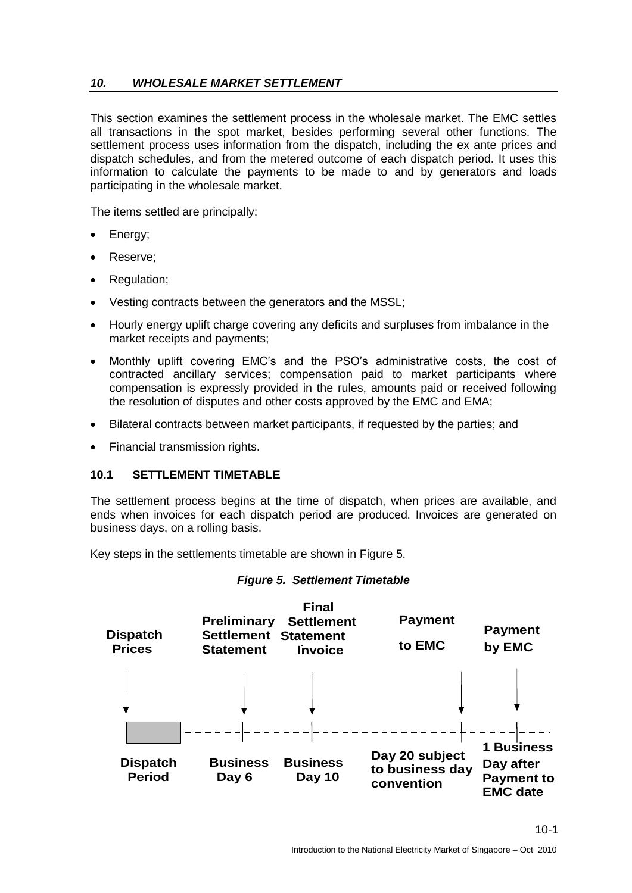## *10. WHOLESALE MARKET SETTLEMENT*

This section examines the settlement process in the wholesale market. The EMC settles all transactions in the spot market, besides performing several other functions. The settlement process uses information from the dispatch, including the ex ante prices and dispatch schedules, and from the metered outcome of each dispatch period. It uses this information to calculate the payments to be made to and by generators and loads participating in the wholesale market.

The items settled are principally:

- Energy;
- Reserve;
- Regulation;
- Vesting contracts between the generators and the MSSL;
- Hourly energy uplift charge covering any deficits and surpluses from imbalance in the market receipts and payments;
- Monthly uplift covering EMC's and the PSO's administrative costs, the cost of contracted ancillary services; compensation paid to market participants where compensation is expressly provided in the rules, amounts paid or received following the resolution of disputes and other costs approved by the EMC and EMA;
- Bilateral contracts between market participants, if requested by the parties; and
- Financial transmission rights.

### 10.1 SETTLEMENT TIMETABLE

The settlement process begins at the time of dispatch, when prices are available, and ends when invoices for each dispatch period are produced. Invoices are generated on business days, on a rolling basis.

Key steps in the settlements timetable are shown in Figure 5.

*Figure 5. Settlement Timetable*

| Dispatch Prices | Preliminary Settlement Statement | Final Settlement Statement Invoice | Payment to EMC | Payment by EMC |
|---|---|---|---|---|
| Dispatch Period | Business Day 6 | Business Day 10 | Day 20 subject to business day convention | 1 Business Day after Payment to EMC date |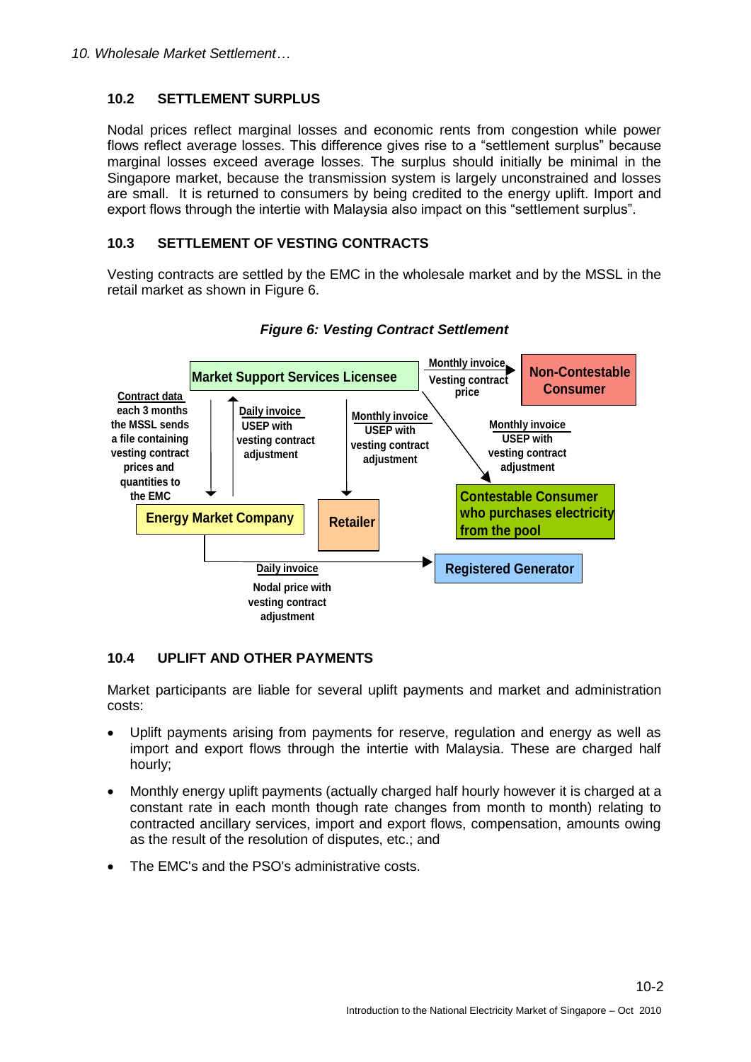## 10.2 SETTLEMENT SURPLUS

Nodal prices reflect marginal losses and economic rents from congestion while power flows reflect average losses. This difference gives rise to a "settlement surplus" because marginal losses exceed average losses. The surplus should initially be minimal in the Singapore market, because the transmission system is largely unconstrained and losses are small. It is returned to consumers by being credited to the energy uplift. Import and export flows through the intertie with Malaysia also impact on this "settlement surplus".

## 10.3 SETTLEMENT OF VESTING CONTRACTS

Vesting contracts are settled by the EMC in the wholesale market and by the MSSL in the retail market as shown in Figure 6.

*Figure 6: Vesting Contract Settlement*

Market Support Services Licensee

Non-Contestable Consumer

Energy Market Company

Retailer

Contestable Consumer who purchases electricity from the pool

Registered Generator

Contract data each 3 months the MSSL sends a file containing vesting contract prices and quantities to the EMC

Daily invoice USEP with vesting contract adjustment

Monthly invoice USEP with vesting contract adjustment

Monthly invoice Vesting contract price

Monthly invoice USEP with vesting contract adjustment

Daily invoice Nodal price with vesting contract adjustment

## 10.4 UPLIFT AND OTHER PAYMENTS

Market participants are liable for several uplift payments and market and administration costs:

- Uplift payments arising from payments for reserve, regulation and energy as well as import and export flows through the intertie with Malaysia. These are charged half hourly;
- Monthly energy uplift payments (actually charged half hourly however it is charged at a constant rate in each month though rate changes from month to month) relating to contracted ancillary services, import and export flows, compensation, amounts owing as the result of the resolution of disputes, etc.; and
- The EMC's and the PSO's administrative costs.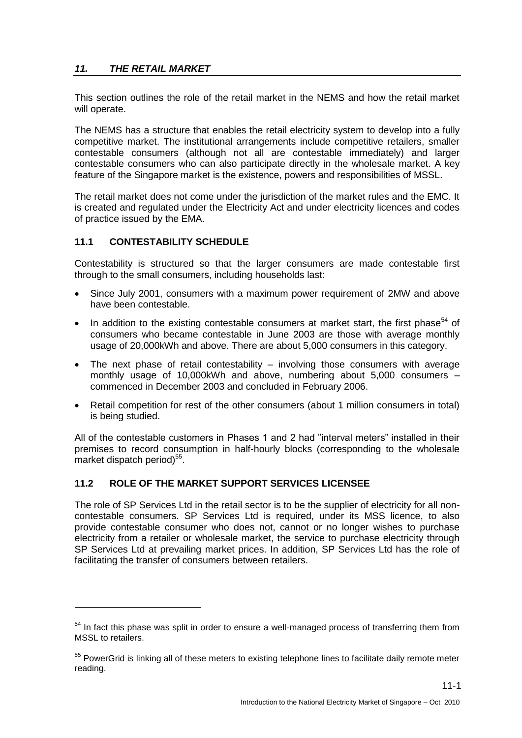## *11. THE RETAIL MARKET*

This section outlines the role of the retail market in the NEMS and how the retail market will operate.

The NEMS has a structure that enables the retail electricity system to develop into a fully competitive market. The institutional arrangements include competitive retailers, smaller contestable consumers (although not all are contestable immediately) and larger contestable consumers who can also participate directly in the wholesale market. A key feature of the Singapore market is the existence, powers and responsibilities of MSSL.

The retail market does not come under the jurisdiction of the market rules and the EMC. It is created and regulated under the Electricity Act and under electricity licences and codes of practice issued by the EMA.

### 11.1 CONTESTABILITY SCHEDULE

Contestability is structured so that the larger consumers are made contestable first through to the small consumers, including households last:

- Since July 2001, consumers with a maximum power requirement of 2MW and above have been contestable.
- In addition to the existing contestable consumers at market start, the first phase[54] of consumers who became contestable in June 2003 are those with average monthly usage of 20,000kWh and above. There are about 5,000 consumers in this category.
- The next phase of retail contestability – involving those consumers with average monthly usage of 10,000kWh and above, numbering about 5,000 consumers – commenced in December 2003 and concluded in February 2006.
- Retail competition for rest of the other consumers (about 1 million consumers in total) is being studied.

All of the contestable customers in Phases 1 and 2 had "interval meters" installed in their premises to record consumption in half-hourly blocks (corresponding to the wholesale market dispatch period)[55].

### 11.2 ROLE OF THE MARKET SUPPORT SERVICES LICENSEE

The role of SP Services Ltd in the retail sector is to be the supplier of electricity for all non-contestable consumers. SP Services Ltd is required, under its MSS licence, to also provide contestable consumer who does not, cannot or no longer wishes to purchase electricity from a retailer or wholesale market, the service to purchase electricity through SP Services Ltd at prevailing market prices. In addition, SP Services Ltd has the role of facilitating the transfer of consumers between retailers.

---

[54] In fact this phase was split in order to ensure a well-managed process of transferring them from MSSL to retailers.

[55] PowerGrid is linking all of these meters to existing telephone lines to facilitate daily remote meter reading.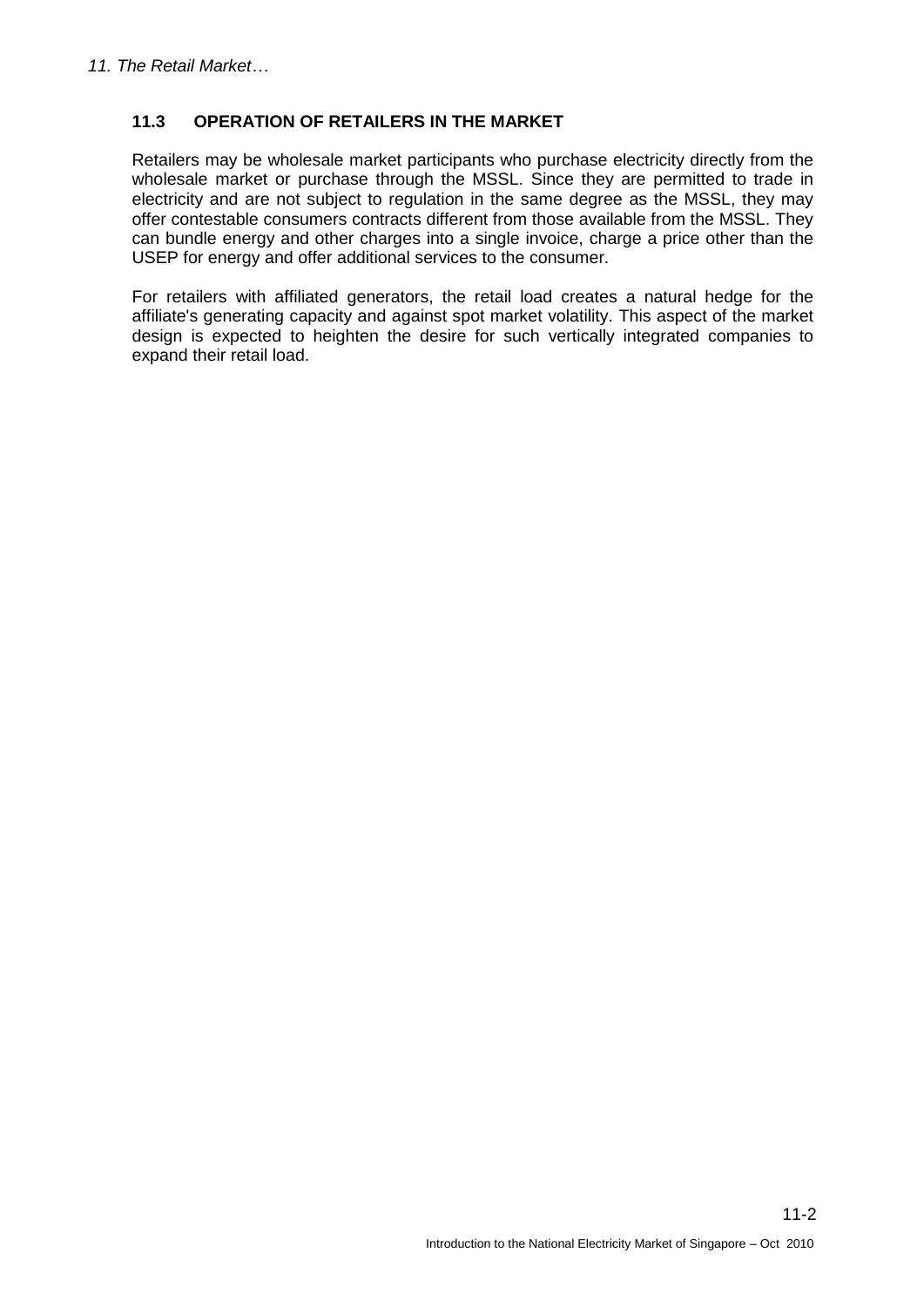### 11.3 OPERATION OF RETAILERS IN THE MARKET

Retailers may be wholesale market participants who purchase electricity directly from the wholesale market or purchase through the MSSL. Since they are permitted to trade in electricity and are not subject to regulation in the same degree as the MSSL, they may offer contestable consumers contracts different from those available from the MSSL. They can bundle energy and other charges into a single invoice, charge a price other than the USEP for energy and offer additional services to the consumer.

For retailers with affiliated generators, the retail load creates a natural hedge for the affiliate's generating capacity and against spot market volatility. This aspect of the market design is expected to heighten the desire for such vertically integrated companies to expand their retail load.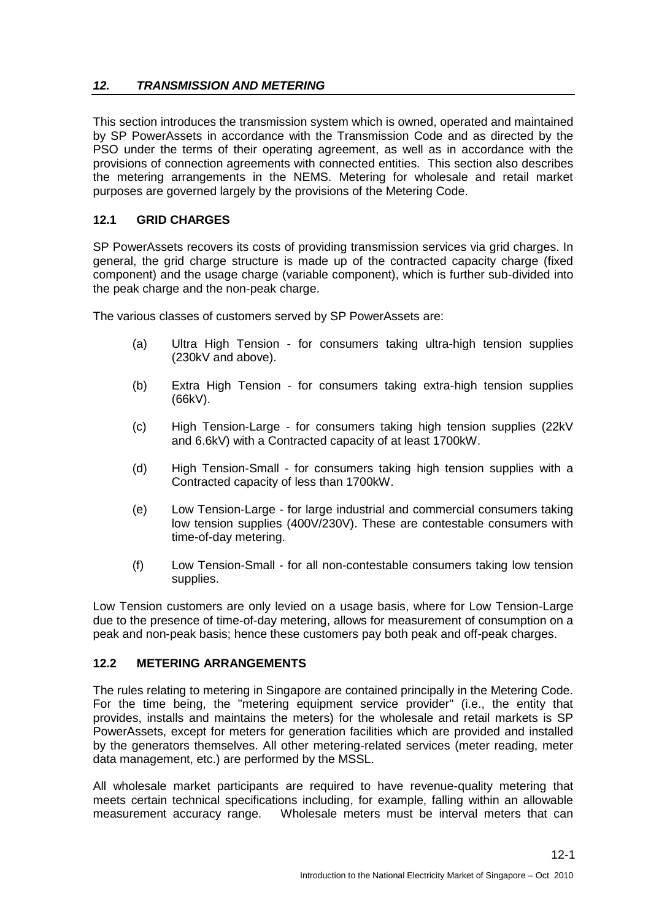## *12. TRANSMISSION AND METERING*

This section introduces the transmission system which is owned, operated and maintained by SP PowerAssets in accordance with the Transmission Code and as directed by the PSO under the terms of their operating agreement, as well as in accordance with the provisions of connection agreements with connected entities. This section also describes the metering arrangements in the NEMS. Metering for wholesale and retail market purposes are governed largely by the provisions of the Metering Code.

### 12.1 GRID CHARGES

SP PowerAssets recovers its costs of providing transmission services via grid charges. In general, the grid charge structure is made up of the contracted capacity charge (fixed component) and the usage charge (variable component), which is further sub-divided into the peak charge and the non-peak charge.

The various classes of customers served by SP PowerAssets are:

(a) Ultra High Tension - for consumers taking ultra-high tension supplies (230kV and above).

(b) Extra High Tension - for consumers taking extra-high tension supplies (66kV).

(c) High Tension-Large - for consumers taking high tension supplies (22kV and 6.6kV) with a Contracted capacity of at least 1700kW.

(d) High Tension-Small - for consumers taking high tension supplies with a Contracted capacity of less than 1700kW.

(e) Low Tension-Large - for large industrial and commercial consumers taking low tension supplies (400V/230V). These are contestable consumers with time-of-day metering.

(f) Low Tension-Small - for all non-contestable consumers taking low tension supplies.

Low Tension customers are only levied on a usage basis, where for Low Tension-Large due to the presence of time-of-day metering, allows for measurement of consumption on a peak and non-peak basis; hence these customers pay both peak and off-peak charges.

### 12.2 METERING ARRANGEMENTS

The rules relating to metering in Singapore are contained principally in the Metering Code. For the time being, the "metering equipment service provider" (i.e., the entity that provides, installs and maintains the meters) for the wholesale and retail markets is SP PowerAssets, except for meters for generation facilities which are provided and installed by the generators themselves. All other metering-related services (meter reading, meter data management, etc.) are performed by the MSSL.

All wholesale market participants are required to have revenue-quality metering that meets certain technical specifications including, for example, falling within an allowable measurement accuracy range. Wholesale meters must be interval meters that can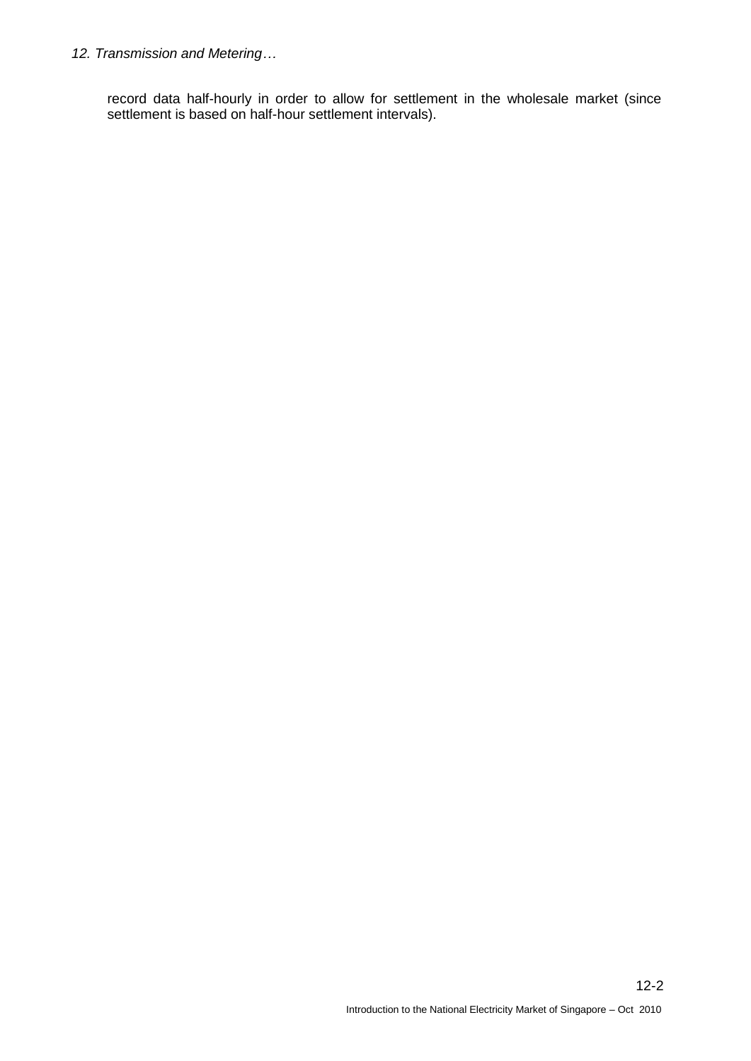record data half-hourly in order to allow for settlement in the wholesale market (since settlement is based on half-hour settlement intervals).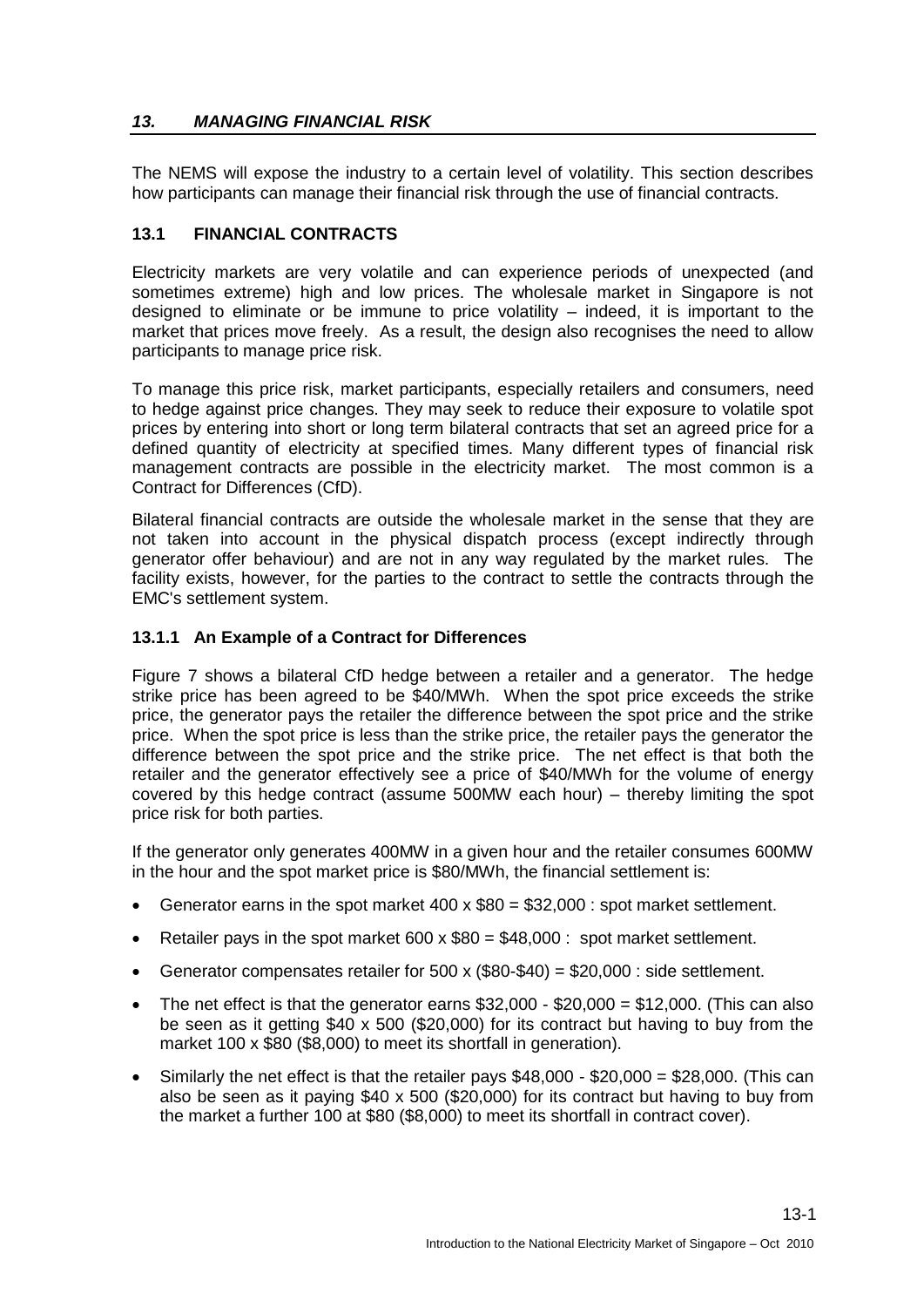# *13. MANAGING FINANCIAL RISK*

The NEMS will expose the industry to a certain level of volatility. This section describes how participants can manage their financial risk through the use of financial contracts.

## 13.1 FINANCIAL CONTRACTS

Electricity markets are very volatile and can experience periods of unexpected (and sometimes extreme) high and low prices. The wholesale market in Singapore is not designed to eliminate or be immune to price volatility – indeed, it is important to the market that prices move freely. As a result, the design also recognises the need to allow participants to manage price risk.

To manage this price risk, market participants, especially retailers and consumers, need to hedge against price changes. They may seek to reduce their exposure to volatile spot prices by entering into short or long term bilateral contracts that set an agreed price for a defined quantity of electricity at specified times. Many different types of financial risk management contracts are possible in the electricity market. The most common is a Contract for Differences (CfD).

Bilateral financial contracts are outside the wholesale market in the sense that they are not taken into account in the physical dispatch process (except indirectly through generator offer behaviour) and are not in any way regulated by the market rules. The facility exists, however, for the parties to the contract to settle the contracts through the EMC's settlement system.

### 13.1.1 An Example of a Contract for Differences

Figure 7 shows a bilateral CfD hedge between a retailer and a generator. The hedge strike price has been agreed to be $40/MWh. When the spot price exceeds the strike price, the generator pays the retailer the difference between the spot price and the strike price. When the spot price is less than the strike price, the retailer pays the generator the difference between the spot price and the strike price. The net effect is that both the retailer and the generator effectively see a price of $40/MWh for the volume of energy covered by this hedge contract (assume 500MW each hour) – thereby limiting the spot price risk for both parties.

If the generator only generates 400MW in a given hour and the retailer consumes 600MW in the hour and the spot market price is $80/MWh, the financial settlement is:

- Generator earns in the spot market 400 x $80 = $32,000 : spot market settlement.
- Retailer pays in the spot market 600 x $80 = $48,000 : spot market settlement.
- Generator compensates retailer for 500 x ($80-$40) = $20,000 : side settlement.
- The net effect is that the generator earns $32,000 - $20,000 = $12,000. (This can also be seen as it getting $40 x 500 ($20,000) for its contract but having to buy from the market 100 x $80 ($8,000) to meet its shortfall in generation).
- Similarly the net effect is that the retailer pays $48,000 - $20,000 = $28,000. (This can also be seen as it paying $40 x 500 ($20,000) for its contract but having to buy from the market a further 100 at $80 ($8,000) to meet its shortfall in contract cover).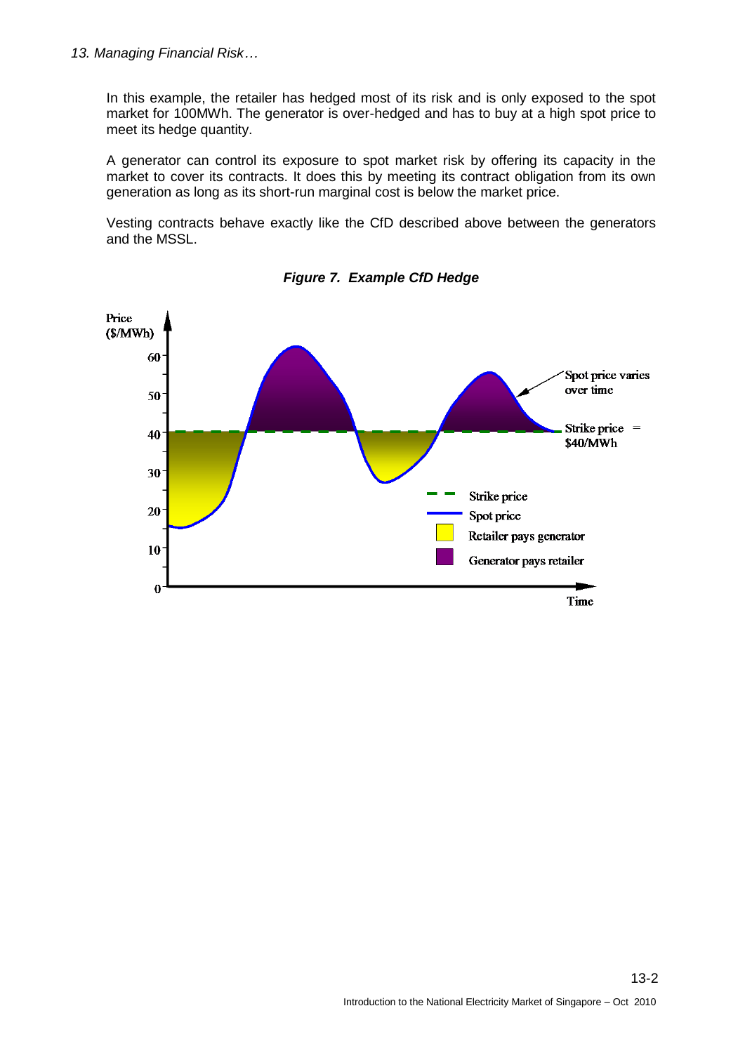In this example, the retailer has hedged most of its risk and is only exposed to the spot market for 100MWh. The generator is over-hedged and has to buy at a high spot price to meet its hedge quantity.

A generator can control its exposure to spot market risk by offering its capacity in the market to cover its contracts. It does this by meeting its contract obligation from its own generation as long as its short-run marginal cost is below the market price.

Vesting contracts behave exactly like the CfD described above between the generators and the MSSL.

***Figure 7. Example CfD Hedge***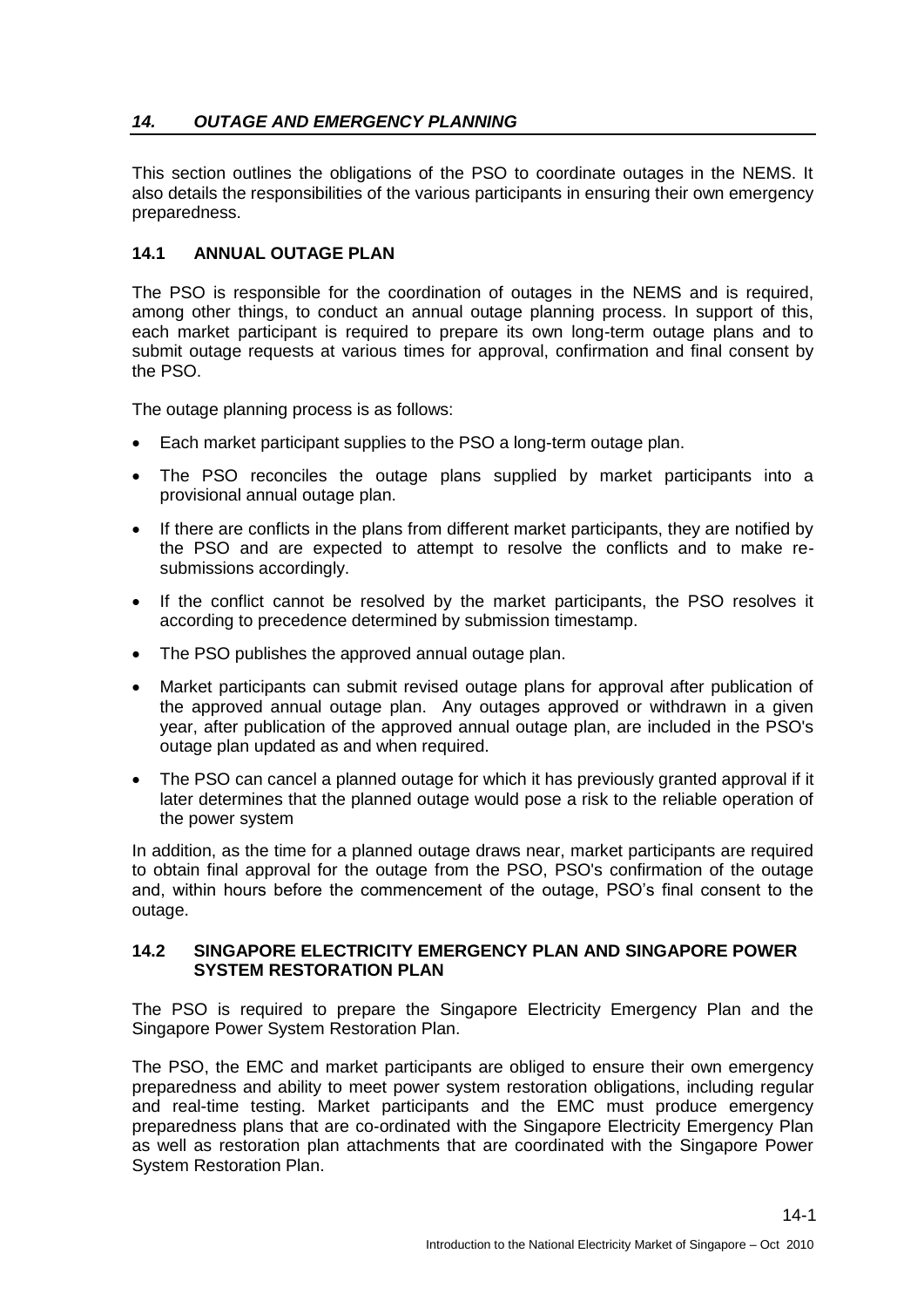## *14. OUTAGE AND EMERGENCY PLANNING*

This section outlines the obligations of the PSO to coordinate outages in the NEMS. It also details the responsibilities of the various participants in ensuring their own emergency preparedness.

### 14.1 ANNUAL OUTAGE PLAN

The PSO is responsible for the coordination of outages in the NEMS and is required, among other things, to conduct an annual outage planning process. In support of this, each market participant is required to prepare its own long-term outage plans and to submit outage requests at various times for approval, confirmation and final consent by the PSO.

The outage planning process is as follows:

- Each market participant supplies to the PSO a long-term outage plan.
- The PSO reconciles the outage plans supplied by market participants into a provisional annual outage plan.
- If there are conflicts in the plans from different market participants, they are notified by the PSO and are expected to attempt to resolve the conflicts and to make re-submissions accordingly.
- If the conflict cannot be resolved by the market participants, the PSO resolves it according to precedence determined by submission timestamp.
- The PSO publishes the approved annual outage plan.
- Market participants can submit revised outage plans for approval after publication of the approved annual outage plan. Any outages approved or withdrawn in a given year, after publication of the approved annual outage plan, are included in the PSO's outage plan updated as and when required.
- The PSO can cancel a planned outage for which it has previously granted approval if it later determines that the planned outage would pose a risk to the reliable operation of the power system

In addition, as the time for a planned outage draws near, market participants are required to obtain final approval for the outage from the PSO, PSO's confirmation of the outage and, within hours before the commencement of the outage, PSO's final consent to the outage.

### 14.2 SINGAPORE ELECTRICITY EMERGENCY PLAN AND SINGAPORE POWER SYSTEM RESTORATION PLAN

The PSO is required to prepare the Singapore Electricity Emergency Plan and the Singapore Power System Restoration Plan.

The PSO, the EMC and market participants are obliged to ensure their own emergency preparedness and ability to meet power system restoration obligations, including regular and real-time testing. Market participants and the EMC must produce emergency preparedness plans that are co-ordinated with the Singapore Electricity Emergency Plan as well as restoration plan attachments that are coordinated with the Singapore Power System Restoration Plan.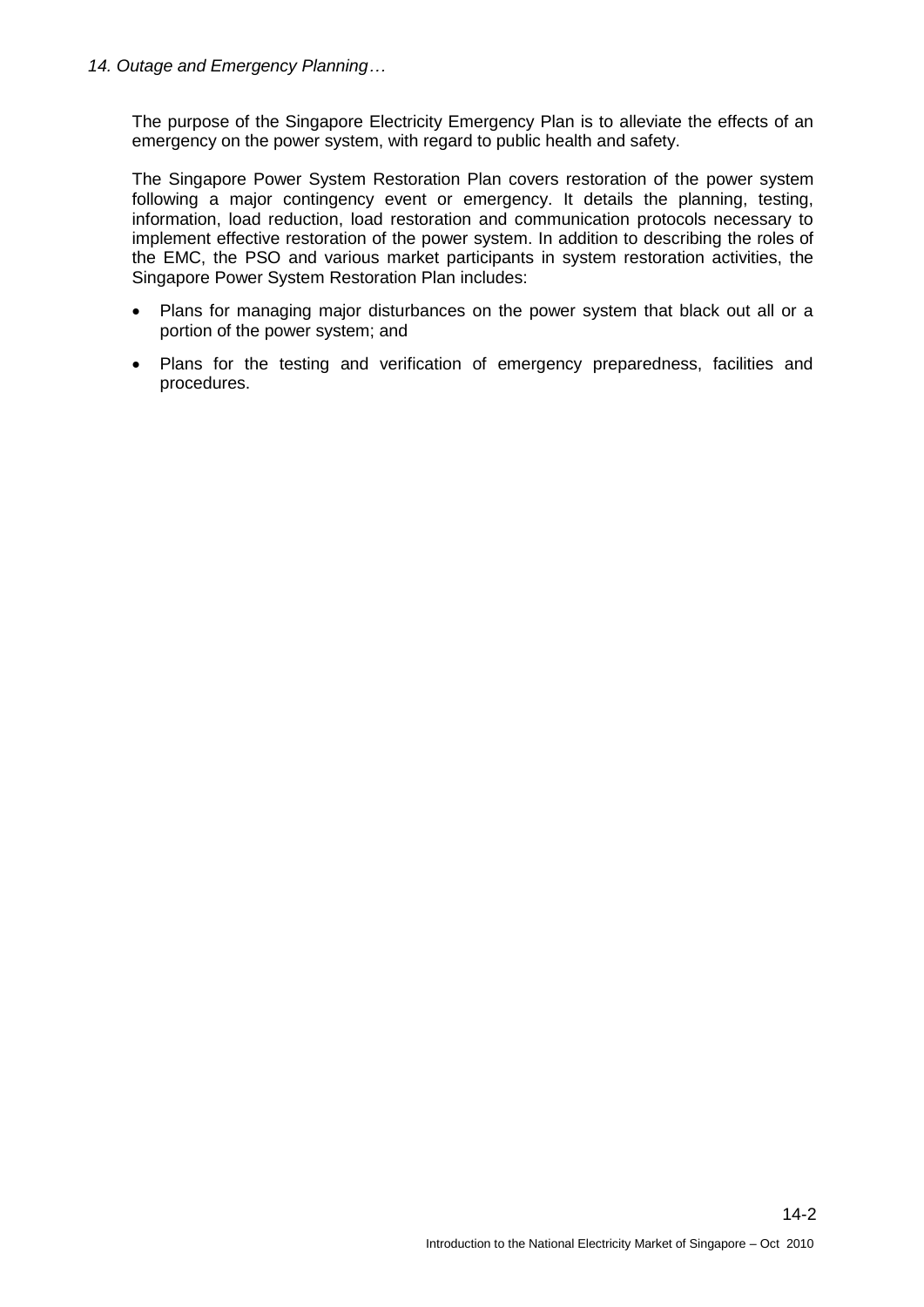The purpose of the Singapore Electricity Emergency Plan is to alleviate the effects of an emergency on the power system, with regard to public health and safety.

The Singapore Power System Restoration Plan covers restoration of the power system following a major contingency event or emergency. It details the planning, testing, information, load reduction, load restoration and communication protocols necessary to implement effective restoration of the power system. In addition to describing the roles of the EMC, the PSO and various market participants in system restoration activities, the Singapore Power System Restoration Plan includes:

- Plans for managing major disturbances on the power system that black out all or a portion of the power system; and
- Plans for the testing and verification of emergency preparedness, facilities and procedures.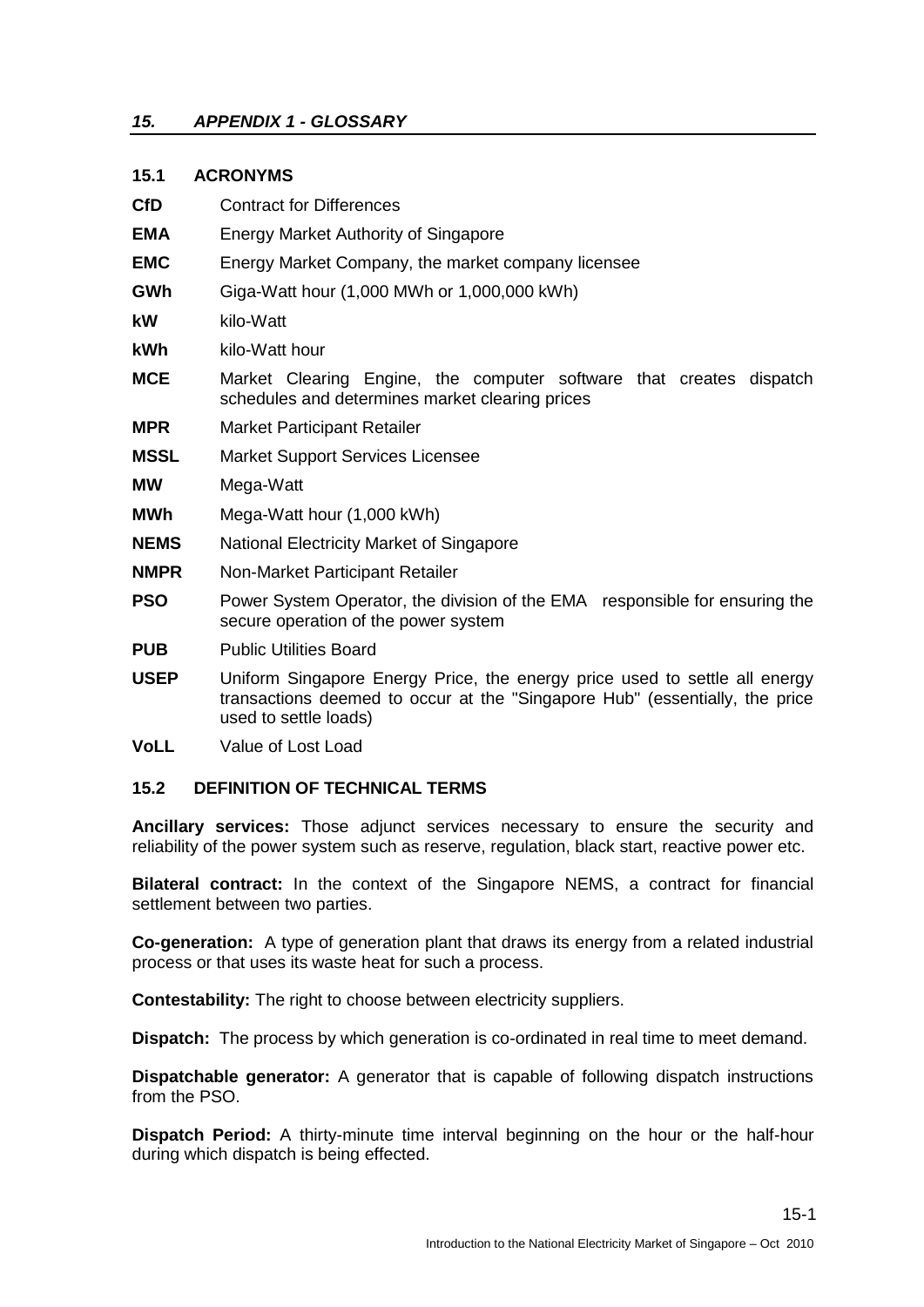## *15. APPENDIX 1 - GLOSSARY*

### 15.1 ACRONYMS

**CfD** Contract for Differences

**EMA** Energy Market Authority of Singapore

**EMC** Energy Market Company, the market company licensee

**GWh** Giga-Watt hour (1,000 MWh or 1,000,000 kWh)

**kW** kilo-Watt

**kWh** kilo-Watt hour

**MCE** Market Clearing Engine, the computer software that creates dispatch schedules and determines market clearing prices

**MPR** Market Participant Retailer

**MSSL** Market Support Services Licensee

**MW** Mega-Watt

**MWh** Mega-Watt hour (1,000 kWh)

**NEMS** National Electricity Market of Singapore

**NMPR** Non-Market Participant Retailer

**PSO** Power System Operator, the division of the EMA responsible for ensuring the secure operation of the power system

**PUB** Public Utilities Board

**USEP** Uniform Singapore Energy Price, the energy price used to settle all energy transactions deemed to occur at the "Singapore Hub" (essentially, the price used to settle loads)

**VoLL** Value of Lost Load

### 15.2 DEFINITION OF TECHNICAL TERMS

**Ancillary services:** Those adjunct services necessary to ensure the security and reliability of the power system such as reserve, regulation, black start, reactive power etc.

**Bilateral contract:** In the context of the Singapore NEMS, a contract for financial settlement between two parties.

**Co-generation:** A type of generation plant that draws its energy from a related industrial process or that uses its waste heat for such a process.

**Contestability:** The right to choose between electricity suppliers.

**Dispatch:** The process by which generation is co-ordinated in real time to meet demand.

**Dispatchable generator:** A generator that is capable of following dispatch instructions from the PSO.

**Dispatch Period:** A thirty-minute time interval beginning on the hour or the half-hour during which dispatch is being effected.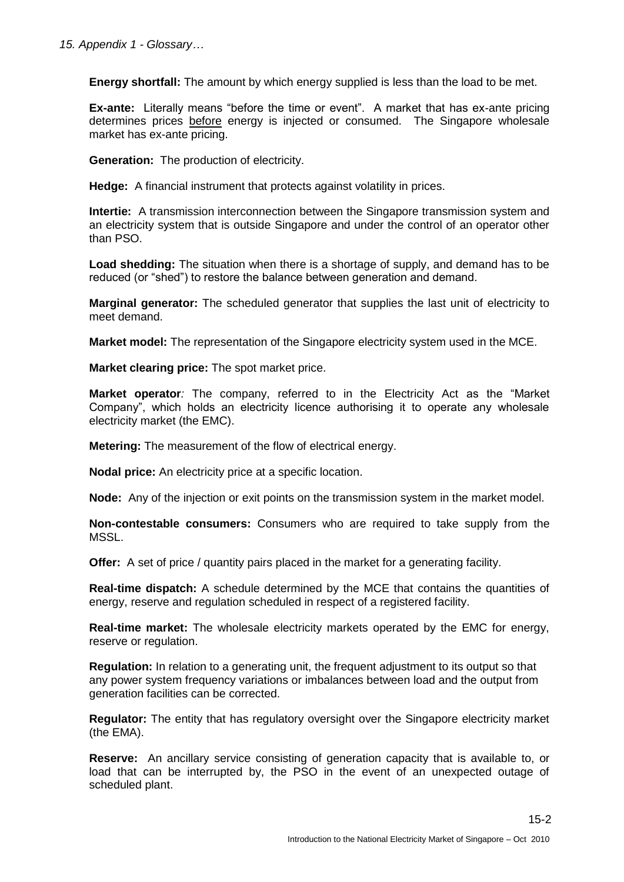**Energy shortfall:** The amount by which energy supplied is less than the load to be met.

**Ex-ante:** Literally means "before the time or event". A market that has ex-ante pricing determines prices before energy is injected or consumed. The Singapore wholesale market has ex-ante pricing.

**Generation:** The production of electricity.

**Hedge:** A financial instrument that protects against volatility in prices.

**Intertie:** A transmission interconnection between the Singapore transmission system and an electricity system that is outside Singapore and under the control of an operator other than PSO.

**Load shedding:** The situation when there is a shortage of supply, and demand has to be reduced (or "shed") to restore the balance between generation and demand.

**Marginal generator:** The scheduled generator that supplies the last unit of electricity to meet demand.

**Market model:** The representation of the Singapore electricity system used in the MCE.

**Market clearing price:** The spot market price.

**Market operator***:* The company, referred to in the Electricity Act as the "Market Company", which holds an electricity licence authorising it to operate any wholesale electricity market (the EMC).

**Metering:** The measurement of the flow of electrical energy.

**Nodal price:** An electricity price at a specific location.

**Node:** Any of the injection or exit points on the transmission system in the market model.

**Non-contestable consumers:** Consumers who are required to take supply from the MSSL.

**Offer:** A set of price / quantity pairs placed in the market for a generating facility.

**Real-time dispatch:** A schedule determined by the MCE that contains the quantities of energy, reserve and regulation scheduled in respect of a registered facility.

**Real-time market:** The wholesale electricity markets operated by the EMC for energy, reserve or regulation.

**Regulation:** In relation to a generating unit, the frequent adjustment to its output so that any power system frequency variations or imbalances between load and the output from generation facilities can be corrected.

**Regulator:** The entity that has regulatory oversight over the Singapore electricity market (the EMA).

**Reserve:** An ancillary service consisting of generation capacity that is available to, or load that can be interrupted by, the PSO in the event of an unexpected outage of scheduled plant.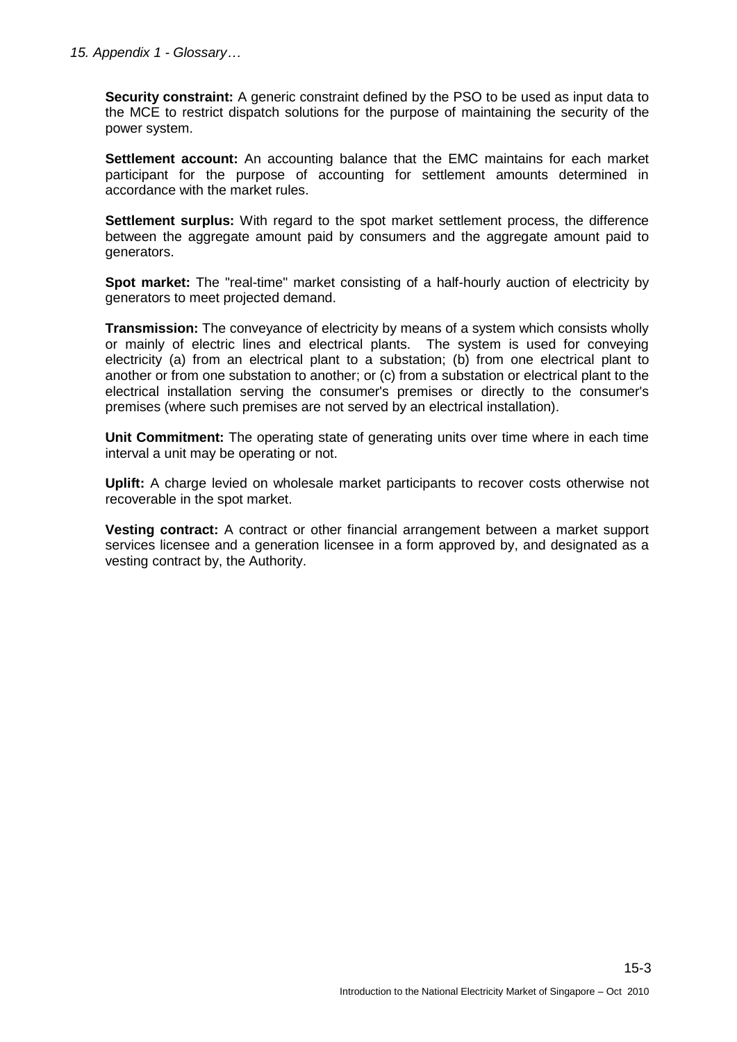**Security constraint:** A generic constraint defined by the PSO to be used as input data to the MCE to restrict dispatch solutions for the purpose of maintaining the security of the power system.

**Settlement account:** An accounting balance that the EMC maintains for each market participant for the purpose of accounting for settlement amounts determined in accordance with the market rules.

**Settlement surplus:** With regard to the spot market settlement process, the difference between the aggregate amount paid by consumers and the aggregate amount paid to generators.

**Spot market:** The "real-time" market consisting of a half-hourly auction of electricity by generators to meet projected demand.

**Transmission:** The conveyance of electricity by means of a system which consists wholly or mainly of electric lines and electrical plants. The system is used for conveying electricity (a) from an electrical plant to a substation; (b) from one electrical plant to another or from one substation to another; or (c) from a substation or electrical plant to the electrical installation serving the consumer's premises or directly to the consumer's premises (where such premises are not served by an electrical installation).

**Unit Commitment:** The operating state of generating units over time where in each time interval a unit may be operating or not.

**Uplift:** A charge levied on wholesale market participants to recover costs otherwise not recoverable in the spot market.

**Vesting contract:** A contract or other financial arrangement between a market support services licensee and a generation licensee in a form approved by, and designated as a vesting contract by, the Authority.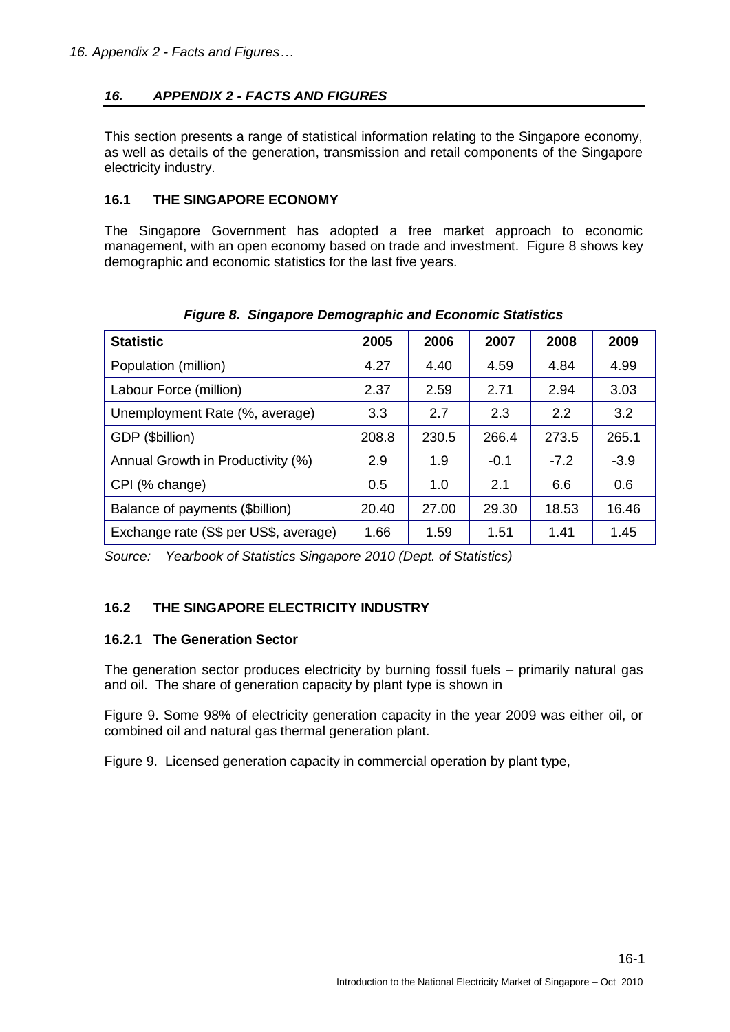## *16. APPENDIX 2 - FACTS AND FIGURES*

This section presents a range of statistical information relating to the Singapore economy, as well as details of the generation, transmission and retail components of the Singapore electricity industry.

### 16.1 THE SINGAPORE ECONOMY

The Singapore Government has adopted a free market approach to economic management, with an open economy based on trade and investment. Figure 8 shows key demographic and economic statistics for the last five years.

***Figure 8. Singapore Demographic and Economic Statistics***

| Statistic | 2005 | 2006 | 2007 | 2008 | 2009 |
|---|---|---|---|---|---|
| Population (million) | 4.27 | 4.40 | 4.59 | 4.84 | 4.99 |
| Labour Force (million) | 2.37 | 2.59 | 2.71 | 2.94 | 3.03 |
| Unemployment Rate (%, average) | 3.3 | 2.7 | 2.3 | 2.2 | 3.2 |
| GDP ($billion) | 208.8 | 230.5 | 266.4 | 273.5 | 265.1 |
| Annual Growth in Productivity (%) | 2.9 | 1.9 | -0.1 | -7.2 | -3.9 |
| CPI (% change) | 0.5 | 1.0 | 2.1 | 6.6 | 0.6 |
| Balance of payments ($billion) | 20.40 | 27.00 | 29.30 | 18.53 | 16.46 |
| Exchange rate (S$ per US$, average) | 1.66 | 1.59 | 1.51 | 1.41 | 1.45 |

*Source: Yearbook of Statistics Singapore 2010 (Dept. of Statistics)*

### 16.2 THE SINGAPORE ELECTRICITY INDUSTRY

#### 16.2.1 The Generation Sector

The generation sector produces electricity by burning fossil fuels – primarily natural gas and oil. The share of generation capacity by plant type is shown in

Figure 9. Some 98% of electricity generation capacity in the year 2009 was either oil, or combined oil and natural gas thermal generation plant.

Figure 9. Licensed generation capacity in commercial operation by plant type,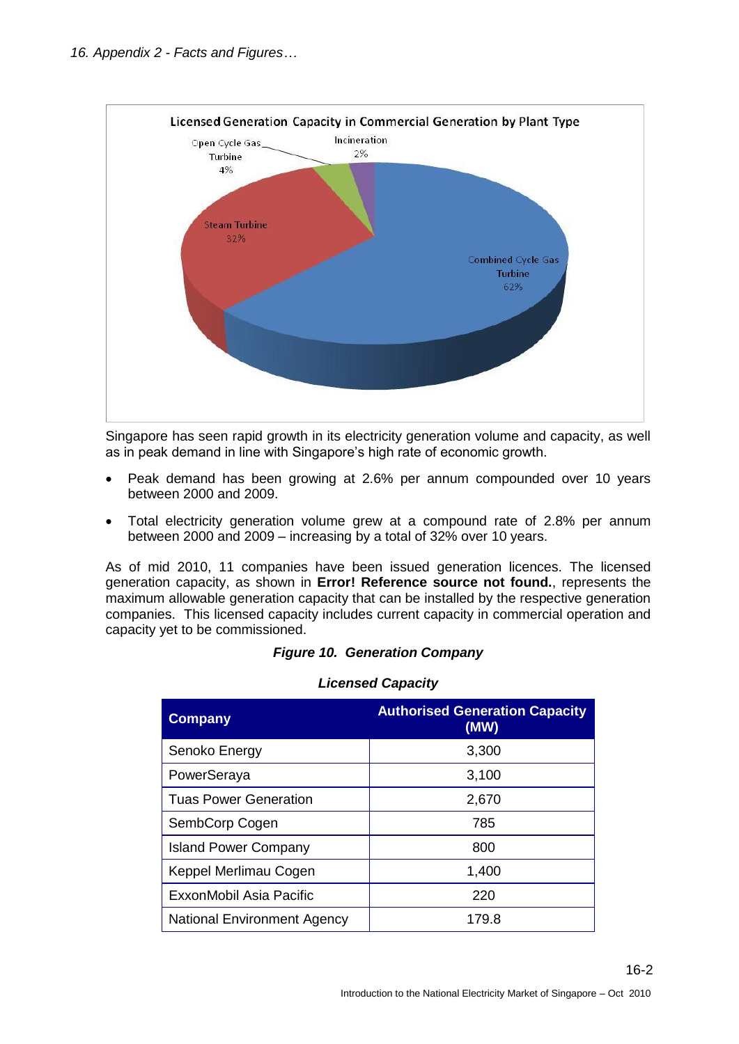Singapore has seen rapid growth in its electricity generation volume and capacity, as well as in peak demand in line with Singapore's high rate of economic growth.

- Peak demand has been growing at 2.6% per annum compounded over 10 years between 2000 and 2009.
- Total electricity generation volume grew at a compound rate of 2.8% per annum between 2000 and 2009 – increasing by a total of 32% over 10 years.

As of mid 2010, 11 companies have been issued generation licences. The licensed generation capacity, as shown in **Error! Reference source not found.**, represents the maximum allowable generation capacity that can be installed by the respective generation companies. This licensed capacity includes current capacity in commercial operation and capacity yet to be commissioned.

***Figure 10. Generation Company***

***Licensed Capacity***

| Company | Authorised Generation Capacity (MW) |
|---|---|
| Senoko Energy | 3,300 |
| PowerSeraya | 3,100 |
| Tuas Power Generation | 2,670 |
| SembCorp Cogen | 785 |
| Island Power Company | 800 |
| Keppel Merlimau Cogen | 1,400 |
| ExxonMobil Asia Pacific | 220 |
| National Environment Agency | 179.8 |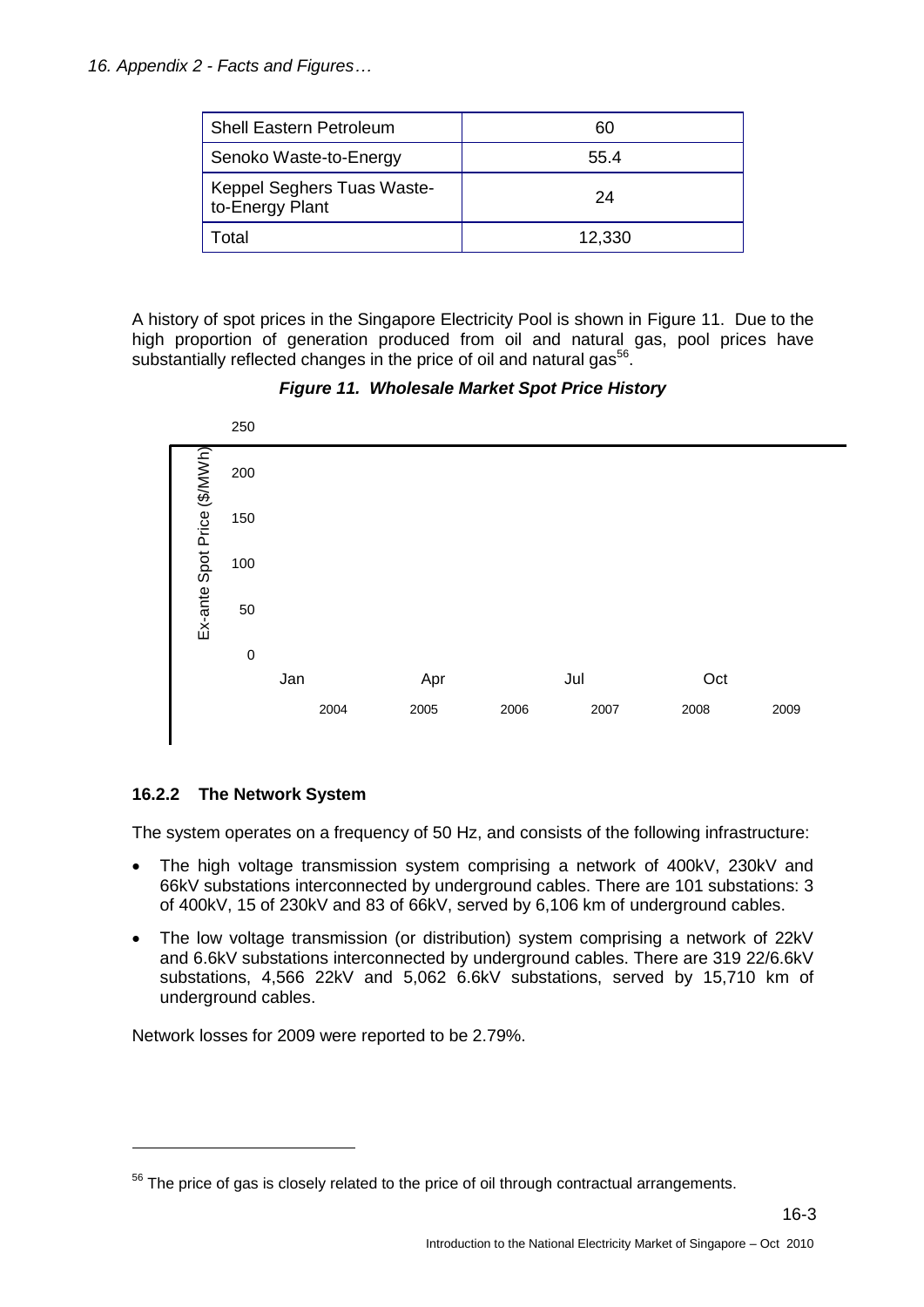| Shell Eastern Petroleum | 60 |
|---|---|
| Senoko Waste-to-Energy | 55.4 |
| Keppel Seghers Tuas Waste-to-Energy Plant | 24 |
| Total | 12,330 |

A history of spot prices in the Singapore Electricity Pool is shown in Figure 11. Due to the high proportion of generation produced from oil and natural gas, pool prices have substantially reflected changes in the price of oil and natural gas[56].

***Figure 11. Wholesale Market Spot Price History***

Ex-ante Spot Price ($/MWh)

250
200
150
100
50
0

Jan Apr Jul Oct

2004 2005 2006 2007 2008 2009

### 16.2.2 The Network System

The system operates on a frequency of 50 Hz, and consists of the following infrastructure:

- The high voltage transmission system comprising a network of 400kV, 230kV and 66kV substations interconnected by underground cables. There are 101 substations: 3 of 400kV, 15 of 230kV and 83 of 66kV, served by 6,106 km of underground cables.
- The low voltage transmission (or distribution) system comprising a network of 22kV and 6.6kV substations interconnected by underground cables. There are 319 22/6.6kV substations, 4,566 22kV and 5,062 6.6kV substations, served by 15,710 km of underground cables.

Network losses for 2009 were reported to be 2.79%.

---

[56] The price of gas is closely related to the price of oil through contractual arrangements.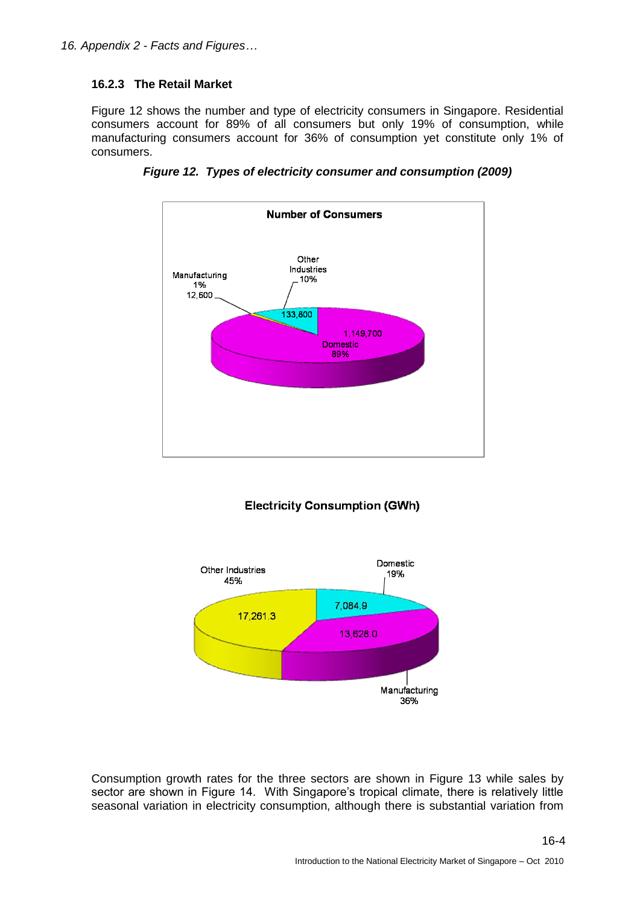### 16.2.3 The Retail Market

Figure 12 shows the number and type of electricity consumers in Singapore. Residential consumers account for 89% of all consumers but only 19% of consumption, while manufacturing consumers account for 36% of consumption yet constitute only 1% of consumers.

***Figure 12. Types of electricity consumer and consumption (2009)***

**Number of Consumers**

Manufacturing 1% 12,600

Other Industries 10% 133,800

Domestic 89% 1,149,700

**Electricity Consumption (GWh)**

Other Industries 45% 17,261.3

Domestic 19% 7,084.9

Manufacturing 36% 13,628.0

Consumption growth rates for the three sectors are shown in Figure 13 while sales by sector are shown in Figure 14. With Singapore's tropical climate, there is relatively little seasonal variation in electricity consumption, although there is substantial variation from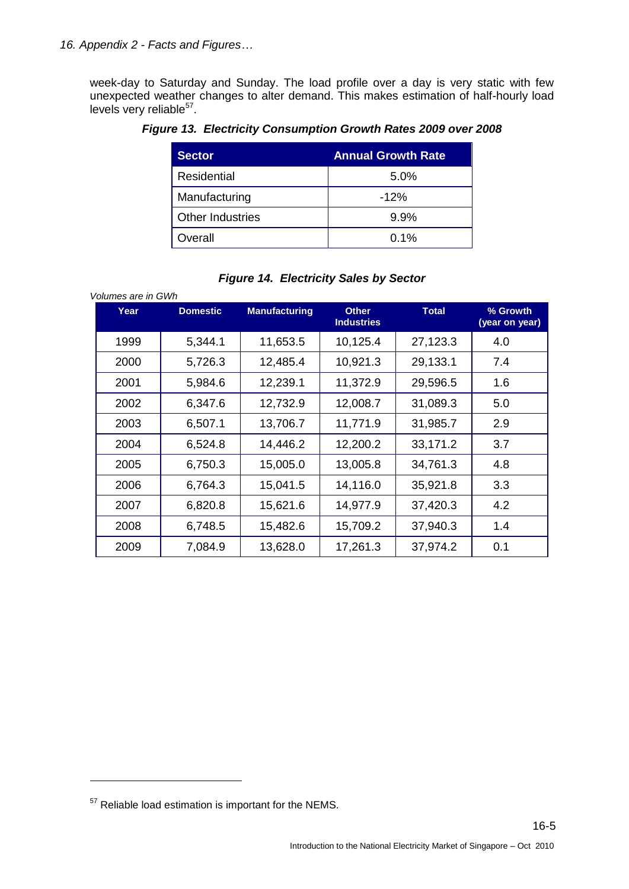week-day to Saturday and Sunday. The load profile over a day is very static with few unexpected weather changes to alter demand. This makes estimation of half-hourly load levels very reliable[57].

***Figure 13. Electricity Consumption Growth Rates 2009 over 2008***

| Sector | Annual Growth Rate |
|---|---|
| Residential | 5.0% |
| Manufacturing | -12% |
| Other Industries | 9.9% |
| Overall | 0.1% |

***Figure 14. Electricity Sales by Sector***

*Volumes are in GWh*

| Year | Domestic | Manufacturing | Other Industries | Total | % Growth (year on year) |
|---|---|---|---|---|---|
| 1999 | 5,344.1 | 11,653.5 | 10,125.4 | 27,123.3 | 4.0 |
| 2000 | 5,726.3 | 12,485.4 | 10,921.3 | 29,133.1 | 7.4 |
| 2001 | 5,984.6 | 12,239.1 | 11,372.9 | 29,596.5 | 1.6 |
| 2002 | 6,347.6 | 12,732.9 | 12,008.7 | 31,089.3 | 5.0 |
| 2003 | 6,507.1 | 13,706.7 | 11,771.9 | 31,985.7 | 2.9 |
| 2004 | 6,524.8 | 14,446.2 | 12,200.2 | 33,171.2 | 3.7 |
| 2005 | 6,750.3 | 15,005.0 | 13,005.8 | 34,761.3 | 4.8 |
| 2006 | 6,764.3 | 15,041.5 | 14,116.0 | 35,921.8 | 3.3 |
| 2007 | 6,820.8 | 15,621.6 | 14,977.9 | 37,420.3 | 4.2 |
| 2008 | 6,748.5 | 15,482.6 | 15,709.2 | 37,940.3 | 1.4 |
| 2009 | 7,084.9 | 13,628.0 | 17,261.3 | 37,974.2 | 0.1 |

[57] Reliable load estimation is important for the NEMS.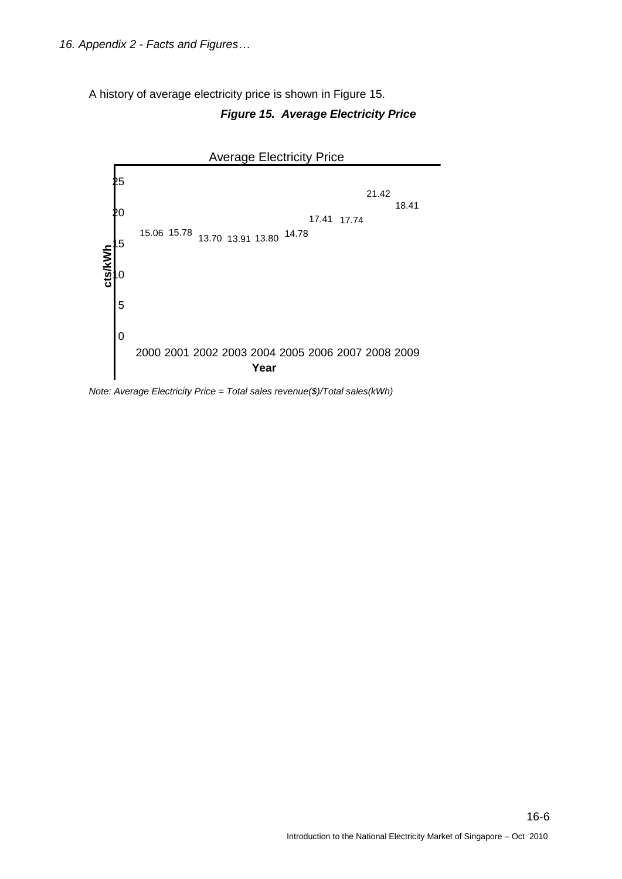A history of average electricity price is shown in Figure 15.

***Figure 15. Average Electricity Price***

Average Electricity Price

cts/kWh

25
20
15
10
5
0

15.06 15.78 13.70 13.91 13.80 14.78 17.41 17.74 21.42 18.41

2000 2001 2002 2003 2004 2005 2006 2007 2008 2009

**Year**

*Note: Average Electricity Price = Total sales revenue($)/Total sales(kWh)*